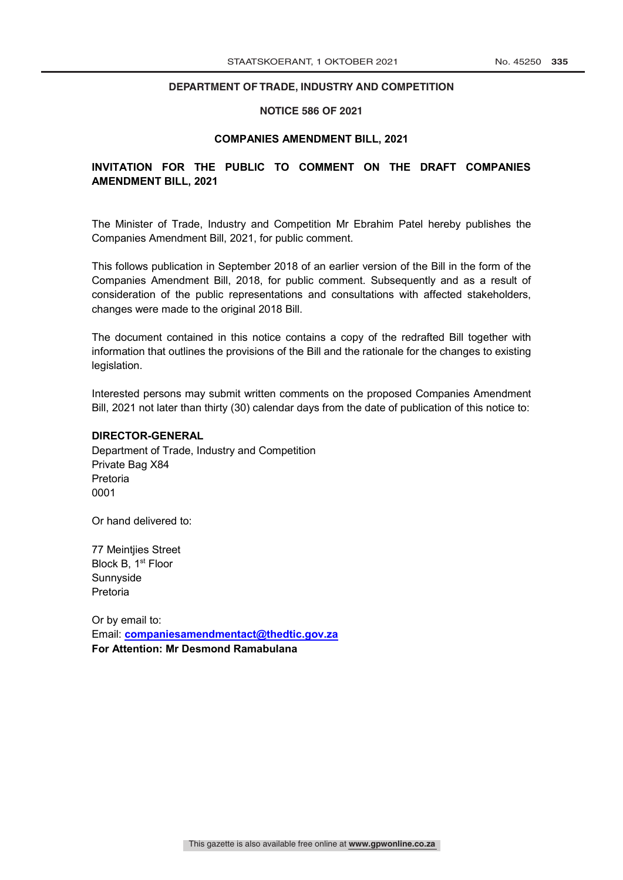**DEPARTMENT OF TRADE, INDUSTRY AND COMPETITION**

**NOTICE 586 OF 2021**

**COMPANIES AMENDMENT BILL, 2021**

## INVITATION FOR THE PUBLIC TO COMMENT ON THE DRAFT COMPANIES AMENDMENT BILL, 2021

The Minister of Trade, Industry and Competition Mr Ebrahim Patel hereby publishes the Companies Amendment Bill, 2021, for public comment.

This follows publication in September 2018 of an earlier version of the Bill in the form of the Companies Amendment Bill, 2018, for public comment. Subsequently and as a result of consideration of the public representations and consultations with affected stakeholders, changes were made to the original 2018 Bill.

The document contained in this notice contains a copy of the redrafted Bill together with information that outlines the provisions of the Bill and the rationale for the changes to existing legislation.

Interested persons may submit written comments on the proposed Companies Amendment Bill, 2021 not later than thirty (30) calendar days from the date of publication of this notice to:

**DIRECTOR-GENERAL**
Department of Trade, Industry and Competition
Private Bag X84
Pretoria
0001

Or hand delivered to:

77 Meintjies Street
Block B, 1st Floor
Sunnyside
Pretoria

Or by email to:
Email: **companiesamendmentact@thedtic.gov.za**
**For Attention: Mr Desmond Ramabulana**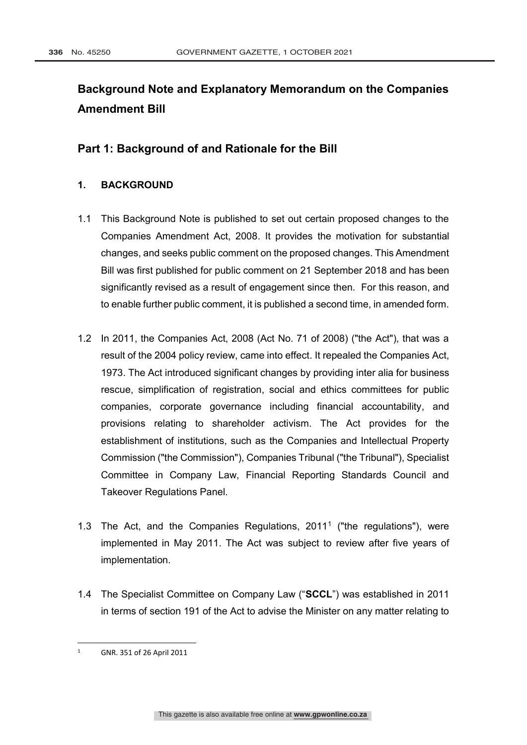# Background Note and Explanatory Memorandum on the Companies Amendment Bill

## Part 1: Background of and Rationale for the Bill

### 1. BACKGROUND

1.1 This Background Note is published to set out certain proposed changes to the Companies Amendment Act, 2008. It provides the motivation for substantial changes, and seeks public comment on the proposed changes. This Amendment Bill was first published for public comment on 21 September 2018 and has been significantly revised as a result of engagement since then. For this reason, and to enable further public comment, it is published a second time, in amended form.

1.2 In 2011, the Companies Act, 2008 (Act No. 71 of 2008) ("the Act"), that was a result of the 2004 policy review, came into effect. It repealed the Companies Act, 1973. The Act introduced significant changes by providing inter alia for business rescue, simplification of registration, social and ethics committees for public companies, corporate governance including financial accountability, and provisions relating to shareholder activism. The Act provides for the establishment of institutions, such as the Companies and Intellectual Property Commission ("the Commission"), Companies Tribunal ("the Tribunal"), Specialist Committee in Company Law, Financial Reporting Standards Council and Takeover Regulations Panel.

1.3 The Act, and the Companies Regulations, 2011[1] ("the regulations"), were implemented in May 2011. The Act was subject to review after five years of implementation.

1.4 The Specialist Committee on Company Law ("**SCCL**") was established in 2011 in terms of section 191 of the Act to advise the Minister on any matter relating to

---

[1] GNR. 351 of 26 April 2011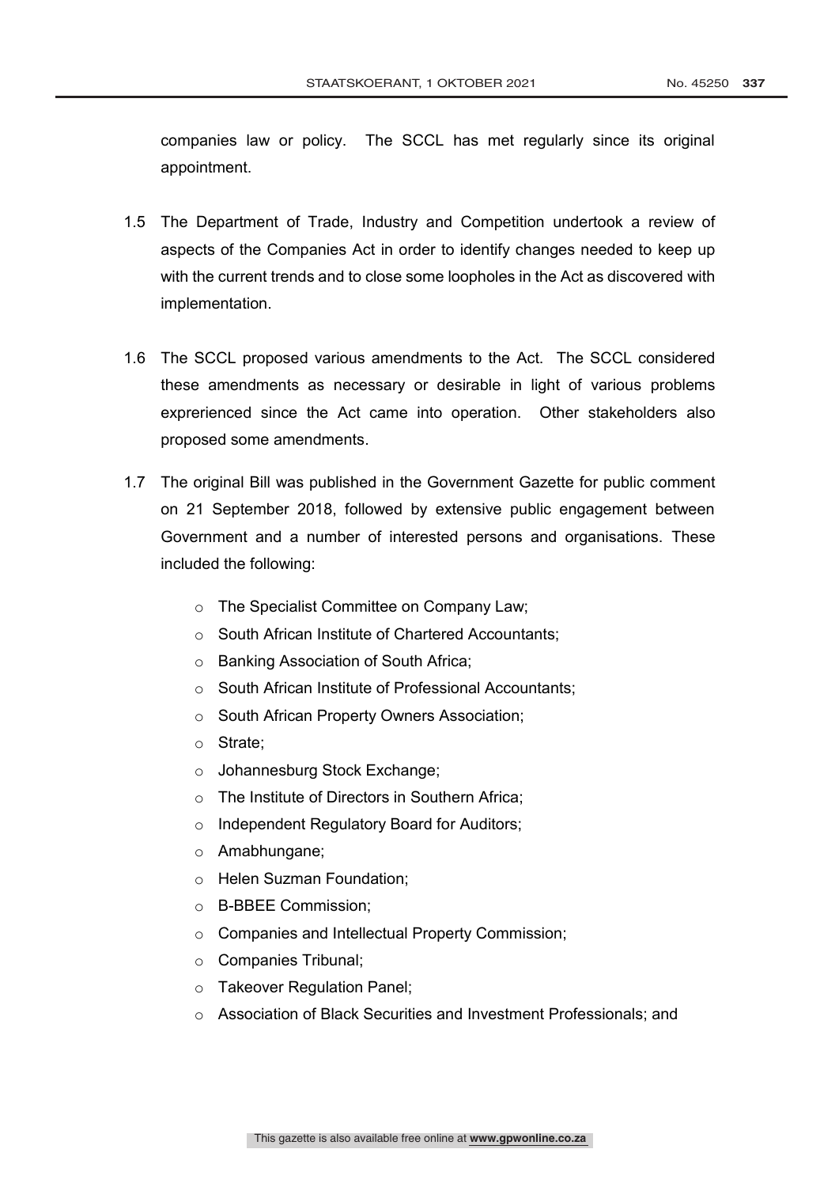companies law or policy. The SCCL has met regularly since its original appointment.

1.5 The Department of Trade, Industry and Competition undertook a review of aspects of the Companies Act in order to identify changes needed to keep up with the current trends and to close some loopholes in the Act as discovered with implementation.

1.6 The SCCL proposed various amendments to the Act. The SCCL considered these amendments as necessary or desirable in light of various problems exprerienced since the Act came into operation. Other stakeholders also proposed some amendments.

1.7 The original Bill was published in the Government Gazette for public comment on 21 September 2018, followed by extensive public engagement between Government and a number of interested persons and organisations. These included the following:

- The Specialist Committee on Company Law;
- South African Institute of Chartered Accountants;
- Banking Association of South Africa;
- South African Institute of Professional Accountants;
- South African Property Owners Association;
- Strate;
- Johannesburg Stock Exchange;
- The Institute of Directors in Southern Africa;
- Independent Regulatory Board for Auditors;
- Amabhungane;
- Helen Suzman Foundation;
- B-BBEE Commission;
- Companies and Intellectual Property Commission;
- Companies Tribunal;
- Takeover Regulation Panel;
- Association of Black Securities and Investment Professionals; and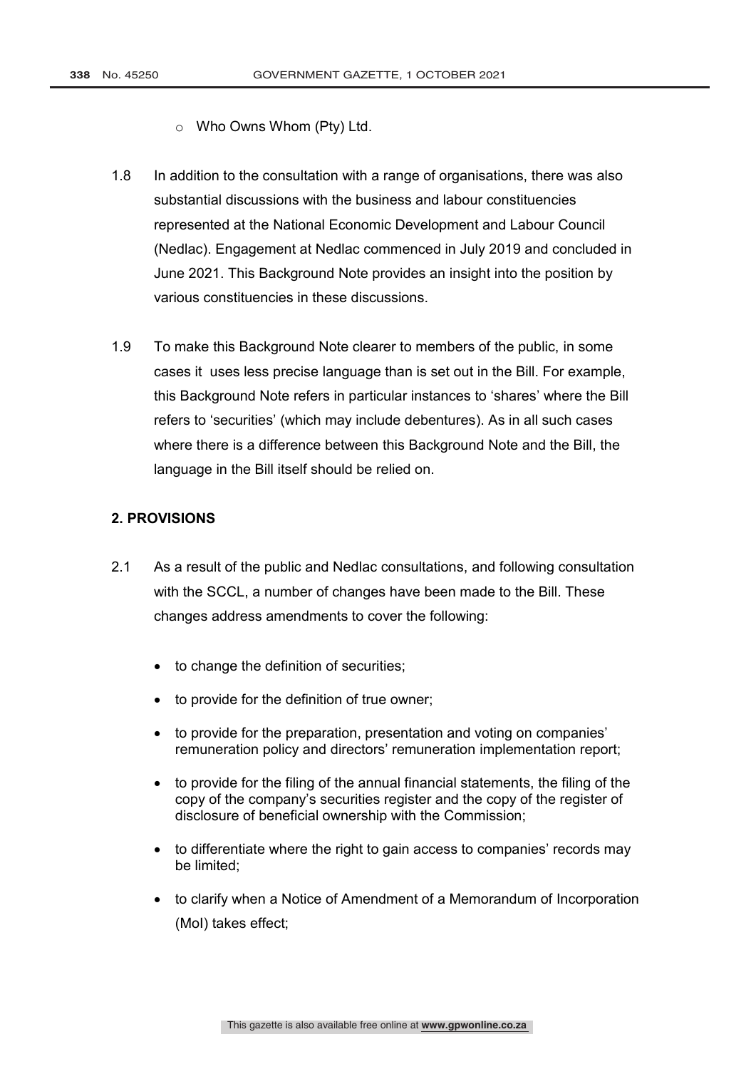- Who Owns Whom (Pty) Ltd.

1.8 In addition to the consultation with a range of organisations, there was also substantial discussions with the business and labour constituencies represented at the National Economic Development and Labour Council (Nedlac). Engagement at Nedlac commenced in July 2019 and concluded in June 2021. This Background Note provides an insight into the position by various constituencies in these discussions.

1.9 To make this Background Note clearer to members of the public, in some cases it uses less precise language than is set out in the Bill. For example, this Background Note refers in particular instances to 'shares' where the Bill refers to 'securities' (which may include debentures). As in all such cases where there is a difference between this Background Note and the Bill, the language in the Bill itself should be relied on.

## 2. PROVISIONS

2.1 As a result of the public and Nedlac consultations, and following consultation with the SCCL, a number of changes have been made to the Bill. These changes address amendments to cover the following:

- to change the definition of securities;
- to provide for the definition of true owner;
- to provide for the preparation, presentation and voting on companies' remuneration policy and directors' remuneration implementation report;
- to provide for the filing of the annual financial statements, the filing of the copy of the company's securities register and the copy of the register of disclosure of beneficial ownership with the Commission;
- to differentiate where the right to gain access to companies' records may be limited;
- to clarify when a Notice of Amendment of a Memorandum of Incorporation (MoI) takes effect;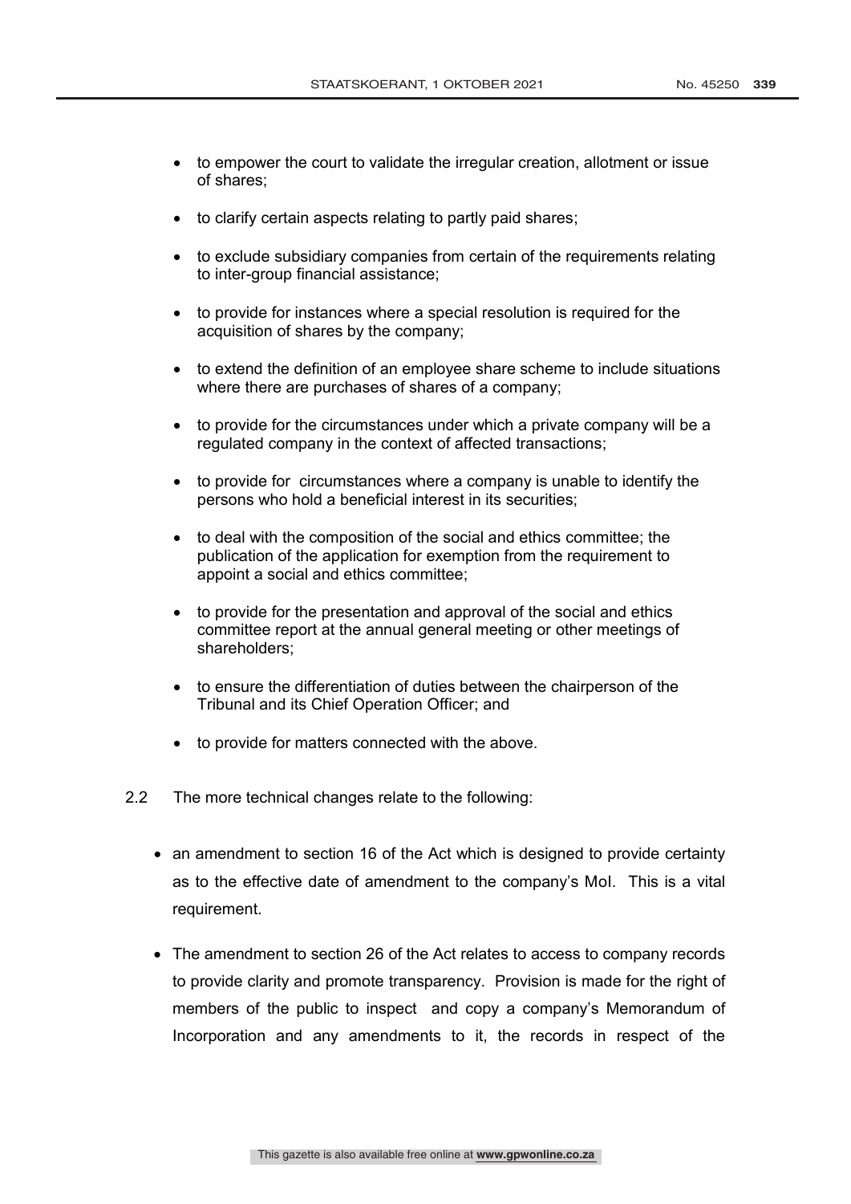- to empower the court to validate the irregular creation, allotment or issue of shares;
- to clarify certain aspects relating to partly paid shares;
- to exclude subsidiary companies from certain of the requirements relating to inter-group financial assistance;
- to provide for instances where a special resolution is required for the acquisition of shares by the company;
- to extend the definition of an employee share scheme to include situations where there are purchases of shares of a company;
- to provide for the circumstances under which a private company will be a regulated company in the context of affected transactions;
- to provide for circumstances where a company is unable to identify the persons who hold a beneficial interest in its securities;
- to deal with the composition of the social and ethics committee; the publication of the application for exemption from the requirement to appoint a social and ethics committee;
- to provide for the presentation and approval of the social and ethics committee report at the annual general meeting or other meetings of shareholders;
- to ensure the differentiation of duties between the chairperson of the Tribunal and its Chief Operation Officer; and
- to provide for matters connected with the above.

2.2 The more technical changes relate to the following:

- an amendment to section 16 of the Act which is designed to provide certainty as to the effective date of amendment to the company's MoI. This is a vital requirement.
- The amendment to section 26 of the Act relates to access to company records to provide clarity and promote transparency. Provision is made for the right of members of the public to inspect and copy a company's Memorandum of Incorporation and any amendments to it, the records in respect of the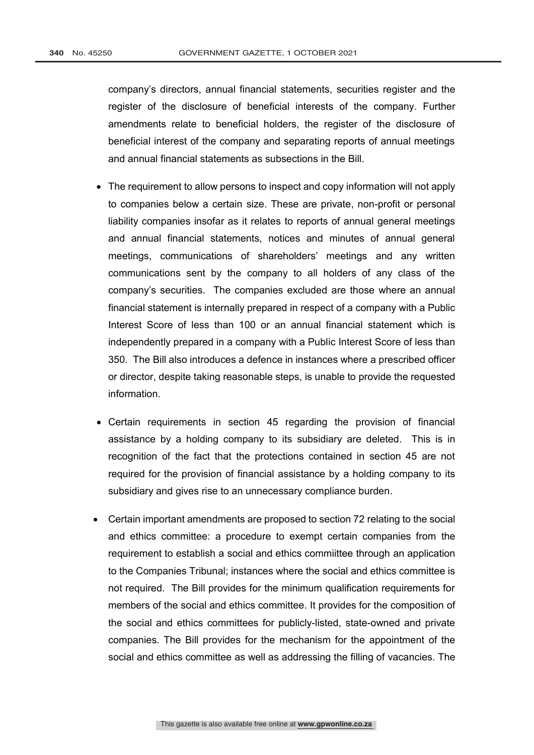company's directors, annual financial statements, securities register and the register of the disclosure of beneficial interests of the company. Further amendments relate to beneficial holders, the register of the disclosure of beneficial interest of the company and separating reports of annual meetings and annual financial statements as subsections in the Bill.

- The requirement to allow persons to inspect and copy information will not apply to companies below a certain size. These are private, non-profit or personal liability companies insofar as it relates to reports of annual general meetings and annual financial statements, notices and minutes of annual general meetings, communications of shareholders' meetings and any written communications sent by the company to all holders of any class of the company's securities. The companies excluded are those where an annual financial statement is internally prepared in respect of a company with a Public Interest Score of less than 100 or an annual financial statement which is independently prepared in a company with a Public Interest Score of less than 350. The Bill also introduces a defence in instances where a prescribed officer or director, despite taking reasonable steps, is unable to provide the requested information.
- Certain requirements in section 45 regarding the provision of financial assistance by a holding company to its subsidiary are deleted. This is in recognition of the fact that the protections contained in section 45 are not required for the provision of financial assistance by a holding company to its subsidiary and gives rise to an unnecessary compliance burden.
- Certain important amendments are proposed to section 72 relating to the social and ethics committee: a procedure to exempt certain companies from the requirement to establish a social and ethics commiittee through an application to the Companies Tribunal; instances where the social and ethics committee is not required. The Bill provides for the minimum qualification requirements for members of the social and ethics committee. It provides for the composition of the social and ethics committees for publicly-listed, state-owned and private companies. The Bill provides for the mechanism for the appointment of the social and ethics committee as well as addressing the filling of vacancies. The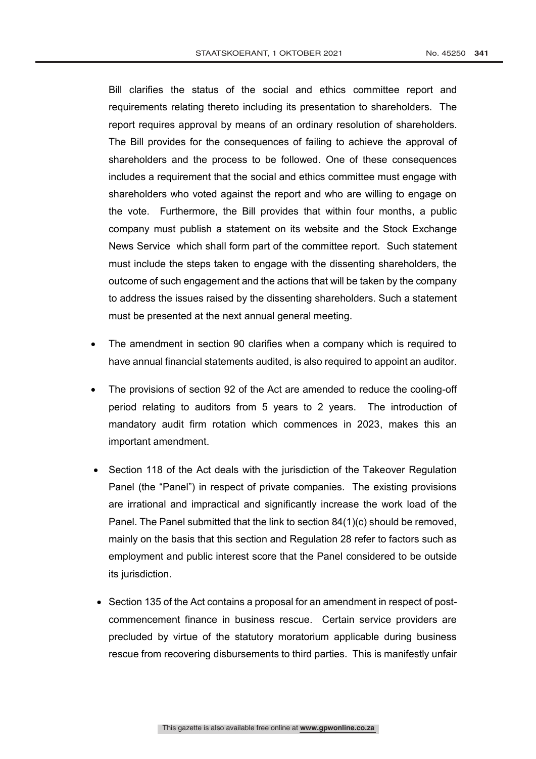Bill clarifies the status of the social and ethics committee report and requirements relating thereto including its presentation to shareholders. The report requires approval by means of an ordinary resolution of shareholders. The Bill provides for the consequences of failing to achieve the approval of shareholders and the process to be followed. One of these consequences includes a requirement that the social and ethics committee must engage with shareholders who voted against the report and who are willing to engage on the vote. Furthermore, the Bill provides that within four months, a public company must publish a statement on its website and the Stock Exchange News Service which shall form part of the committee report. Such statement must include the steps taken to engage with the dissenting shareholders, the outcome of such engagement and the actions that will be taken by the company to address the issues raised by the dissenting shareholders. Such a statement must be presented at the next annual general meeting.

- The amendment in section 90 clarifies when a company which is required to have annual financial statements audited, is also required to appoint an auditor.
- The provisions of section 92 of the Act are amended to reduce the cooling-off period relating to auditors from 5 years to 2 years. The introduction of mandatory audit firm rotation which commences in 2023, makes this an important amendment.
- Section 118 of the Act deals with the jurisdiction of the Takeover Regulation Panel (the "Panel") in respect of private companies. The existing provisions are irrational and impractical and significantly increase the work load of the Panel. The Panel submitted that the link to section 84(1)(c) should be removed, mainly on the basis that this section and Regulation 28 refer to factors such as employment and public interest score that the Panel considered to be outside its jurisdiction.
- Section 135 of the Act contains a proposal for an amendment in respect of post-commencement finance in business rescue. Certain service providers are precluded by virtue of the statutory moratorium applicable during business rescue from recovering disbursements to third parties. This is manifestly unfair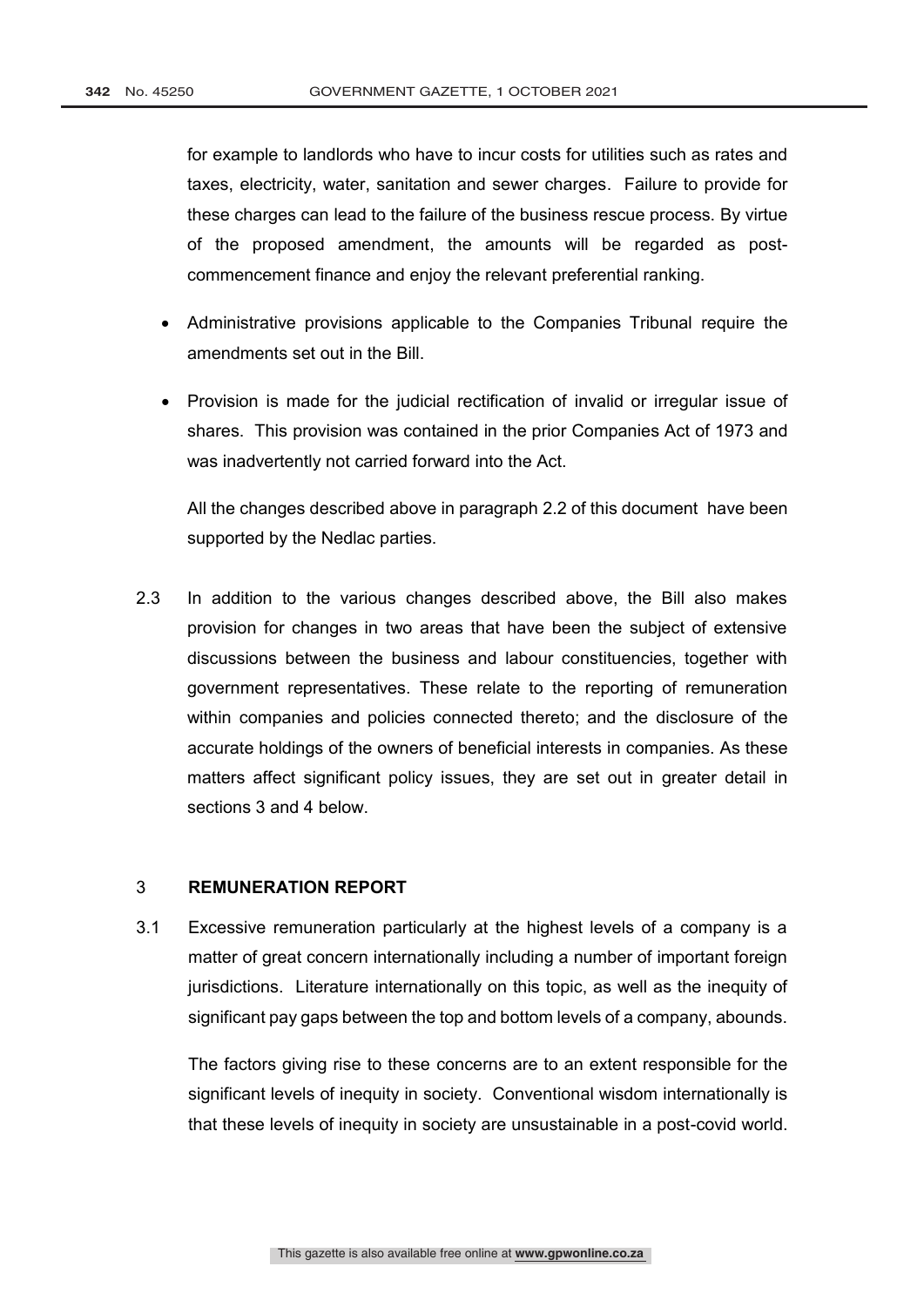for example to landlords who have to incur costs for utilities such as rates and taxes, electricity, water, sanitation and sewer charges. Failure to provide for these charges can lead to the failure of the business rescue process. By virtue of the proposed amendment, the amounts will be regarded as post-commencement finance and enjoy the relevant preferential ranking.

- Administrative provisions applicable to the Companies Tribunal require the amendments set out in the Bill.
- Provision is made for the judicial rectification of invalid or irregular issue of shares. This provision was contained in the prior Companies Act of 1973 and was inadvertently not carried forward into the Act.

All the changes described above in paragraph 2.2 of this document have been supported by the Nedlac parties.

2.3 In addition to the various changes described above, the Bill also makes provision for changes in two areas that have been the subject of extensive discussions between the business and labour constituencies, together with government representatives. These relate to the reporting of remuneration within companies and policies connected thereto; and the disclosure of the accurate holdings of the owners of beneficial interests in companies. As these matters affect significant policy issues, they are set out in greater detail in sections 3 and 4 below.

## 3 REMUNERATION REPORT

3.1 Excessive remuneration particularly at the highest levels of a company is a matter of great concern internationally including a number of important foreign jurisdictions. Literature internationally on this topic, as well as the inequity of significant pay gaps between the top and bottom levels of a company, abounds.

The factors giving rise to these concerns are to an extent responsible for the significant levels of inequity in society. Conventional wisdom internationally is that these levels of inequity in society are unsustainable in a post-covid world.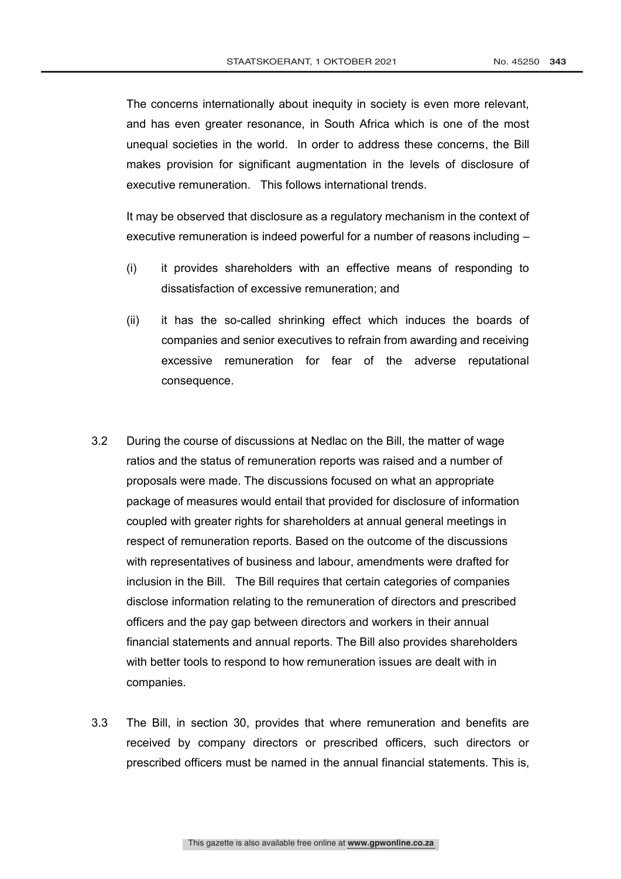The concerns internationally about inequity in society is even more relevant, and has even greater resonance, in South Africa which is one of the most unequal societies in the world. In order to address these concerns, the Bill makes provision for significant augmentation in the levels of disclosure of executive remuneration. This follows international trends.

It may be observed that disclosure as a regulatory mechanism in the context of executive remuneration is indeed powerful for a number of reasons including –

(i) it provides shareholders with an effective means of responding to dissatisfaction of excessive remuneration; and

(ii) it has the so-called shrinking effect which induces the boards of companies and senior executives to refrain from awarding and receiving excessive remuneration for fear of the adverse reputational consequence.

3.2 During the course of discussions at Nedlac on the Bill, the matter of wage ratios and the status of remuneration reports was raised and a number of proposals were made. The discussions focused on what an appropriate package of measures would entail that provided for disclosure of information coupled with greater rights for shareholders at annual general meetings in respect of remuneration reports. Based on the outcome of the discussions with representatives of business and labour, amendments were drafted for inclusion in the Bill. The Bill requires that certain categories of companies disclose information relating to the remuneration of directors and prescribed officers and the pay gap between directors and workers in their annual financial statements and annual reports. The Bill also provides shareholders with better tools to respond to how remuneration issues are dealt with in companies.

3.3 The Bill, in section 30, provides that where remuneration and benefits are received by company directors or prescribed officers, such directors or prescribed officers must be named in the annual financial statements. This is,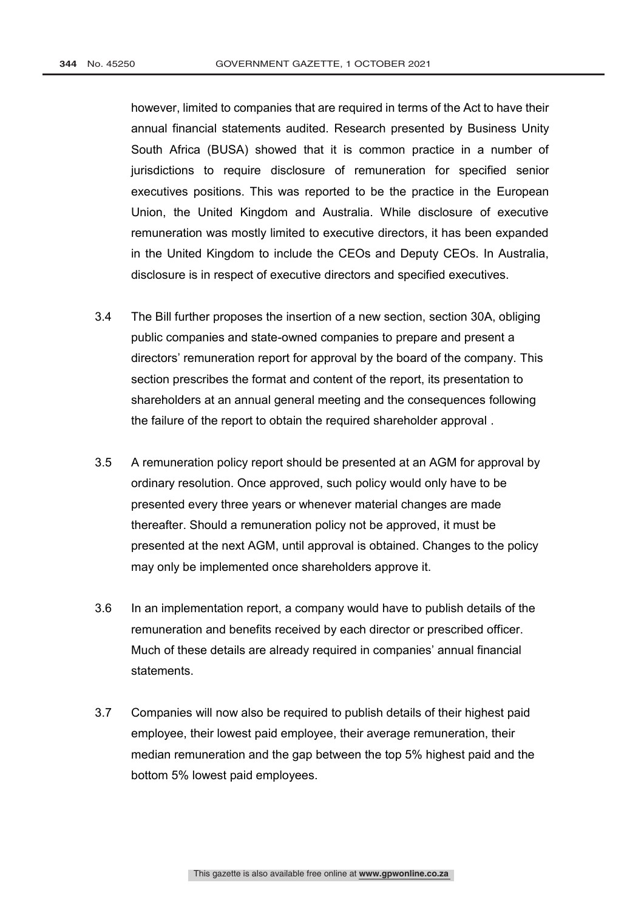however, limited to companies that are required in terms of the Act to have their annual financial statements audited. Research presented by Business Unity South Africa (BUSA) showed that it is common practice in a number of jurisdictions to require disclosure of remuneration for specified senior executives positions. This was reported to be the practice in the European Union, the United Kingdom and Australia. While disclosure of executive remuneration was mostly limited to executive directors, it has been expanded in the United Kingdom to include the CEOs and Deputy CEOs. In Australia, disclosure is in respect of executive directors and specified executives.

3.4 The Bill further proposes the insertion of a new section, section 30A, obliging public companies and state-owned companies to prepare and present a directors' remuneration report for approval by the board of the company. This section prescribes the format and content of the report, its presentation to shareholders at an annual general meeting and the consequences following the failure of the report to obtain the required shareholder approval .

3.5 A remuneration policy report should be presented at an AGM for approval by ordinary resolution. Once approved, such policy would only have to be presented every three years or whenever material changes are made thereafter. Should a remuneration policy not be approved, it must be presented at the next AGM, until approval is obtained. Changes to the policy may only be implemented once shareholders approve it.

3.6 In an implementation report, a company would have to publish details of the remuneration and benefits received by each director or prescribed officer. Much of these details are already required in companies' annual financial statements.

3.7 Companies will now also be required to publish details of their highest paid employee, their lowest paid employee, their average remuneration, their median remuneration and the gap between the top 5% highest paid and the bottom 5% lowest paid employees.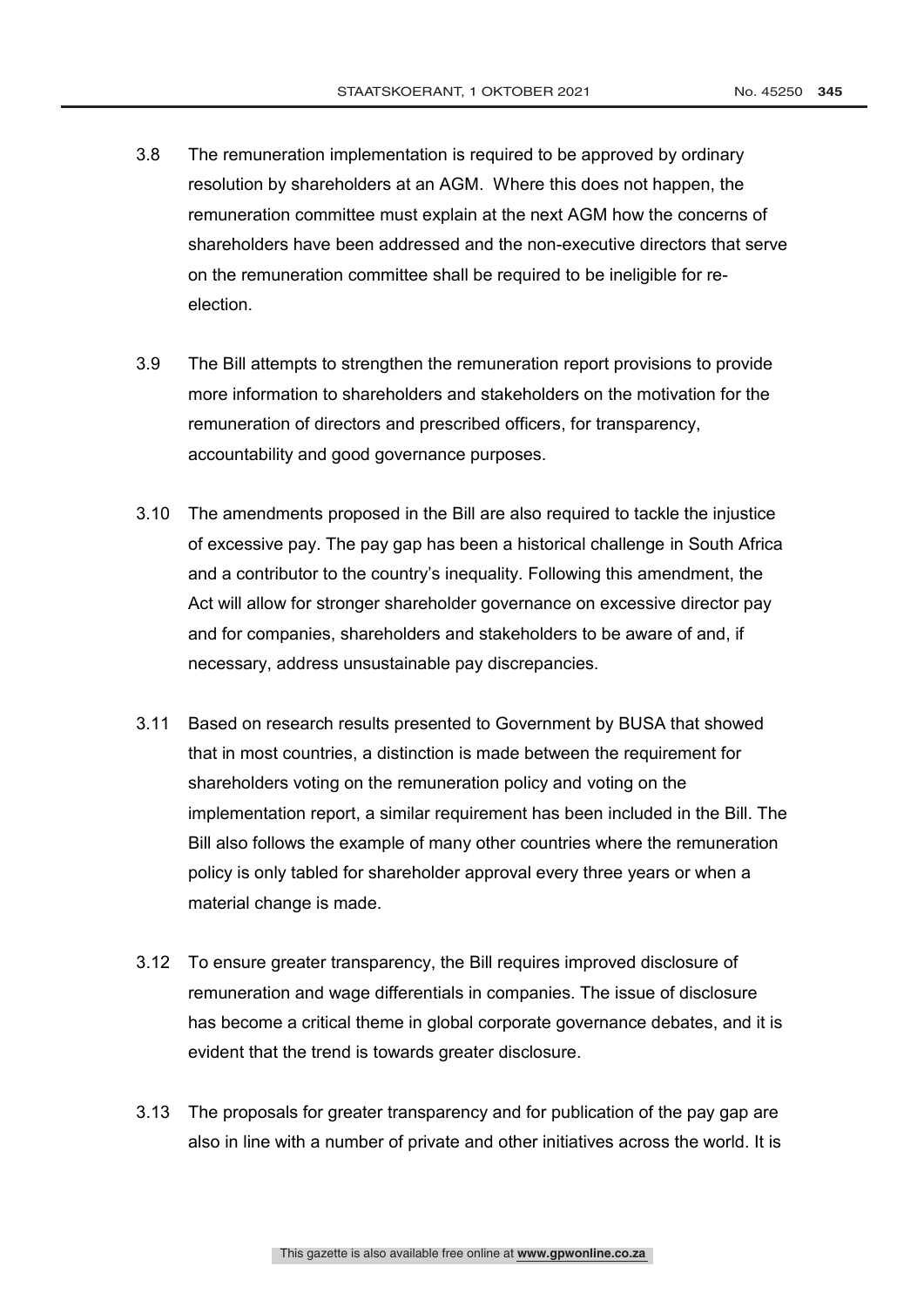3.8 The remuneration implementation is required to be approved by ordinary resolution by shareholders at an AGM. Where this does not happen, the remuneration committee must explain at the next AGM how the concerns of shareholders have been addressed and the non-executive directors that serve on the remuneration committee shall be required to be ineligible for re-election.

3.9 The Bill attempts to strengthen the remuneration report provisions to provide more information to shareholders and stakeholders on the motivation for the remuneration of directors and prescribed officers, for transparency, accountability and good governance purposes.

3.10 The amendments proposed in the Bill are also required to tackle the injustice of excessive pay. The pay gap has been a historical challenge in South Africa and a contributor to the country's inequality. Following this amendment, the Act will allow for stronger shareholder governance on excessive director pay and for companies, shareholders and stakeholders to be aware of and, if necessary, address unsustainable pay discrepancies.

3.11 Based on research results presented to Government by BUSA that showed that in most countries, a distinction is made between the requirement for shareholders voting on the remuneration policy and voting on the implementation report, a similar requirement has been included in the Bill. The Bill also follows the example of many other countries where the remuneration policy is only tabled for shareholder approval every three years or when a material change is made.

3.12 To ensure greater transparency, the Bill requires improved disclosure of remuneration and wage differentials in companies. The issue of disclosure has become a critical theme in global corporate governance debates, and it is evident that the trend is towards greater disclosure.

3.13 The proposals for greater transparency and for publication of the pay gap are also in line with a number of private and other initiatives across the world. It is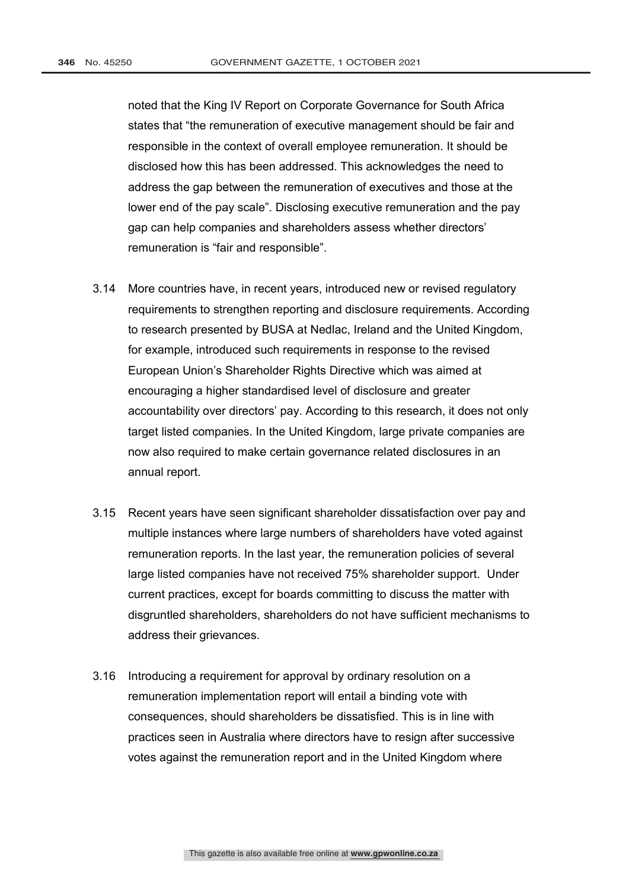noted that the King IV Report on Corporate Governance for South Africa states that "the remuneration of executive management should be fair and responsible in the context of overall employee remuneration. It should be disclosed how this has been addressed. This acknowledges the need to address the gap between the remuneration of executives and those at the lower end of the pay scale". Disclosing executive remuneration and the pay gap can help companies and shareholders assess whether directors' remuneration is "fair and responsible".

3.14 More countries have, in recent years, introduced new or revised regulatory requirements to strengthen reporting and disclosure requirements. According to research presented by BUSA at Nedlac, Ireland and the United Kingdom, for example, introduced such requirements in response to the revised European Union's Shareholder Rights Directive which was aimed at encouraging a higher standardised level of disclosure and greater accountability over directors' pay. According to this research, it does not only target listed companies. In the United Kingdom, large private companies are now also required to make certain governance related disclosures in an annual report.

3.15 Recent years have seen significant shareholder dissatisfaction over pay and multiple instances where large numbers of shareholders have voted against remuneration reports. In the last year, the remuneration policies of several large listed companies have not received 75% shareholder support. Under current practices, except for boards committing to discuss the matter with disgruntled shareholders, shareholders do not have sufficient mechanisms to address their grievances.

3.16 Introducing a requirement for approval by ordinary resolution on a remuneration implementation report will entail a binding vote with consequences, should shareholders be dissatisfied. This is in line with practices seen in Australia where directors have to resign after successive votes against the remuneration report and in the United Kingdom where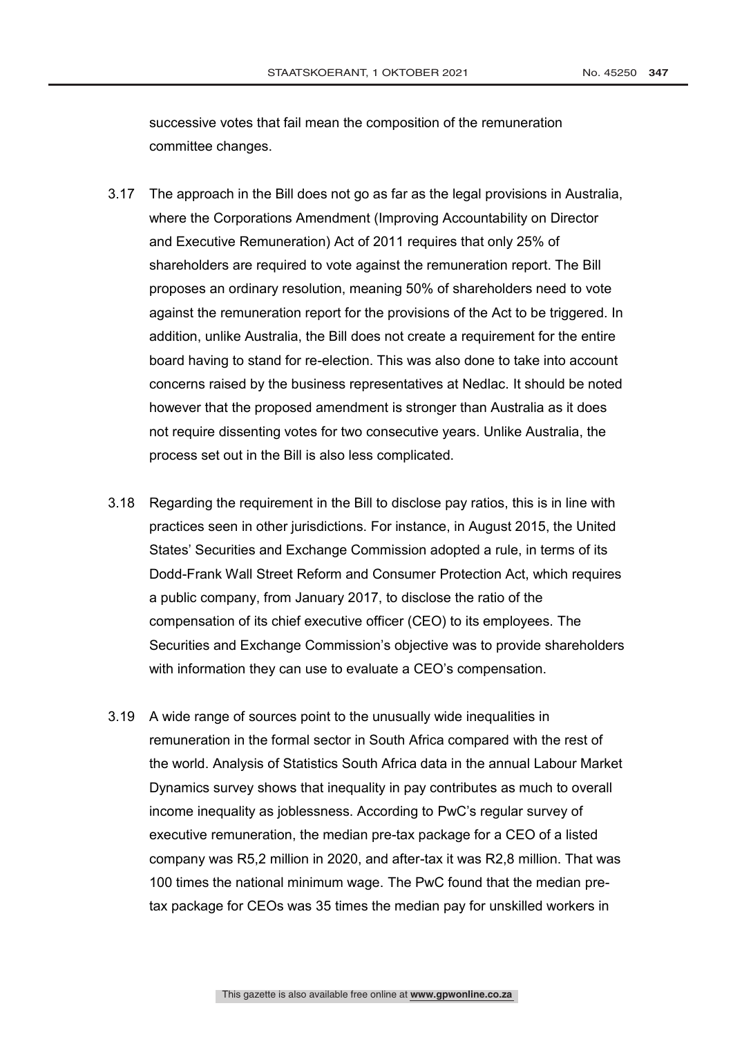successive votes that fail mean the composition of the remuneration committee changes.

3.17 The approach in the Bill does not go as far as the legal provisions in Australia, where the Corporations Amendment (Improving Accountability on Director and Executive Remuneration) Act of 2011 requires that only 25% of shareholders are required to vote against the remuneration report. The Bill proposes an ordinary resolution, meaning 50% of shareholders need to vote against the remuneration report for the provisions of the Act to be triggered. In addition, unlike Australia, the Bill does not create a requirement for the entire board having to stand for re-election. This was also done to take into account concerns raised by the business representatives at Nedlac. It should be noted however that the proposed amendment is stronger than Australia as it does not require dissenting votes for two consecutive years. Unlike Australia, the process set out in the Bill is also less complicated.

3.18 Regarding the requirement in the Bill to disclose pay ratios, this is in line with practices seen in other jurisdictions. For instance, in August 2015, the United States' Securities and Exchange Commission adopted a rule, in terms of its Dodd-Frank Wall Street Reform and Consumer Protection Act, which requires a public company, from January 2017, to disclose the ratio of the compensation of its chief executive officer (CEO) to its employees. The Securities and Exchange Commission's objective was to provide shareholders with information they can use to evaluate a CEO's compensation.

3.19 A wide range of sources point to the unusually wide inequalities in remuneration in the formal sector in South Africa compared with the rest of the world. Analysis of Statistics South Africa data in the annual Labour Market Dynamics survey shows that inequality in pay contributes as much to overall income inequality as joblessness. According to PwC's regular survey of executive remuneration, the median pre-tax package for a CEO of a listed company was R5,2 million in 2020, and after-tax it was R2,8 million. That was 100 times the national minimum wage. The PwC found that the median pre-tax package for CEOs was 35 times the median pay for unskilled workers in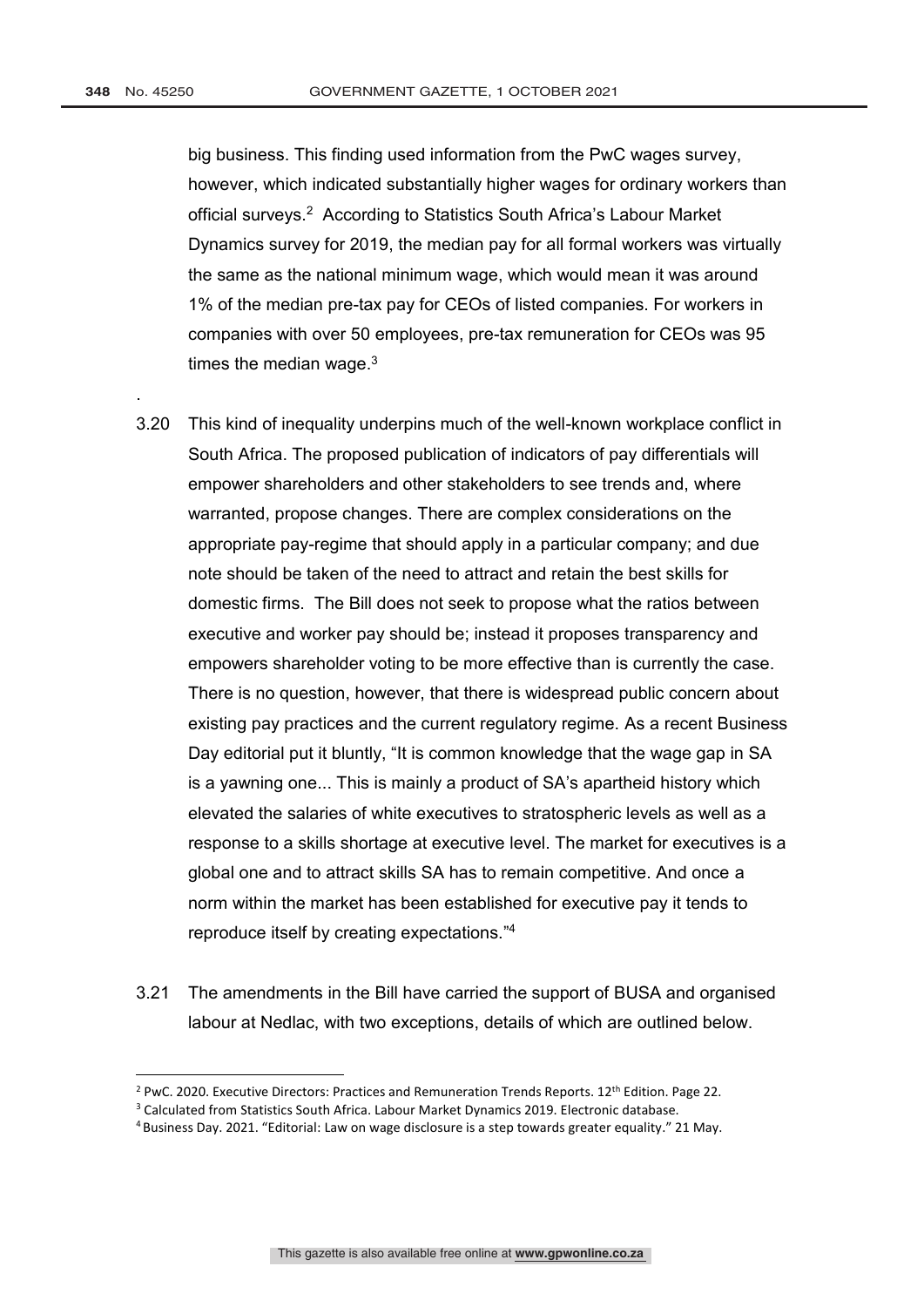big business. This finding used information from the PwC wages survey, however, which indicated substantially higher wages for ordinary workers than official surveys.[2] According to Statistics South Africa's Labour Market Dynamics survey for 2019, the median pay for all formal workers was virtually the same as the national minimum wage, which would mean it was around 1% of the median pre-tax pay for CEOs of listed companies. For workers in companies with over 50 employees, pre-tax remuneration for CEOs was 95 times the median wage.[3]

.

3.20 This kind of inequality underpins much of the well-known workplace conflict in South Africa. The proposed publication of indicators of pay differentials will empower shareholders and other stakeholders to see trends and, where warranted, propose changes. There are complex considerations on the appropriate pay-regime that should apply in a particular company; and due note should be taken of the need to attract and retain the best skills for domestic firms. The Bill does not seek to propose what the ratios between executive and worker pay should be; instead it proposes transparency and empowers shareholder voting to be more effective than is currently the case. There is no question, however, that there is widespread public concern about existing pay practices and the current regulatory regime. As a recent Business Day editorial put it bluntly, "It is common knowledge that the wage gap in SA is a yawning one... This is mainly a product of SA's apartheid history which elevated the salaries of white executives to stratospheric levels as well as a response to a skills shortage at executive level. The market for executives is a global one and to attract skills SA has to remain competitive. And once a norm within the market has been established for executive pay it tends to reproduce itself by creating expectations."[4]

3.21 The amendments in the Bill have carried the support of BUSA and organised labour at Nedlac, with two exceptions, details of which are outlined below.

---

[2] PwC. 2020. Executive Directors: Practices and Remuneration Trends Reports. 12th Edition. Page 22.

[3] Calculated from Statistics South Africa. Labour Market Dynamics 2019. Electronic database.

[4] Business Day. 2021. "Editorial: Law on wage disclosure is a step towards greater equality." 21 May.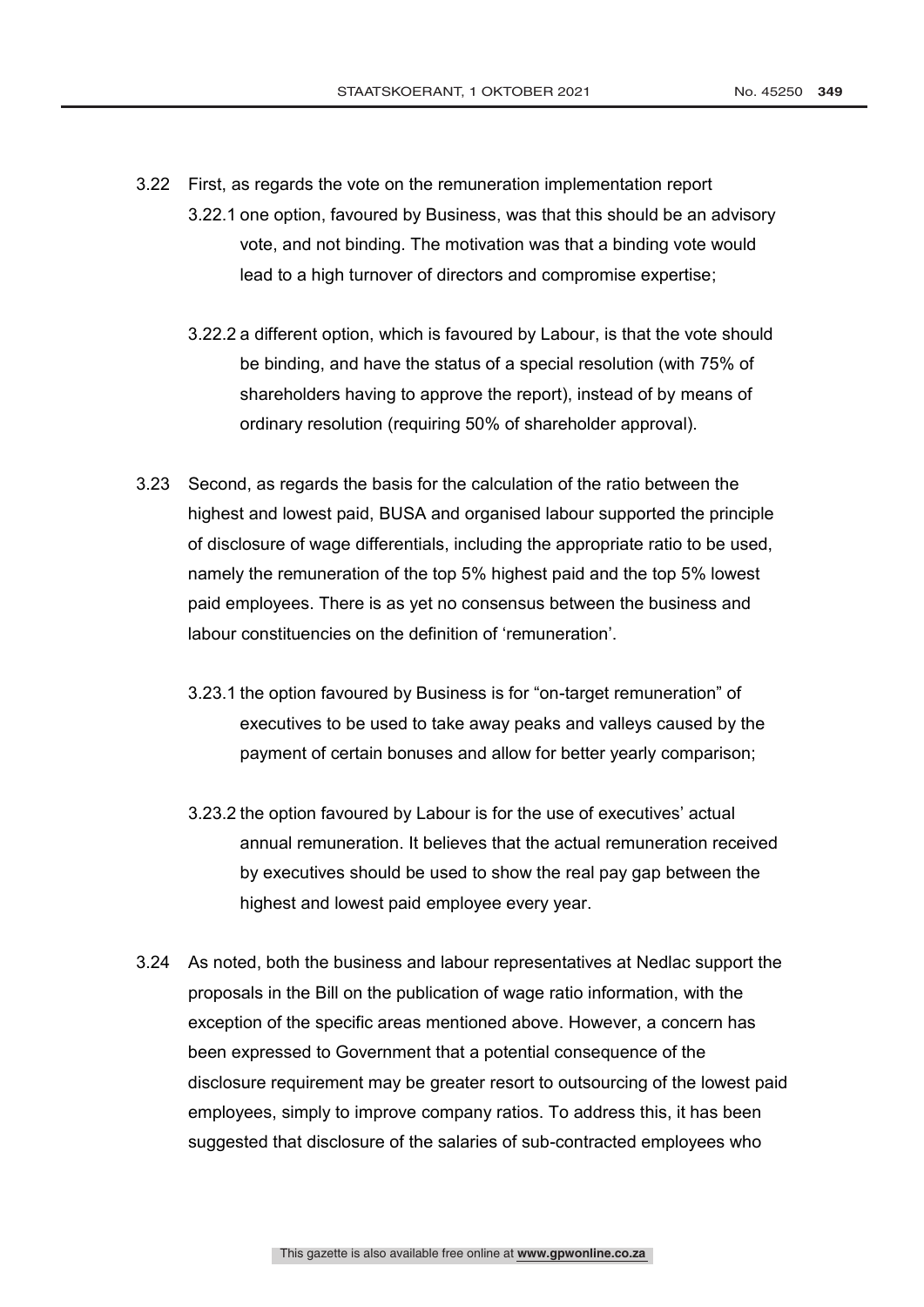3.22 First, as regards the vote on the remuneration implementation report

3.22.1 one option, favoured by Business, was that this should be an advisory vote, and not binding. The motivation was that a binding vote would lead to a high turnover of directors and compromise expertise;

3.22.2 a different option, which is favoured by Labour, is that the vote should be binding, and have the status of a special resolution (with 75% of shareholders having to approve the report), instead of by means of ordinary resolution (requiring 50% of shareholder approval).

3.23 Second, as regards the basis for the calculation of the ratio between the highest and lowest paid, BUSA and organised labour supported the principle of disclosure of wage differentials, including the appropriate ratio to be used, namely the remuneration of the top 5% highest paid and the top 5% lowest paid employees. There is as yet no consensus between the business and labour constituencies on the definition of 'remuneration'.

3.23.1 the option favoured by Business is for "on-target remuneration" of executives to be used to take away peaks and valleys caused by the payment of certain bonuses and allow for better yearly comparison;

3.23.2 the option favoured by Labour is for the use of executives' actual annual remuneration. It believes that the actual remuneration received by executives should be used to show the real pay gap between the highest and lowest paid employee every year.

3.24 As noted, both the business and labour representatives at Nedlac support the proposals in the Bill on the publication of wage ratio information, with the exception of the specific areas mentioned above. However, a concern has been expressed to Government that a potential consequence of the disclosure requirement may be greater resort to outsourcing of the lowest paid employees, simply to improve company ratios. To address this, it has been suggested that disclosure of the salaries of sub-contracted employees who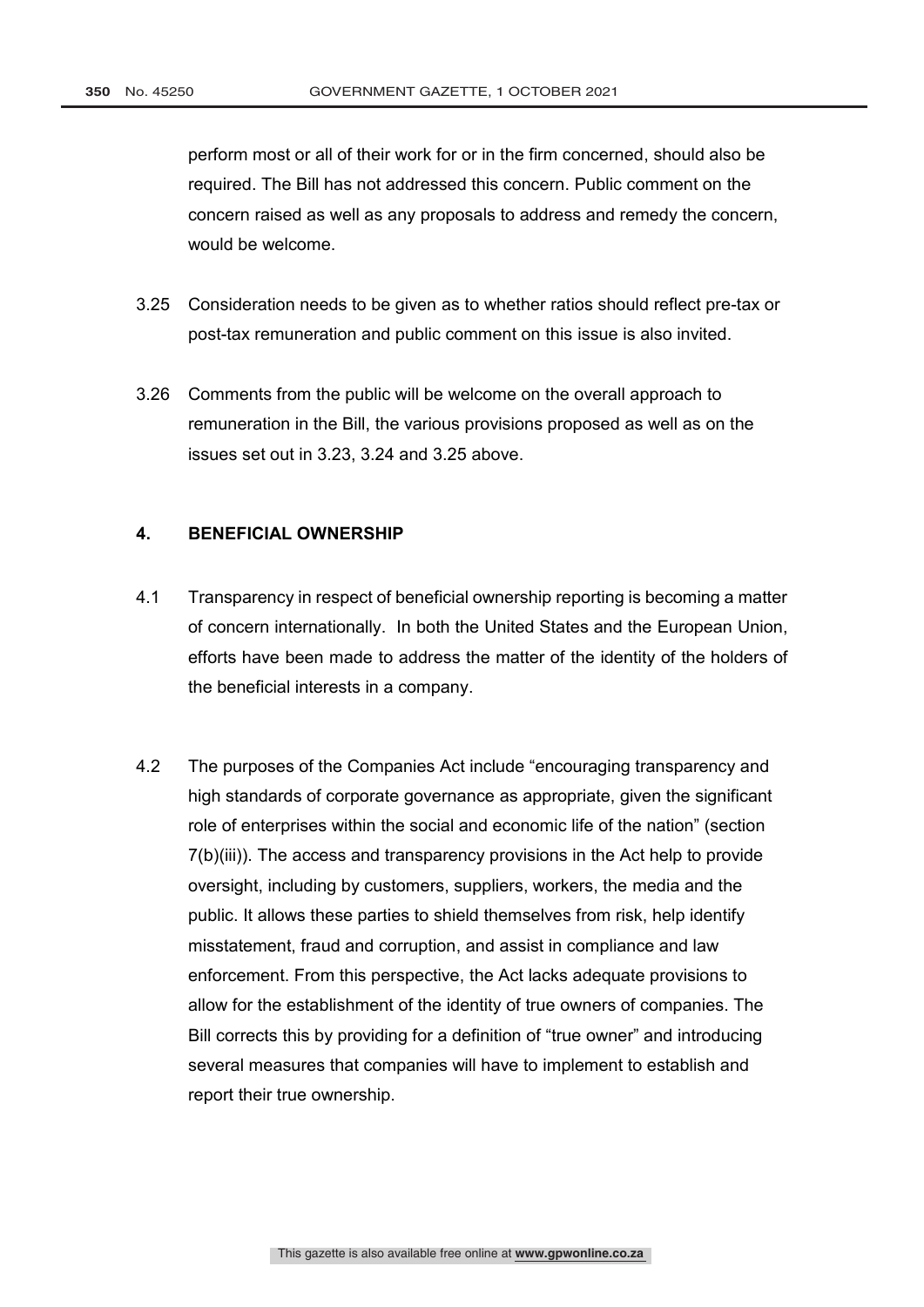perform most or all of their work for or in the firm concerned, should also be required. The Bill has not addressed this concern. Public comment on the concern raised as well as any proposals to address and remedy the concern, would be welcome.

3.25 Consideration needs to be given as to whether ratios should reflect pre-tax or post-tax remuneration and public comment on this issue is also invited.

3.26 Comments from the public will be welcome on the overall approach to remuneration in the Bill, the various provisions proposed as well as on the issues set out in 3.23, 3.24 and 3.25 above.

## 4. BENEFICIAL OWNERSHIP

4.1 Transparency in respect of beneficial ownership reporting is becoming a matter of concern internationally. In both the United States and the European Union, efforts have been made to address the matter of the identity of the holders of the beneficial interests in a company.

4.2 The purposes of the Companies Act include "encouraging transparency and high standards of corporate governance as appropriate, given the significant role of enterprises within the social and economic life of the nation" (section 7(b)(iii)). The access and transparency provisions in the Act help to provide oversight, including by customers, suppliers, workers, the media and the public. It allows these parties to shield themselves from risk, help identify misstatement, fraud and corruption, and assist in compliance and law enforcement. From this perspective, the Act lacks adequate provisions to allow for the establishment of the identity of true owners of companies. The Bill corrects this by providing for a definition of "true owner" and introducing several measures that companies will have to implement to establish and report their true ownership.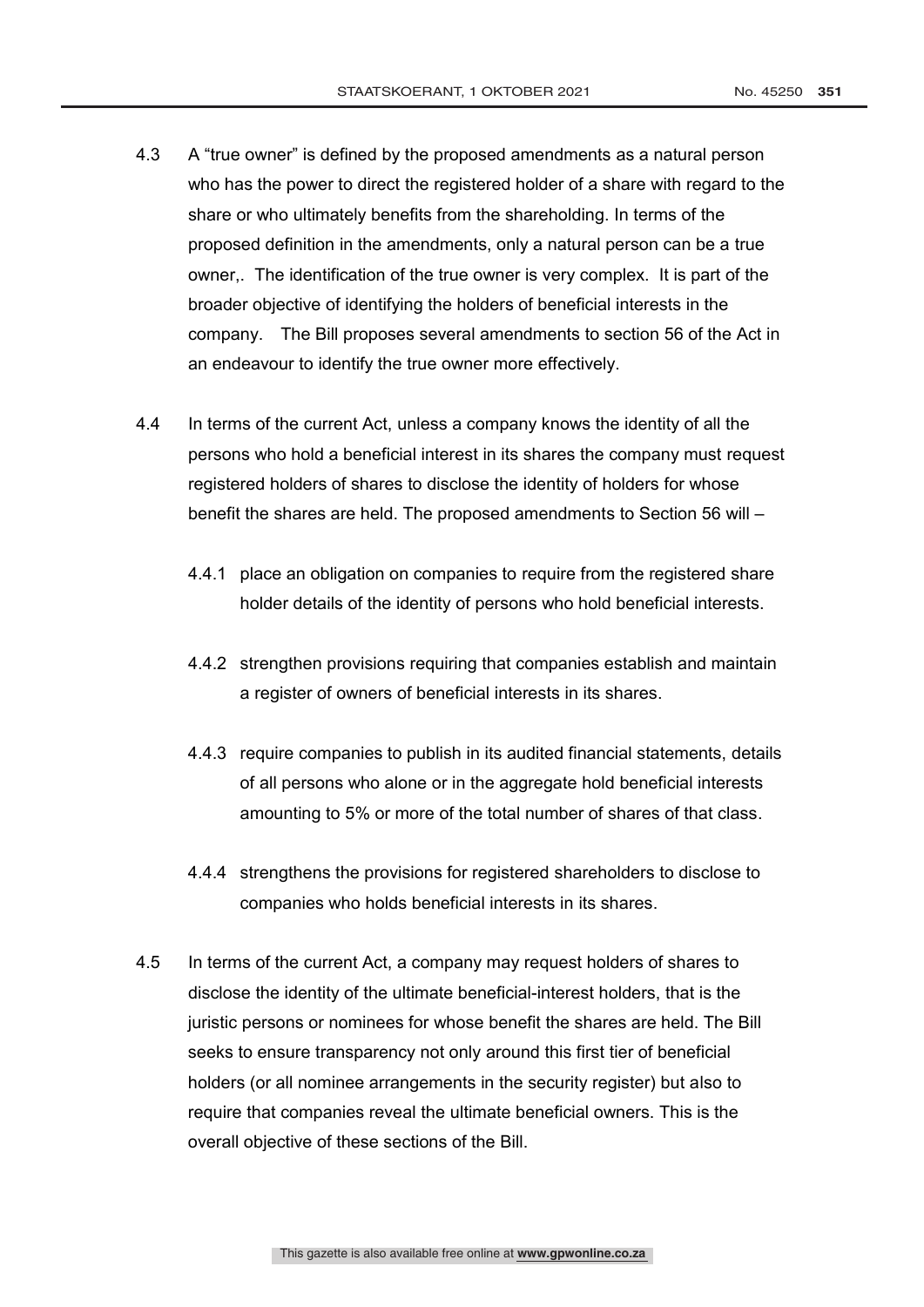4.3 A "true owner" is defined by the proposed amendments as a natural person who has the power to direct the registered holder of a share with regard to the share or who ultimately benefits from the shareholding. In terms of the proposed definition in the amendments, only a natural person can be a true owner,. The identification of the true owner is very complex. It is part of the broader objective of identifying the holders of beneficial interests in the company. The Bill proposes several amendments to section 56 of the Act in an endeavour to identify the true owner more effectively.

4.4 In terms of the current Act, unless a company knows the identity of all the persons who hold a beneficial interest in its shares the company must request registered holders of shares to disclose the identity of holders for whose benefit the shares are held. The proposed amendments to Section 56 will –

4.4.1 place an obligation on companies to require from the registered share holder details of the identity of persons who hold beneficial interests.

4.4.2 strengthen provisions requiring that companies establish and maintain a register of owners of beneficial interests in its shares.

4.4.3 require companies to publish in its audited financial statements, details of all persons who alone or in the aggregate hold beneficial interests amounting to 5% or more of the total number of shares of that class.

4.4.4 strengthens the provisions for registered shareholders to disclose to companies who holds beneficial interests in its shares.

4.5 In terms of the current Act, a company may request holders of shares to disclose the identity of the ultimate beneficial-interest holders, that is the juristic persons or nominees for whose benefit the shares are held. The Bill seeks to ensure transparency not only around this first tier of beneficial holders (or all nominee arrangements in the security register) but also to require that companies reveal the ultimate beneficial owners. This is the overall objective of these sections of the Bill.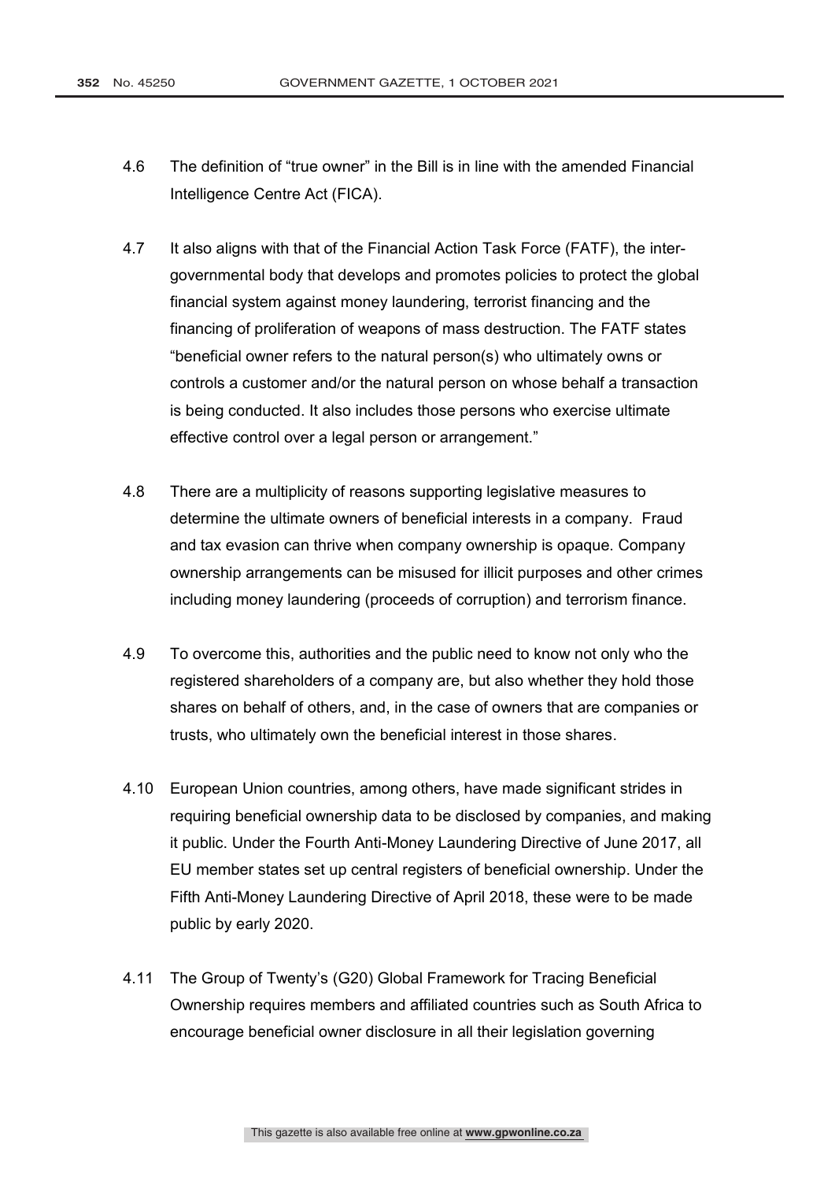4.6 The definition of “true owner” in the Bill is in line with the amended Financial Intelligence Centre Act (FICA).

4.7 It also aligns with that of the Financial Action Task Force (FATF), the inter-governmental body that develops and promotes policies to protect the global financial system against money laundering, terrorist financing and the financing of proliferation of weapons of mass destruction. The FATF states “beneficial owner refers to the natural person(s) who ultimately owns or controls a customer and/or the natural person on whose behalf a transaction is being conducted. It also includes those persons who exercise ultimate effective control over a legal person or arrangement.”

4.8 There are a multiplicity of reasons supporting legislative measures to determine the ultimate owners of beneficial interests in a company. Fraud and tax evasion can thrive when company ownership is opaque. Company ownership arrangements can be misused for illicit purposes and other crimes including money laundering (proceeds of corruption) and terrorism finance.

4.9 To overcome this, authorities and the public need to know not only who the registered shareholders of a company are, but also whether they hold those shares on behalf of others, and, in the case of owners that are companies or trusts, who ultimately own the beneficial interest in those shares.

4.10 European Union countries, among others, have made significant strides in requiring beneficial ownership data to be disclosed by companies, and making it public. Under the Fourth Anti-Money Laundering Directive of June 2017, all EU member states set up central registers of beneficial ownership. Under the Fifth Anti-Money Laundering Directive of April 2018, these were to be made public by early 2020.

4.11 The Group of Twenty’s (G20) Global Framework for Tracing Beneficial Ownership requires members and affiliated countries such as South Africa to encourage beneficial owner disclosure in all their legislation governing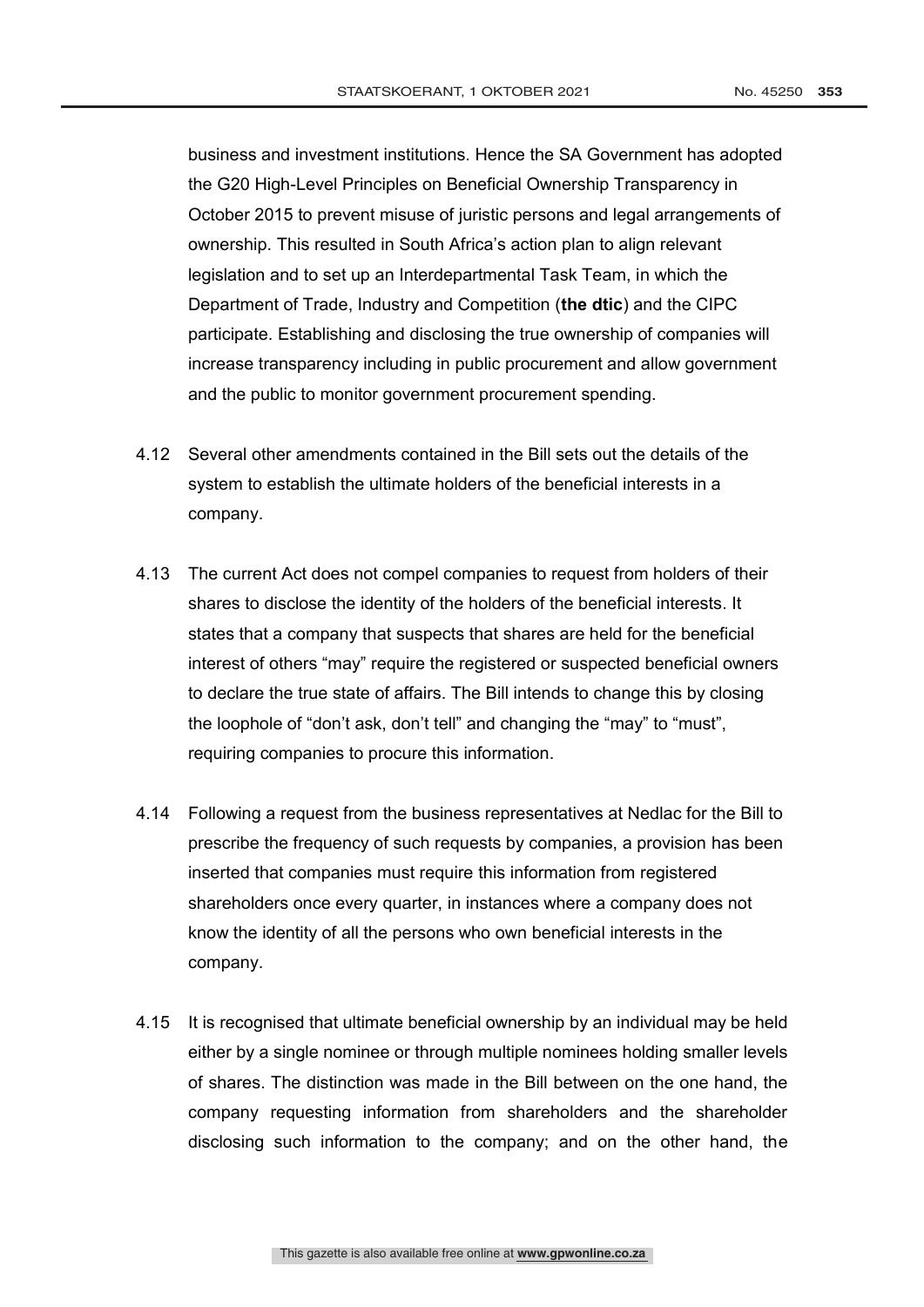business and investment institutions. Hence the SA Government has adopted the G20 High-Level Principles on Beneficial Ownership Transparency in October 2015 to prevent misuse of juristic persons and legal arrangements of ownership. This resulted in South Africa's action plan to align relevant legislation and to set up an Interdepartmental Task Team, in which the Department of Trade, Industry and Competition (**the dtic**) and the CIPC participate. Establishing and disclosing the true ownership of companies will increase transparency including in public procurement and allow government and the public to monitor government procurement spending.

4.12 Several other amendments contained in the Bill sets out the details of the system to establish the ultimate holders of the beneficial interests in a company.

4.13 The current Act does not compel companies to request from holders of their shares to disclose the identity of the holders of the beneficial interests. It states that a company that suspects that shares are held for the beneficial interest of others "may" require the registered or suspected beneficial owners to declare the true state of affairs. The Bill intends to change this by closing the loophole of "don't ask, don't tell" and changing the "may" to "must", requiring companies to procure this information.

4.14 Following a request from the business representatives at Nedlac for the Bill to prescribe the frequency of such requests by companies, a provision has been inserted that companies must require this information from registered shareholders once every quarter, in instances where a company does not know the identity of all the persons who own beneficial interests in the company.

4.15 It is recognised that ultimate beneficial ownership by an individual may be held either by a single nominee or through multiple nominees holding smaller levels of shares. The distinction was made in the Bill between on the one hand, the company requesting information from shareholders and the shareholder disclosing such information to the company; and on the other hand, the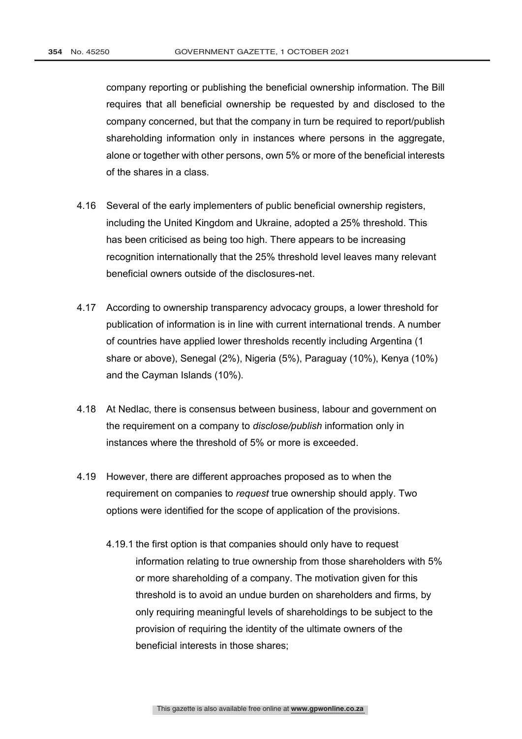company reporting or publishing the beneficial ownership information. The Bill requires that all beneficial ownership be requested by and disclosed to the company concerned, but that the company in turn be required to report/publish shareholding information only in instances where persons in the aggregate, alone or together with other persons, own 5% or more of the beneficial interests of the shares in a class.

4.16 Several of the early implementers of public beneficial ownership registers, including the United Kingdom and Ukraine, adopted a 25% threshold. This has been criticised as being too high. There appears to be increasing recognition internationally that the 25% threshold level leaves many relevant beneficial owners outside of the disclosures-net.

4.17 According to ownership transparency advocacy groups, a lower threshold for publication of information is in line with current international trends. A number of countries have applied lower thresholds recently including Argentina (1 share or above), Senegal (2%), Nigeria (5%), Paraguay (10%), Kenya (10%) and the Cayman Islands (10%).

4.18 At Nedlac, there is consensus between business, labour and government on the requirement on a company to *disclose/publish* information only in instances where the threshold of 5% or more is exceeded.

4.19 However, there are different approaches proposed as to when the requirement on companies to *request* true ownership should apply. Two options were identified for the scope of application of the provisions.

4.19.1 the first option is that companies should only have to request information relating to true ownership from those shareholders with 5% or more shareholding of a company. The motivation given for this threshold is to avoid an undue burden on shareholders and firms, by only requiring meaningful levels of shareholdings to be subject to the provision of requiring the identity of the ultimate owners of the beneficial interests in those shares;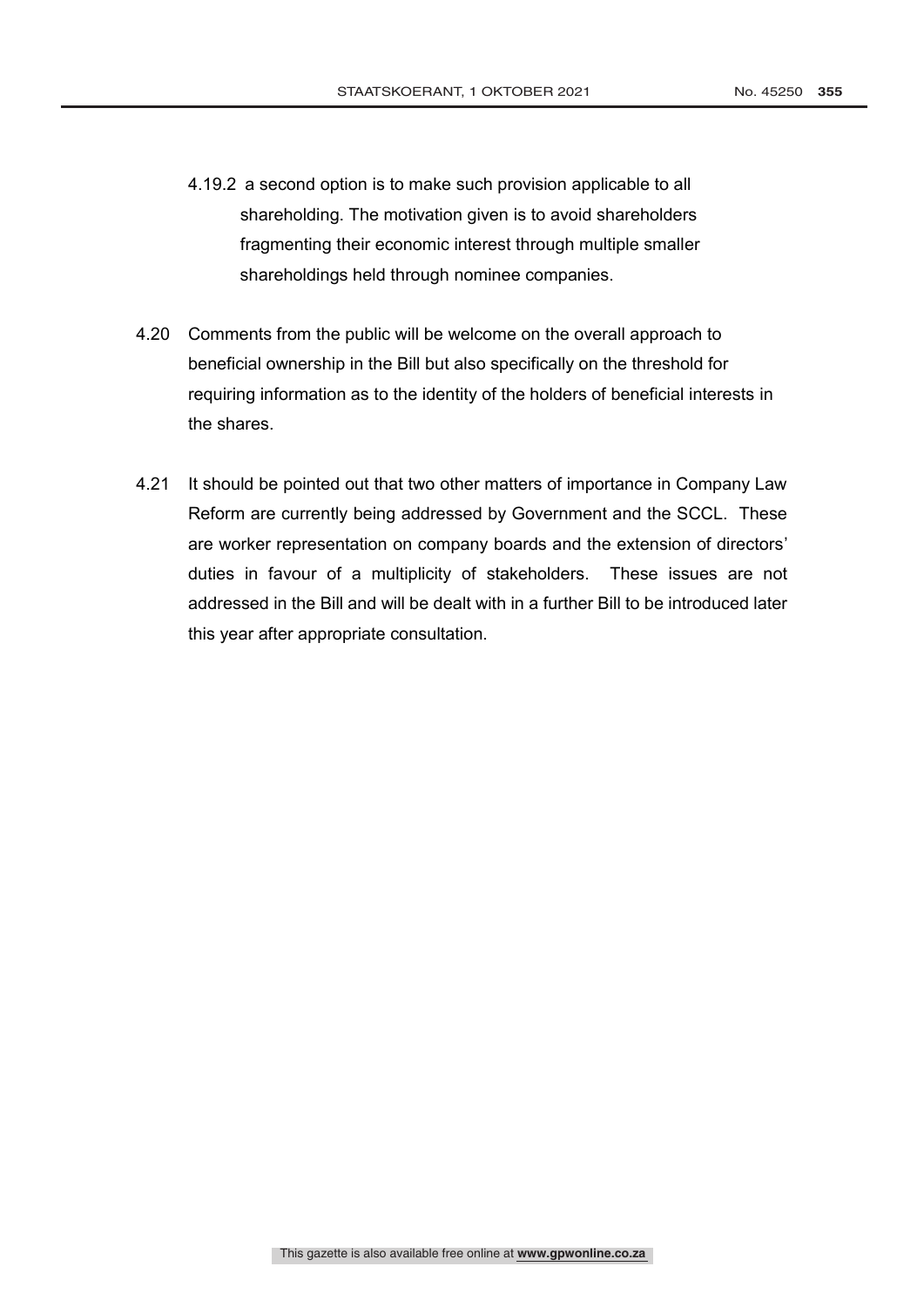4.19.2 a second option is to make such provision applicable to all shareholding. The motivation given is to avoid shareholders fragmenting their economic interest through multiple smaller shareholdings held through nominee companies.

4.20 Comments from the public will be welcome on the overall approach to beneficial ownership in the Bill but also specifically on the threshold for requiring information as to the identity of the holders of beneficial interests in the shares.

4.21 It should be pointed out that two other matters of importance in Company Law Reform are currently being addressed by Government and the SCCL. These are worker representation on company boards and the extension of directors' duties in favour of a multiplicity of stakeholders. These issues are not addressed in the Bill and will be dealt with in a further Bill to be introduced later this year after appropriate consultation.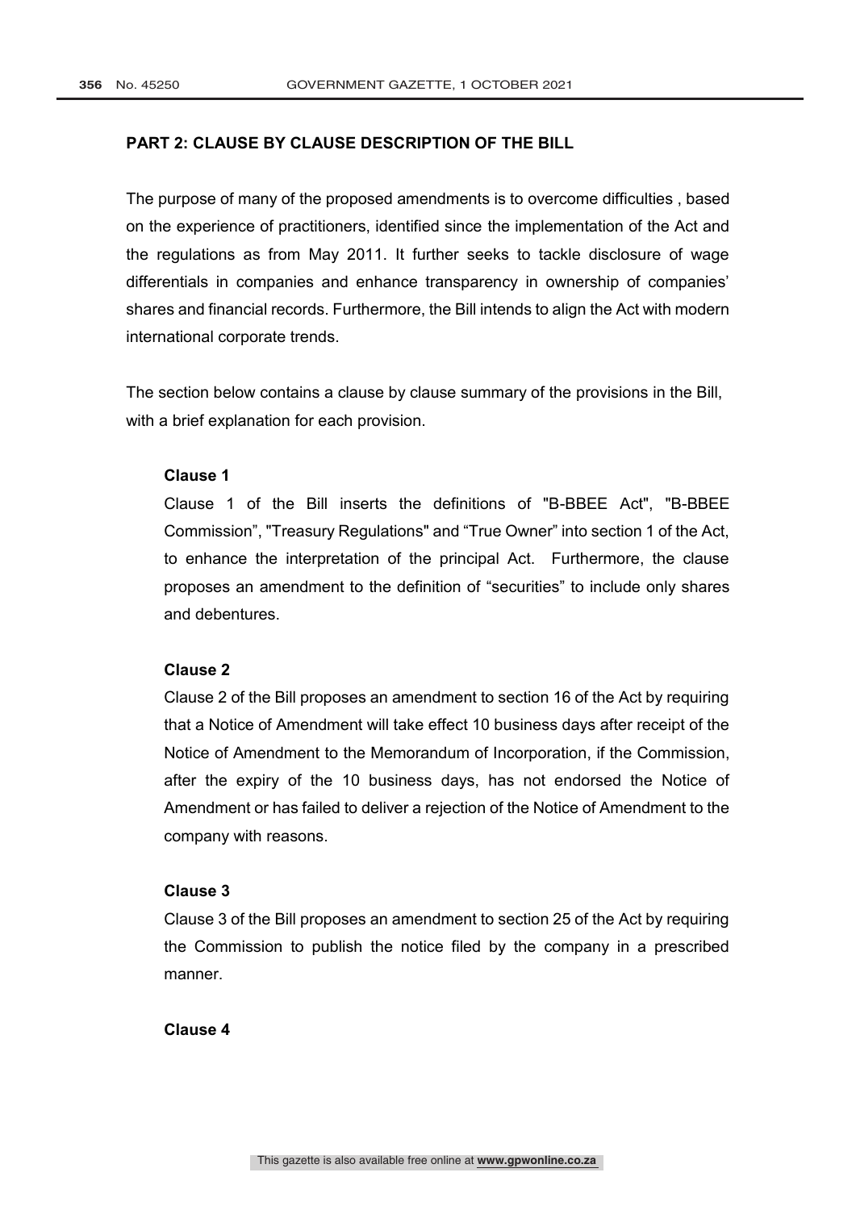## PART 2: CLAUSE BY CLAUSE DESCRIPTION OF THE BILL

The purpose of many of the proposed amendments is to overcome difficulties , based on the experience of practitioners, identified since the implementation of the Act and the regulations as from May 2011. It further seeks to tackle disclosure of wage differentials in companies and enhance transparency in ownership of companies' shares and financial records. Furthermore, the Bill intends to align the Act with modern international corporate trends.

The section below contains a clause by clause summary of the provisions in the Bill, with a brief explanation for each provision.

### Clause 1

Clause 1 of the Bill inserts the definitions of "B-BBEE Act", "B-BBEE Commission", "Treasury Regulations" and "True Owner" into section 1 of the Act, to enhance the interpretation of the principal Act. Furthermore, the clause proposes an amendment to the definition of "securities" to include only shares and debentures.

### Clause 2

Clause 2 of the Bill proposes an amendment to section 16 of the Act by requiring that a Notice of Amendment will take effect 10 business days after receipt of the Notice of Amendment to the Memorandum of Incorporation, if the Commission, after the expiry of the 10 business days, has not endorsed the Notice of Amendment or has failed to deliver a rejection of the Notice of Amendment to the company with reasons.

### Clause 3

Clause 3 of the Bill proposes an amendment to section 25 of the Act by requiring the Commission to publish the notice filed by the company in a prescribed manner.

### Clause 4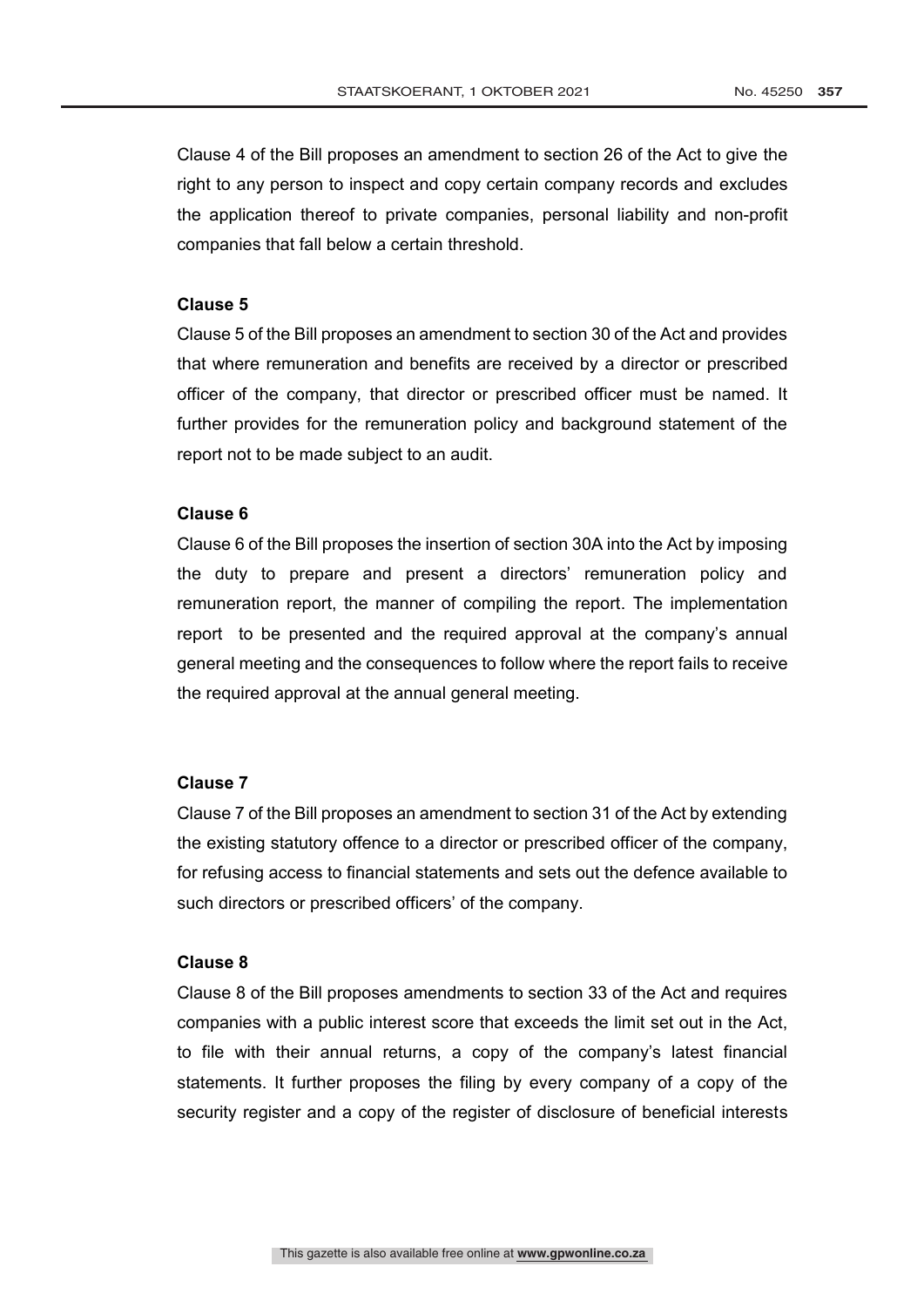Clause 4 of the Bill proposes an amendment to section 26 of the Act to give the right to any person to inspect and copy certain company records and excludes the application thereof to private companies, personal liability and non-profit companies that fall below a certain threshold.

**Clause 5**

Clause 5 of the Bill proposes an amendment to section 30 of the Act and provides that where remuneration and benefits are received by a director or prescribed officer of the company, that director or prescribed officer must be named. It further provides for the remuneration policy and background statement of the report not to be made subject to an audit.

**Clause 6**

Clause 6 of the Bill proposes the insertion of section 30A into the Act by imposing the duty to prepare and present a directors' remuneration policy and remuneration report, the manner of compiling the report. The implementation report to be presented and the required approval at the company's annual general meeting and the consequences to follow where the report fails to receive the required approval at the annual general meeting.

**Clause 7**

Clause 7 of the Bill proposes an amendment to section 31 of the Act by extending the existing statutory offence to a director or prescribed officer of the company, for refusing access to financial statements and sets out the defence available to such directors or prescribed officers' of the company.

**Clause 8**

Clause 8 of the Bill proposes amendments to section 33 of the Act and requires companies with a public interest score that exceeds the limit set out in the Act, to file with their annual returns, a copy of the company's latest financial statements. It further proposes the filing by every company of a copy of the security register and a copy of the register of disclosure of beneficial interests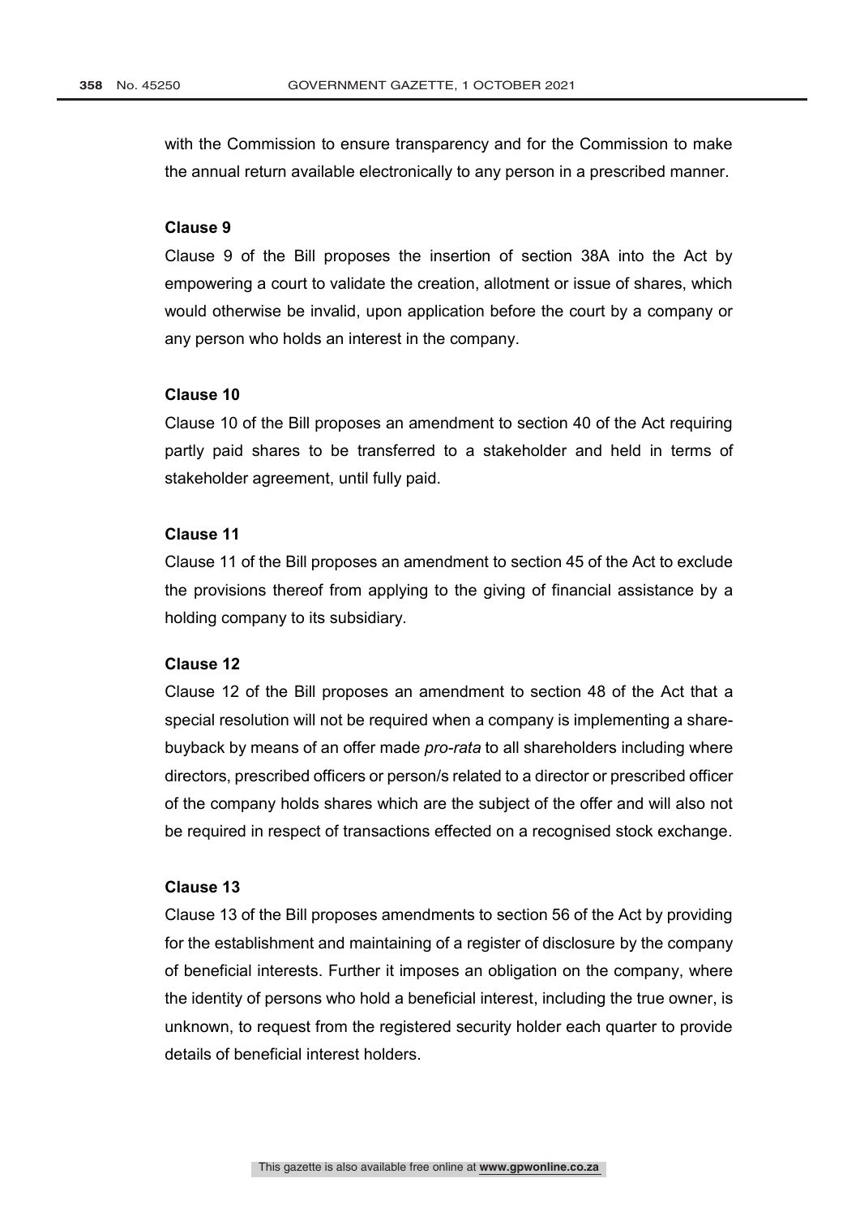with the Commission to ensure transparency and for the Commission to make the annual return available electronically to any person in a prescribed manner.

**Clause 9**

Clause 9 of the Bill proposes the insertion of section 38A into the Act by empowering a court to validate the creation, allotment or issue of shares, which would otherwise be invalid, upon application before the court by a company or any person who holds an interest in the company.

**Clause 10**

Clause 10 of the Bill proposes an amendment to section 40 of the Act requiring partly paid shares to be transferred to a stakeholder and held in terms of stakeholder agreement, until fully paid.

**Clause 11**

Clause 11 of the Bill proposes an amendment to section 45 of the Act to exclude the provisions thereof from applying to the giving of financial assistance by a holding company to its subsidiary.

**Clause 12**

Clause 12 of the Bill proposes an amendment to section 48 of the Act that a special resolution will not be required when a company is implementing a share-buyback by means of an offer made *pro-rata* to all shareholders including where directors, prescribed officers or person/s related to a director or prescribed officer of the company holds shares which are the subject of the offer and will also not be required in respect of transactions effected on a recognised stock exchange.

**Clause 13**

Clause 13 of the Bill proposes amendments to section 56 of the Act by providing for the establishment and maintaining of a register of disclosure by the company of beneficial interests. Further it imposes an obligation on the company, where the identity of persons who hold a beneficial interest, including the true owner, is unknown, to request from the registered security holder each quarter to provide details of beneficial interest holders.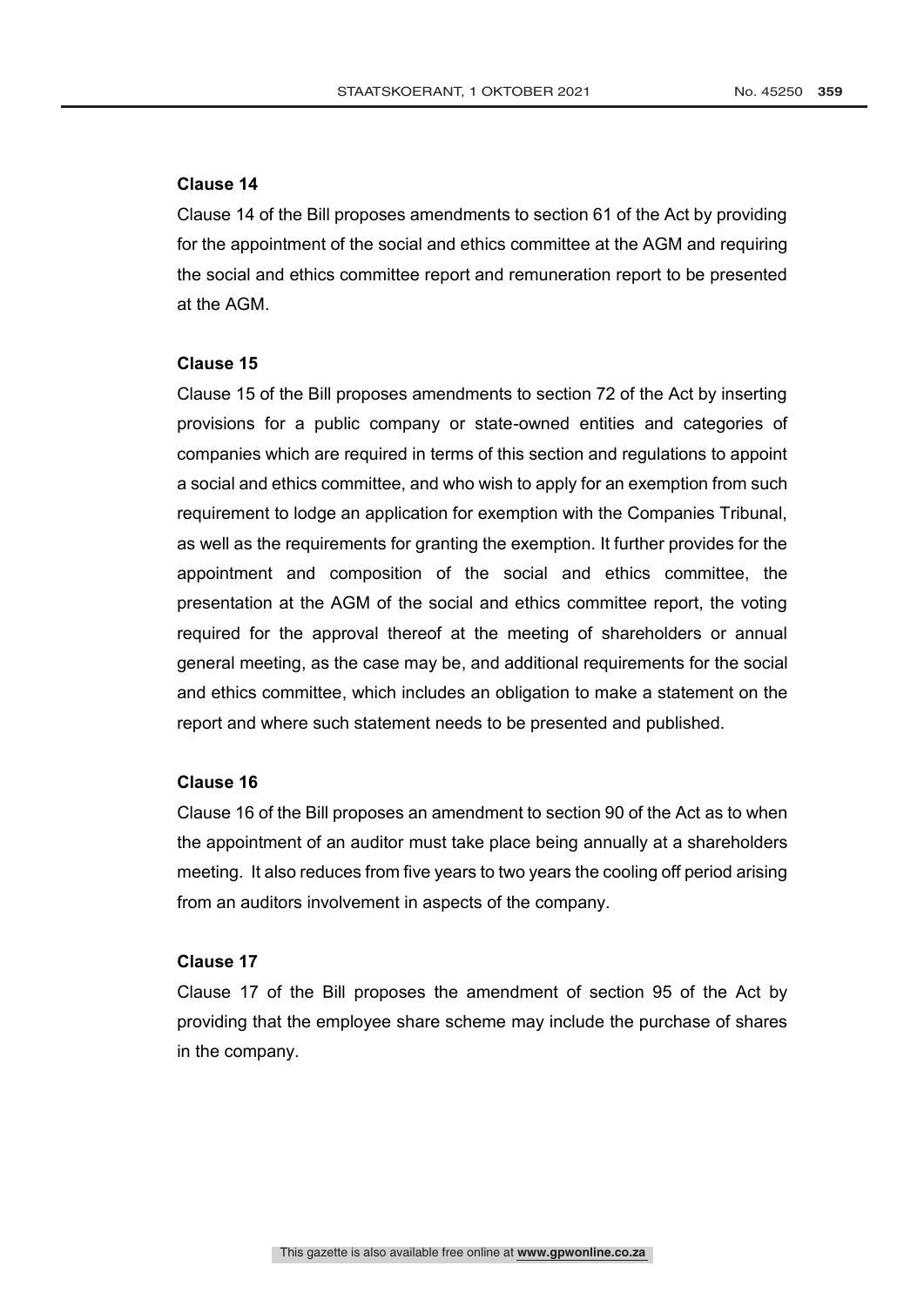**Clause 14**

Clause 14 of the Bill proposes amendments to section 61 of the Act by providing for the appointment of the social and ethics committee at the AGM and requiring the social and ethics committee report and remuneration report to be presented at the AGM.

**Clause 15**

Clause 15 of the Bill proposes amendments to section 72 of the Act by inserting provisions for a public company or state-owned entities and categories of companies which are required in terms of this section and regulations to appoint a social and ethics committee, and who wish to apply for an exemption from such requirement to lodge an application for exemption with the Companies Tribunal, as well as the requirements for granting the exemption. It further provides for the appointment and composition of the social and ethics committee, the presentation at the AGM of the social and ethics committee report, the voting required for the approval thereof at the meeting of shareholders or annual general meeting, as the case may be, and additional requirements for the social and ethics committee, which includes an obligation to make a statement on the report and where such statement needs to be presented and published.

**Clause 16**

Clause 16 of the Bill proposes an amendment to section 90 of the Act as to when the appointment of an auditor must take place being annually at a shareholders meeting. It also reduces from five years to two years the cooling off period arising from an auditors involvement in aspects of the company.

**Clause 17**

Clause 17 of the Bill proposes the amendment of section 95 of the Act by providing that the employee share scheme may include the purchase of shares in the company.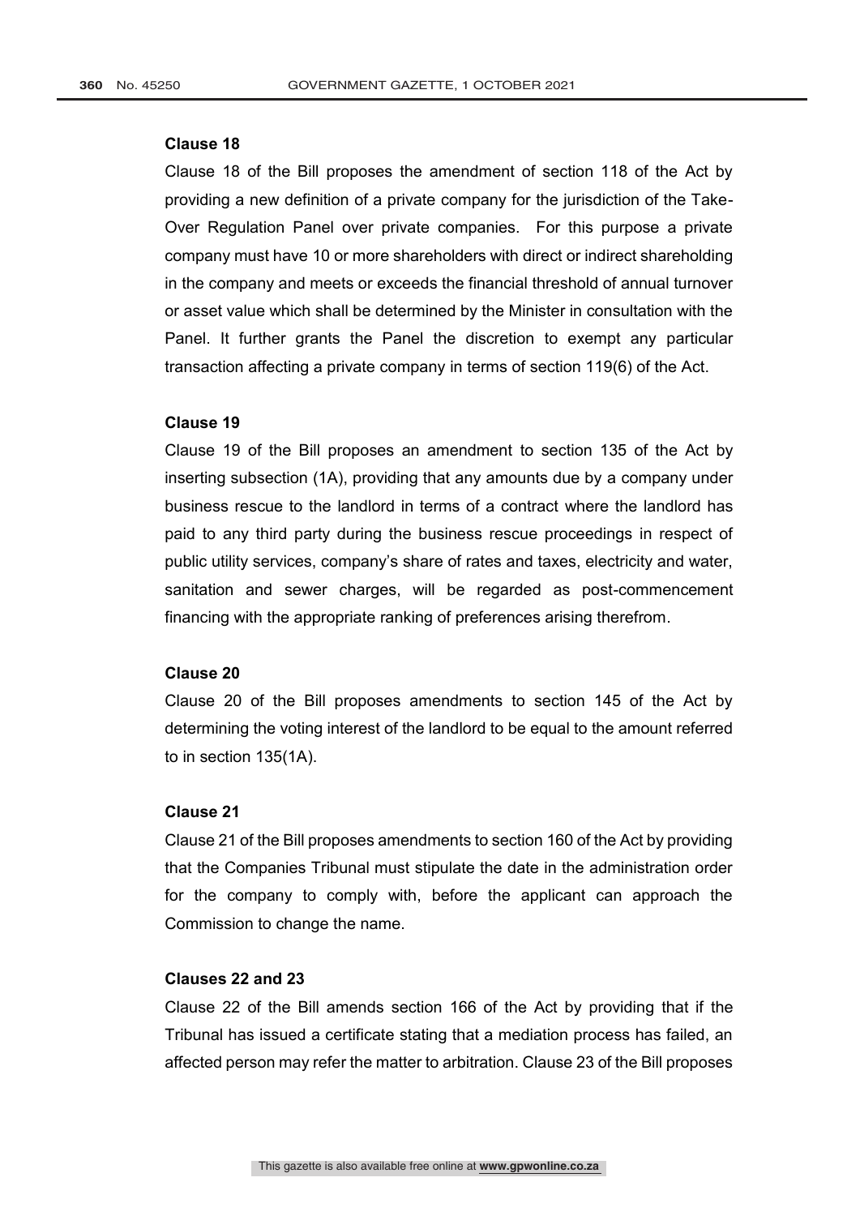#### Clause 18

Clause 18 of the Bill proposes the amendment of section 118 of the Act by providing a new definition of a private company for the jurisdiction of the Take-Over Regulation Panel over private companies. For this purpose a private company must have 10 or more shareholders with direct or indirect shareholding in the company and meets or exceeds the financial threshold of annual turnover or asset value which shall be determined by the Minister in consultation with the Panel. It further grants the Panel the discretion to exempt any particular transaction affecting a private company in terms of section 119(6) of the Act.

#### Clause 19

Clause 19 of the Bill proposes an amendment to section 135 of the Act by inserting subsection (1A), providing that any amounts due by a company under business rescue to the landlord in terms of a contract where the landlord has paid to any third party during the business rescue proceedings in respect of public utility services, company's share of rates and taxes, electricity and water, sanitation and sewer charges, will be regarded as post-commencement financing with the appropriate ranking of preferences arising therefrom.

#### Clause 20

Clause 20 of the Bill proposes amendments to section 145 of the Act by determining the voting interest of the landlord to be equal to the amount referred to in section 135(1A).

#### Clause 21

Clause 21 of the Bill proposes amendments to section 160 of the Act by providing that the Companies Tribunal must stipulate the date in the administration order for the company to comply with, before the applicant can approach the Commission to change the name.

#### Clauses 22 and 23

Clause 22 of the Bill amends section 166 of the Act by providing that if the Tribunal has issued a certificate stating that a mediation process has failed, an affected person may refer the matter to arbitration. Clause 23 of the Bill proposes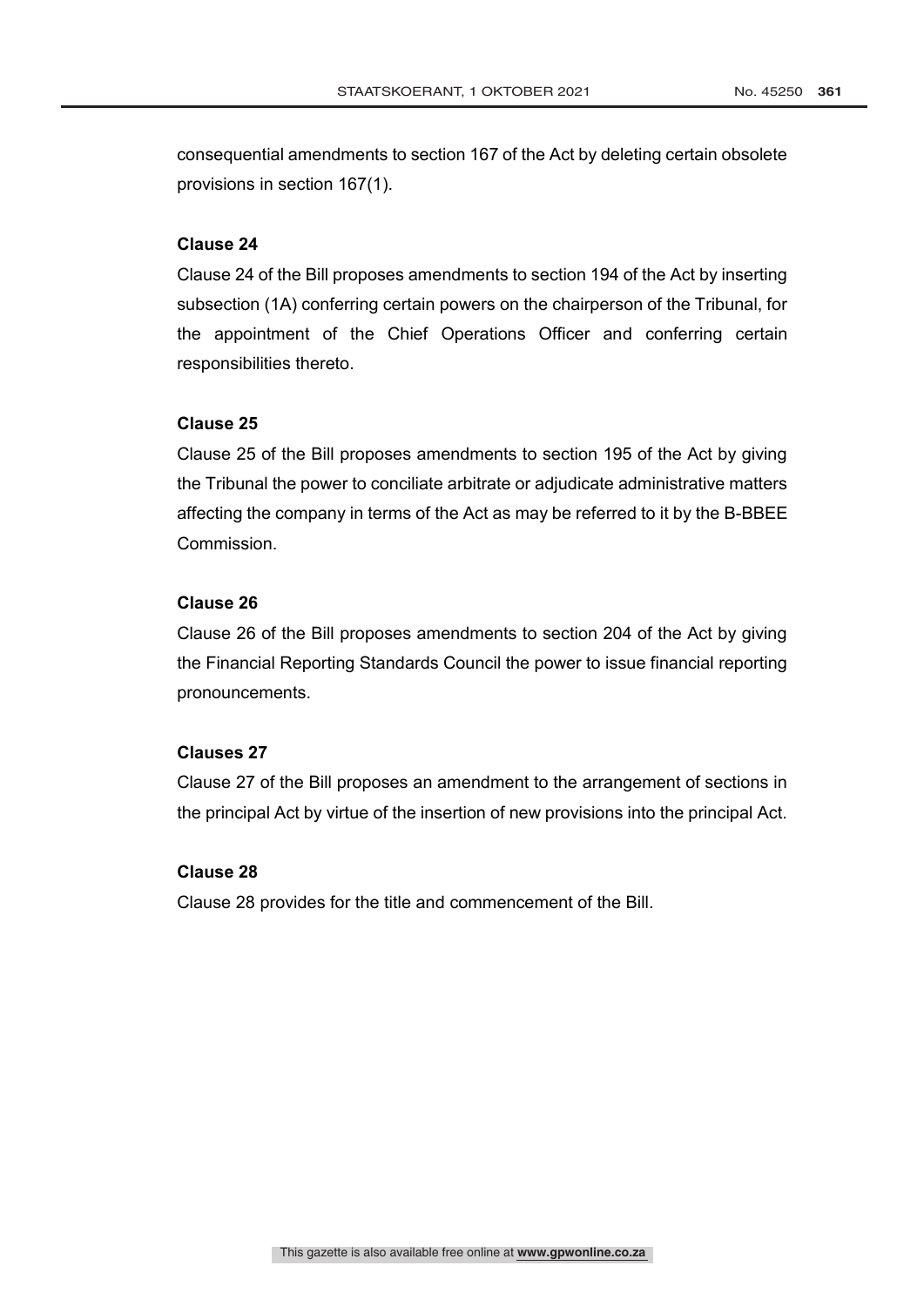consequential amendments to section 167 of the Act by deleting certain obsolete provisions in section 167(1).

**Clause 24**

Clause 24 of the Bill proposes amendments to section 194 of the Act by inserting subsection (1A) conferring certain powers on the chairperson of the Tribunal, for the appointment of the Chief Operations Officer and conferring certain responsibilities thereto.

**Clause 25**

Clause 25 of the Bill proposes amendments to section 195 of the Act by giving the Tribunal the power to conciliate arbitrate or adjudicate administrative matters affecting the company in terms of the Act as may be referred to it by the B-BBEE Commission.

**Clause 26**

Clause 26 of the Bill proposes amendments to section 204 of the Act by giving the Financial Reporting Standards Council the power to issue financial reporting pronouncements.

**Clauses 27**

Clause 27 of the Bill proposes an amendment to the arrangement of sections in the principal Act by virtue of the insertion of new provisions into the principal Act.

**Clause 28**

Clause 28 provides for the title and commencement of the Bill.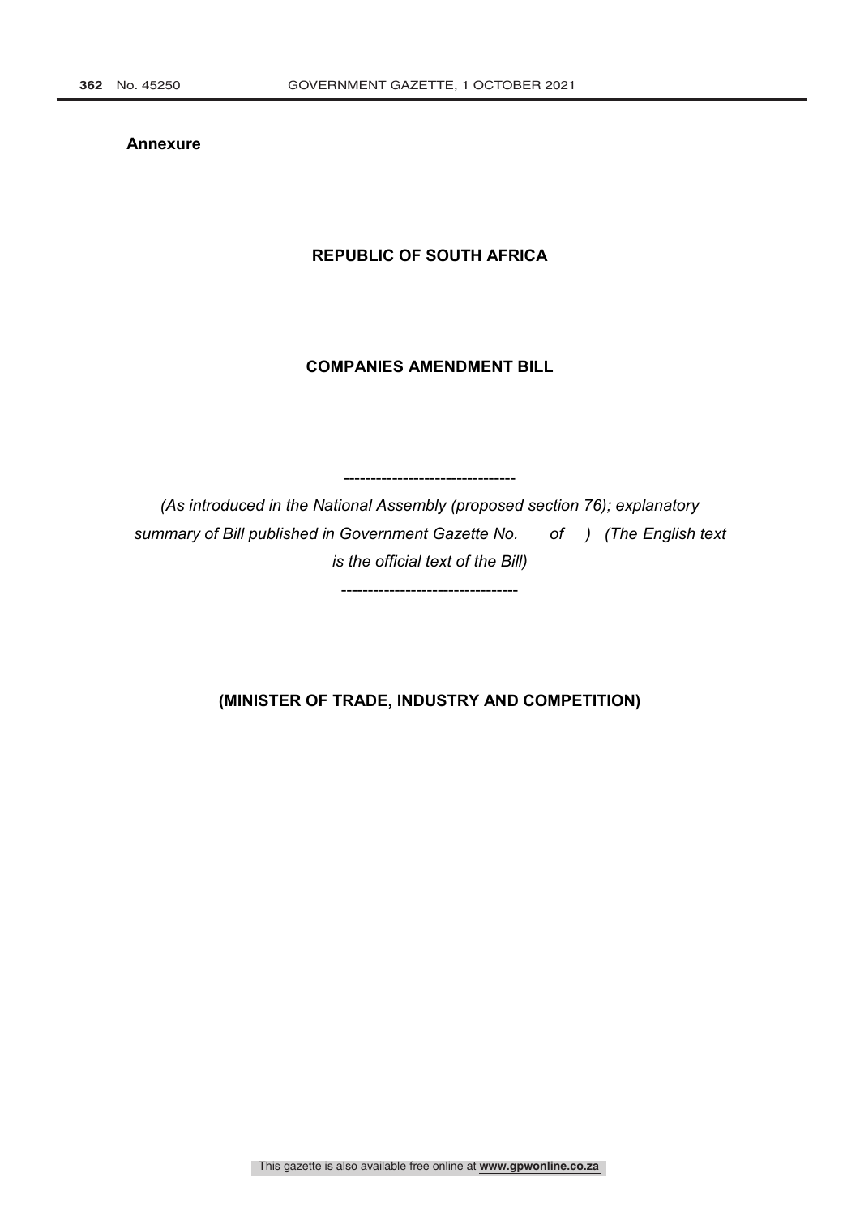**Annexure**

**REPUBLIC OF SOUTH AFRICA**

**COMPANIES AMENDMENT BILL**

--------------------------------

*(As introduced in the National Assembly (proposed section 76); explanatory summary of Bill published in Government Gazette No.  of  ) (The English text is the official text of the Bill)*

---------------------------------

**(MINISTER OF TRADE, INDUSTRY AND COMPETITION)**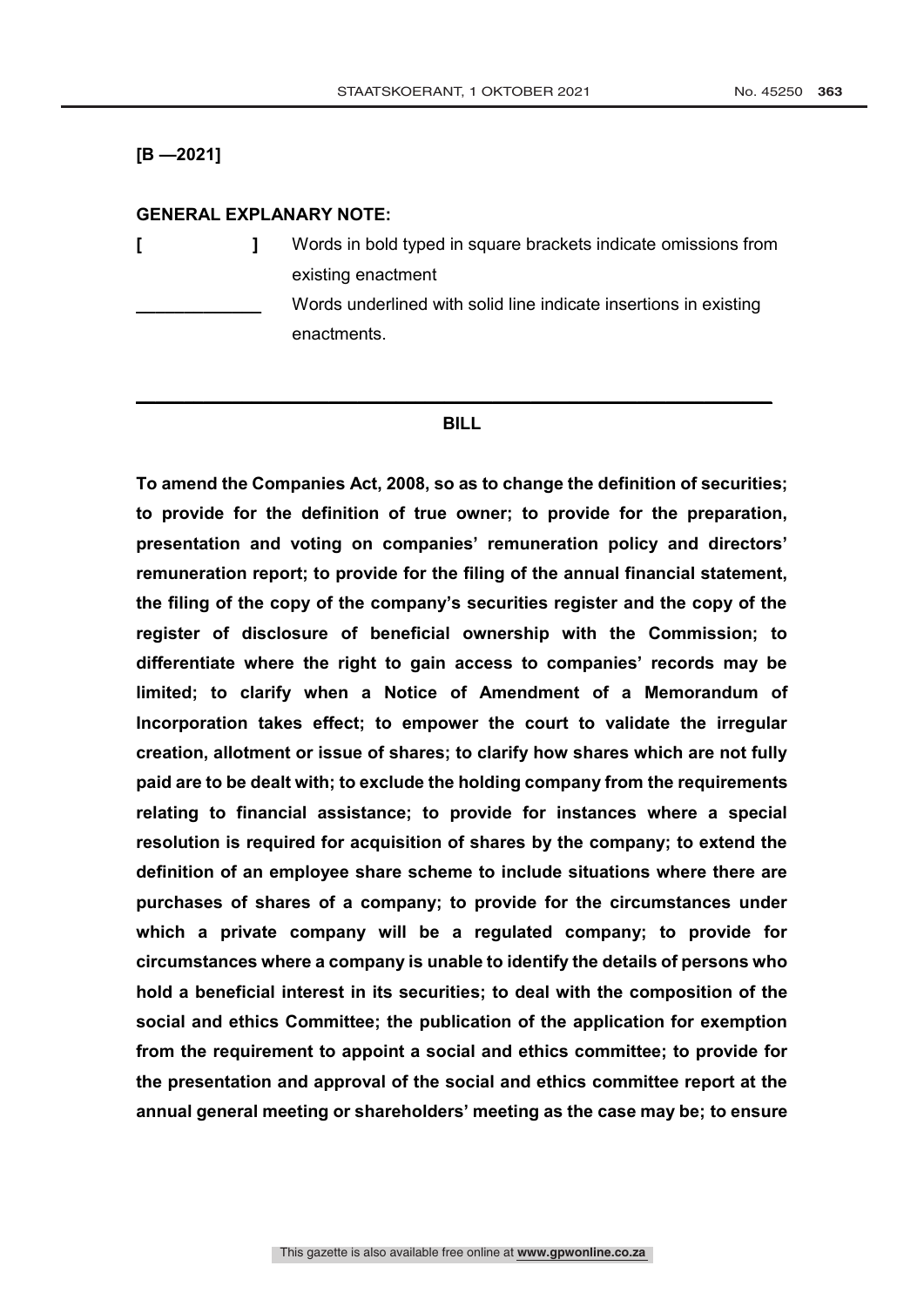**[B —2021]**

**GENERAL EXPLANATORY NOTE:**

**[ ]** Words in bold typed in square brackets indicate omissions from existing enactment

\_\_\_\_\_\_\_\_\_\_\_\_\_ Words underlined with solid line indicate insertions in existing enactments.

---

**BILL**

**To amend the Companies Act, 2008, so as to change the definition of securities; to provide for the definition of true owner; to provide for the preparation, presentation and voting on companies' remuneration policy and directors' remuneration report; to provide for the filing of the annual financial statement, the filing of the copy of the company's securities register and the copy of the register of disclosure of beneficial ownership with the Commission; to differentiate where the right to gain access to companies' records may be limited; to clarify when a Notice of Amendment of a Memorandum of Incorporation takes effect; to empower the court to validate the irregular creation, allotment or issue of shares; to clarify how shares which are not fully paid are to be dealt with; to exclude the holding company from the requirements relating to financial assistance; to provide for instances where a special resolution is required for acquisition of shares by the company; to extend the definition of an employee share scheme to include situations where there are purchases of shares of a company; to provide for the circumstances under which a private company will be a regulated company; to provide for circumstances where a company is unable to identify the details of persons who hold a beneficial interest in its securities; to deal with the composition of the social and ethics Committee; the publication of the application for exemption from the requirement to appoint a social and ethics committee; to provide for the presentation and approval of the social and ethics committee report at the annual general meeting or shareholders' meeting as the case may be; to ensure**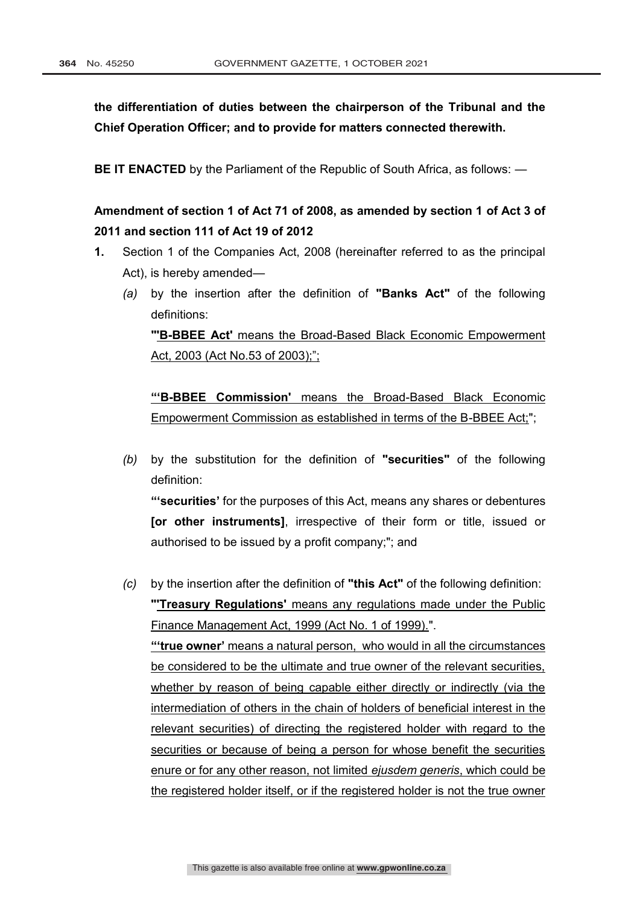**the differentiation of duties between the chairperson of the Tribunal and the Chief Operation Officer; and to provide for matters connected therewith.**

**BE IT ENACTED** by the Parliament of the Republic of South Africa, as follows: —

**Amendment of section 1 of Act 71 of 2008, as amended by section 1 of Act 3 of 2011 and section 111 of Act 19 of 2012**

**1.** Section 1 of the Companies Act, 2008 (hereinafter referred to as the principal Act), is hereby amended—

*(a)* by the insertion after the definition of **"Banks Act"** of the following definitions:

<u>**"'B-BBEE Act'** means the Broad-Based Black Economic Empowerment Act, 2003 (Act No.53 of 2003);</u>";

<u>**"'B-BBEE Commission'** means the Broad-Based Black Economic Empowerment Commission as established in terms of the B-BBEE Act;</u>";

*(b)* by the substitution for the definition of **"securities"** of the following definition:

**"'securities'** for the purposes of this Act, means any shares or debentures **[or other instruments]**, irrespective of their form or title, issued or authorised to be issued by a profit company;"; and

*(c)* by the insertion after the definition of **"this Act"** of the following definition:

<u>**"'Treasury Regulations'** means any regulations made under the Public Finance Management Act, 1999 (Act No. 1 of 1999).</u>".

<u>**"'true owner'** means a natural person, who would in all the circumstances be considered to be the ultimate and true owner of the relevant securities, whether by reason of being capable either directly or indirectly (via the intermediation of others in the chain of holders of beneficial interest in the relevant securities) of directing the registered holder with regard to the securities or because of being a person for whose benefit the securities enure or for any other reason, not limited *ejusdem generis*, which could be the registered holder itself, or if the registered holder is not the true owner</u>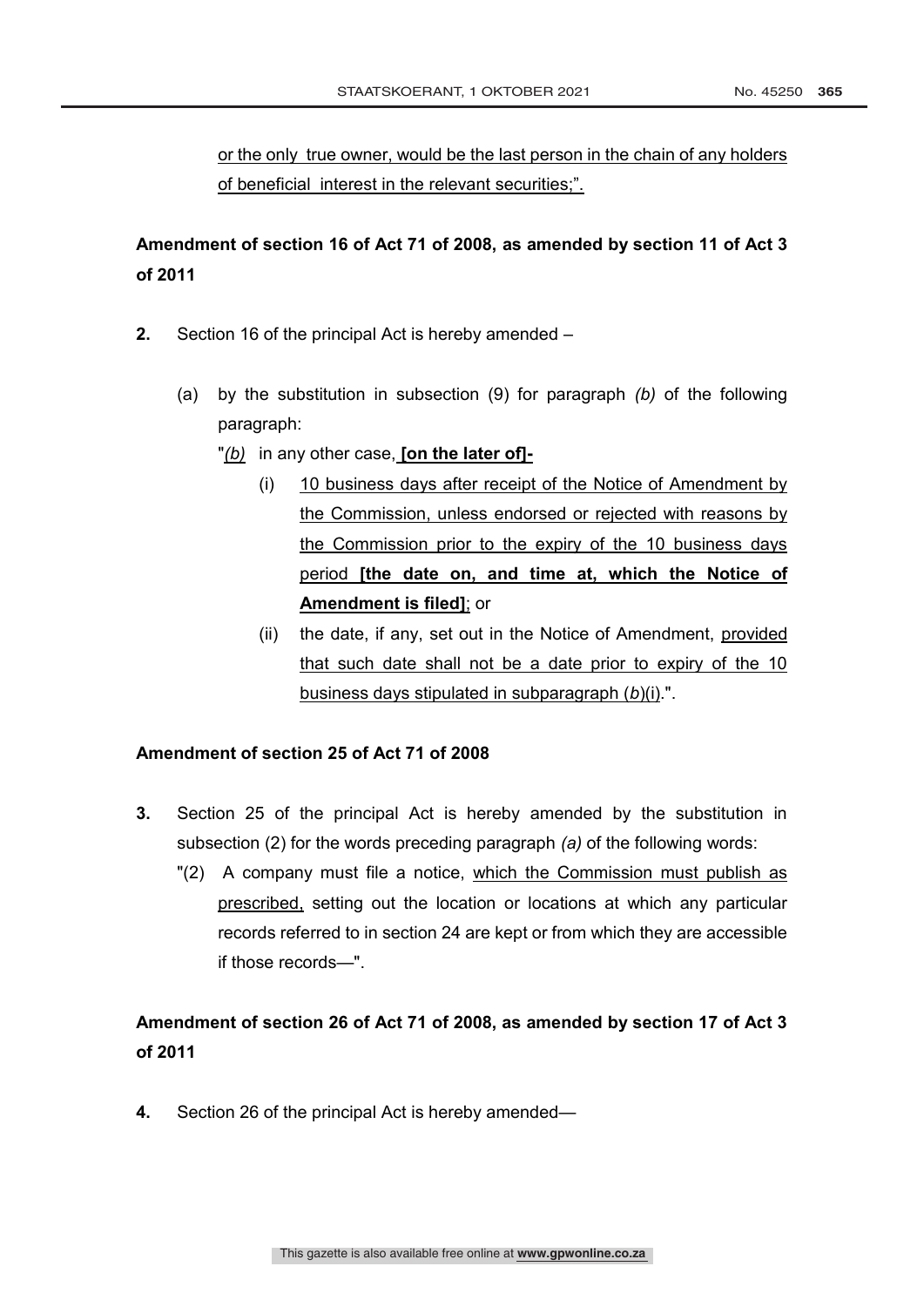<u>or the only true owner, would be the last person in the chain of any holders of beneficial interest in the relevant securities;".</u>

**Amendment of section 16 of Act 71 of 2008, as amended by section 11 of Act 3 of 2011**

**2.** Section 16 of the principal Act is hereby amended –

(a) by the substitution in subsection (9) for paragraph *(b)* of the following paragraph:

"<u>*(b)*</u> in any other case, **[on the later of]**-

(i) <u>10 business days after receipt of the Notice of Amendment by the Commission, unless endorsed or rejected with reasons by the Commission prior to the expiry of the 10 business days period</u> **[the date on, and time at, which the Notice of Amendment is filed]**; or

(ii) the date, if any, set out in the Notice of Amendment, <u>provided that such date shall not be a date prior to expiry of the 10 business days stipulated in subparagraph (*b*)(i)</u>.".

**Amendment of section 25 of Act 71 of 2008**

**3.** Section 25 of the principal Act is hereby amended by the substitution in subsection (2) for the words preceding paragraph *(a)* of the following words:

"(2) A company must file a notice, <u>which the Commission must publish as prescribed,</u> setting out the location or locations at which any particular records referred to in section 24 are kept or from which they are accessible if those records—".

**Amendment of section 26 of Act 71 of 2008, as amended by section 17 of Act 3 of 2011**

**4.** Section 26 of the principal Act is hereby amended—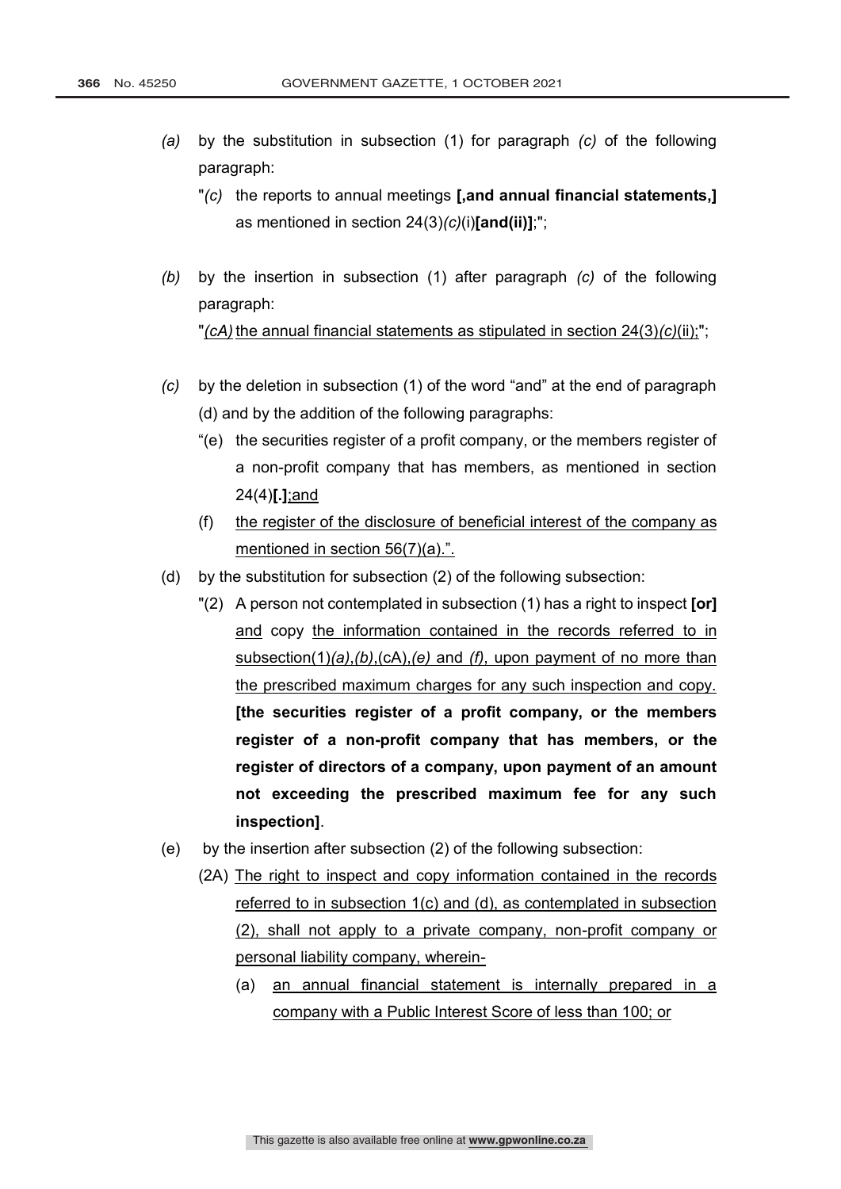*(a)* by the substitution in subsection (1) for paragraph *(c)* of the following paragraph:

"*(c)* the reports to annual meetings **[,and annual financial statements,]** as mentioned in section 24(3)*(c)*(i)**[and(ii)]**;";

*(b)* by the insertion in subsection (1) after paragraph *(c)* of the following paragraph:

"<u>*(cA)* the annual financial statements as stipulated in section 24(3)*(c)*(ii);</u>";

*(c)* by the deletion in subsection (1) of the word "and" at the end of paragraph (d) and by the addition of the following paragraphs:

"(e) the securities register of a profit company, or the members register of a non-profit company that has members, as mentioned in section 24(4)**[.]**<u>;and</u>

(f) <u>the register of the disclosure of beneficial interest of the company as mentioned in section 56(7)(a).".</u>

(d) by the substitution for subsection (2) of the following subsection:

"(2) A person not contemplated in subsection (1) has a right to inspect **[or]** <u>and</u> copy <u>the information contained in the records referred to in subsection(1)*(a)*,*(b)*,(cA),*(e)* and *(f)*, upon payment of no more than the prescribed maximum charges for any such inspection and copy.</u> **[the securities register of a profit company, or the members register of a non-profit company that has members, or the register of directors of a company, upon payment of an amount not exceeding the prescribed maximum fee for any such inspection]**.

(e) by the insertion after subsection (2) of the following subsection:

(2A) <u>The right to inspect and copy information contained in the records referred to in subsection 1(c) and (d), as contemplated in subsection (2), shall not apply to a private company, non-profit company or personal liability company, wherein-</u>

(a) <u>an annual financial statement is internally prepared in a company with a Public Interest Score of less than 100; or</u>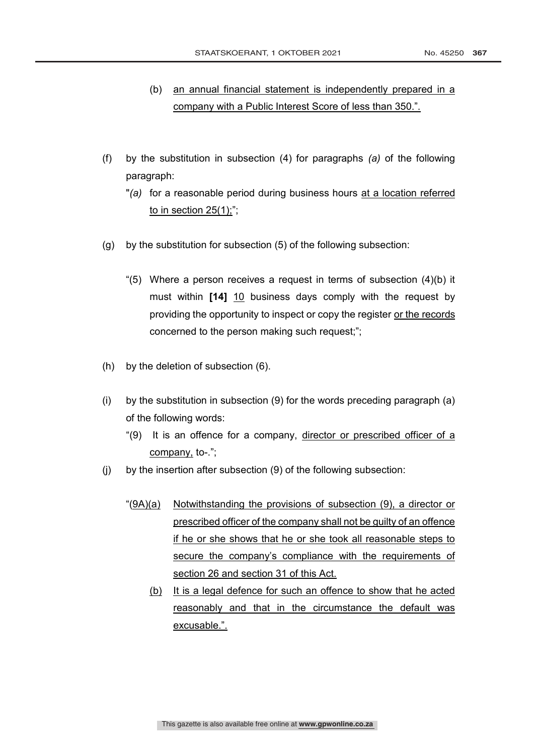(b) an annual financial statement is independently prepared in a company with a Public Interest Score of less than 350.".

(f) by the substitution in subsection (4) for paragraphs *(a)* of the following paragraph:

"*(a)* for a reasonable period during business hours at a location referred to in section 25(1);";

(g) by the substitution for subsection (5) of the following subsection:

"(5) Where a person receives a request in terms of subsection (4)(b) it must within **[14]** 10 business days comply with the request by providing the opportunity to inspect or copy the register or the records concerned to the person making such request;";

(h) by the deletion of subsection (6).

(i) by the substitution in subsection (9) for the words preceding paragraph (a) of the following words:

"(9) It is an offence for a company, director or prescribed officer of a company, to-.";

(j) by the insertion after subsection (9) of the following subsection:

"(9A)(a) Notwithstanding the provisions of subsection (9), a director or prescribed officer of the company shall not be guilty of an offence if he or she shows that he or she took all reasonable steps to secure the company's compliance with the requirements of section 26 and section 31 of this Act.

(b) It is a legal defence for such an offence to show that he acted reasonably and that in the circumstance the default was excusable.".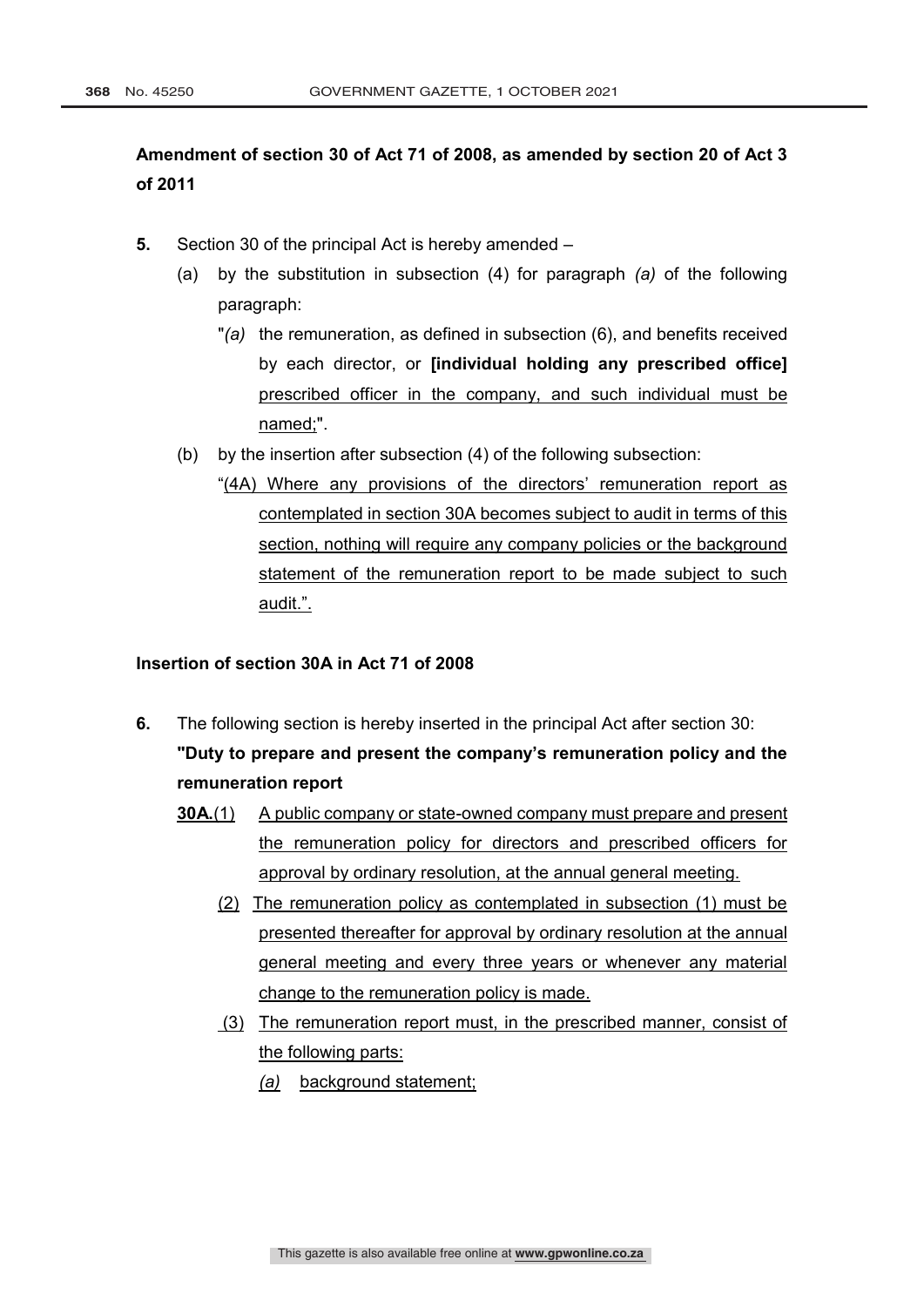**Amendment of section 30 of Act 71 of 2008, as amended by section 20 of Act 3 of 2011**

**5.** Section 30 of the principal Act is hereby amended –

(a) by the substitution in subsection (4) for paragraph *(a)* of the following paragraph:

"*(a)* the remuneration, as defined in subsection (6), and benefits received by each director, or **[individual holding any prescribed office]** <u>prescribed officer in the company, and such individual must be named;</u>".

(b) by the insertion after subsection (4) of the following subsection:

"<u>(4A) Where any provisions of the directors' remuneration report as contemplated in section 30A becomes subject to audit in terms of this section, nothing will require any company policies or the background statement of the remuneration report to be made subject to such audit.".</u>

**Insertion of section 30A in Act 71 of 2008**

**6.** The following section is hereby inserted in the principal Act after section 30:

**"Duty to prepare and present the company's remuneration policy and the remuneration report**

<u>**30A.**</u>(1) <u>A public company or state-owned company must prepare and present the remuneration policy for directors and prescribed officers for approval by ordinary resolution, at the annual general meeting.</u>

<u>(2) The remuneration policy as contemplated in subsection (1) must be presented thereafter for approval by ordinary resolution at the annual general meeting and every three years or whenever any material change to the remuneration policy is made.</u>

<u>(3) The remuneration report must, in the prescribed manner, consist of the following parts:</u>

<u>*(a)* background statement;</u>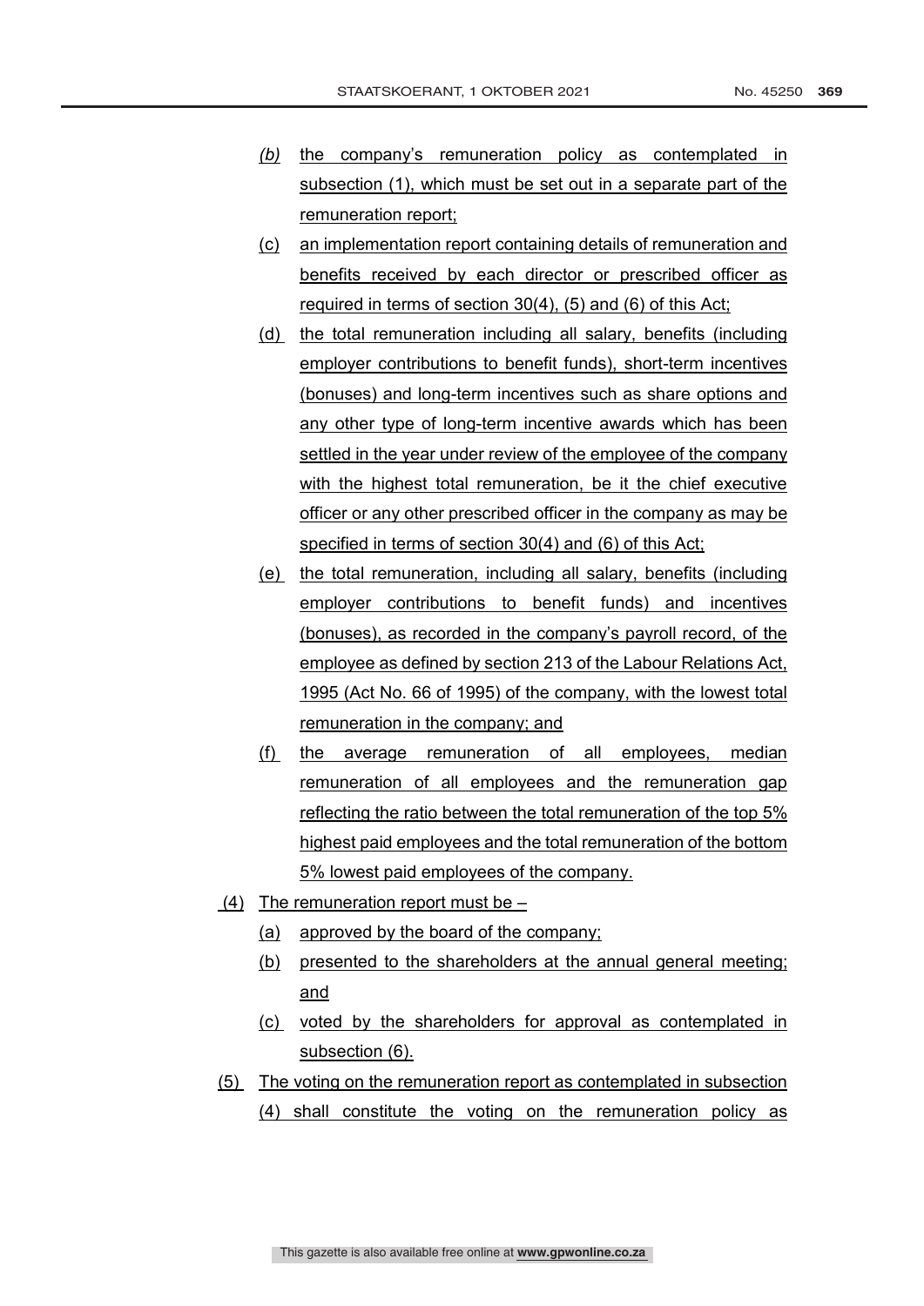(b) the company's remuneration policy as contemplated in subsection (1), which must be set out in a separate part of the remuneration report;

(c) an implementation report containing details of remuneration and benefits received by each director or prescribed officer as required in terms of section 30(4), (5) and (6) of this Act;

(d) the total remuneration including all salary, benefits (including employer contributions to benefit funds), short-term incentives (bonuses) and long-term incentives such as share options and any other type of long-term incentive awards which has been settled in the year under review of the employee of the company with the highest total remuneration, be it the chief executive officer or any other prescribed officer in the company as may be specified in terms of section 30(4) and (6) of this Act;

(e) the total remuneration, including all salary, benefits (including employer contributions to benefit funds) and incentives (bonuses), as recorded in the company's payroll record, of the employee as defined by section 213 of the Labour Relations Act, 1995 (Act No. 66 of 1995) of the company, with the lowest total remuneration in the company; and

(f) the average remuneration of all employees, median remuneration of all employees and the remuneration gap reflecting the ratio between the total remuneration of the top 5% highest paid employees and the total remuneration of the bottom 5% lowest paid employees of the company.

(4) The remuneration report must be –

(a) approved by the board of the company;

(b) presented to the shareholders at the annual general meeting; and

(c) voted by the shareholders for approval as contemplated in subsection (6).

(5) The voting on the remuneration report as contemplated in subsection (4) shall constitute the voting on the remuneration policy as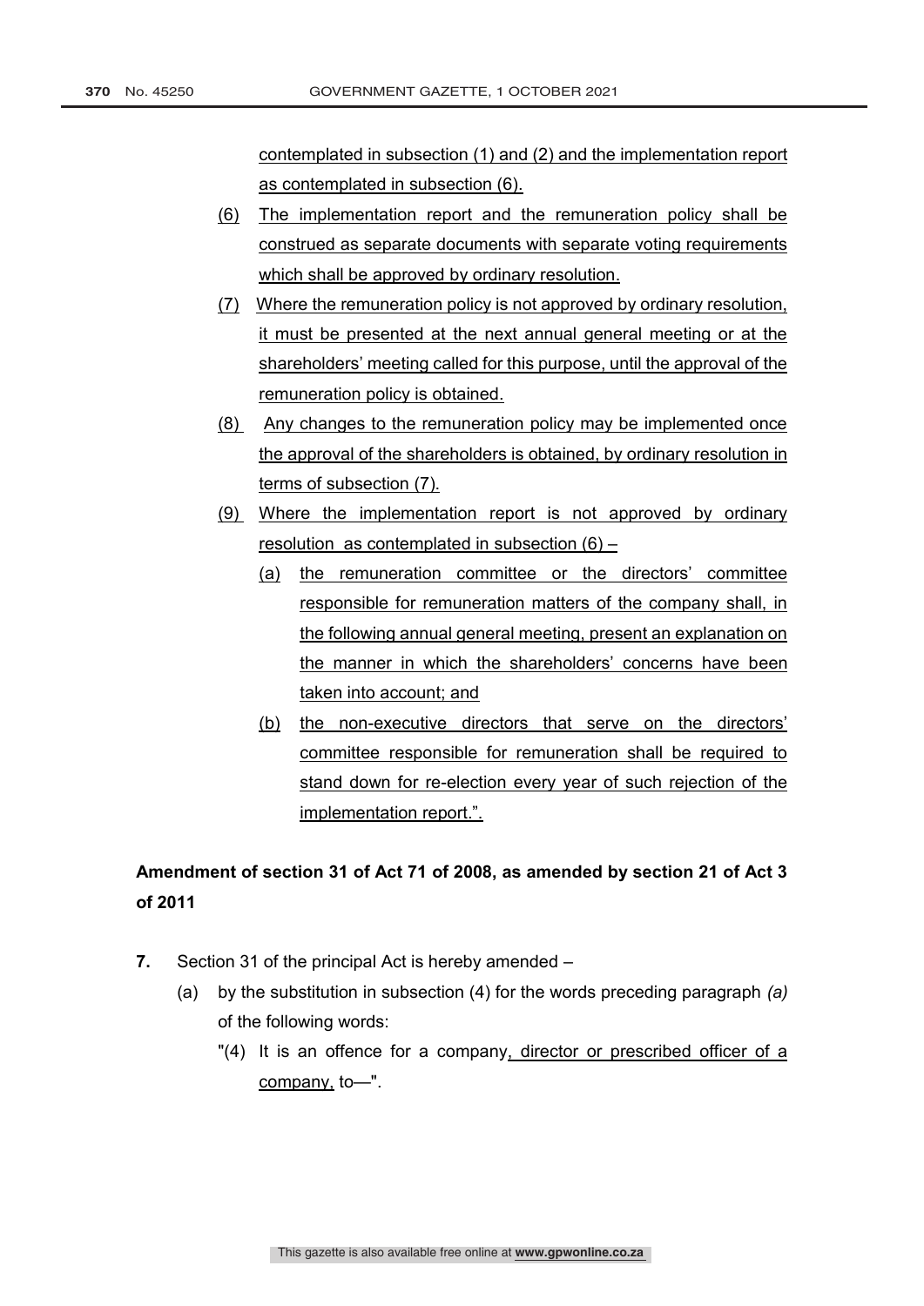contemplated in subsection (1) and (2) and the implementation report as contemplated in subsection (6).

(6) The implementation report and the remuneration policy shall be construed as separate documents with separate voting requirements which shall be approved by ordinary resolution.

(7) Where the remuneration policy is not approved by ordinary resolution, it must be presented at the next annual general meeting or at the shareholders' meeting called for this purpose, until the approval of the remuneration policy is obtained.

(8) Any changes to the remuneration policy may be implemented once the approval of the shareholders is obtained, by ordinary resolution in terms of subsection (7).

(9) Where the implementation report is not approved by ordinary resolution as contemplated in subsection (6) –

(a) the remuneration committee or the directors' committee responsible for remuneration matters of the company shall, in the following annual general meeting, present an explanation on the manner in which the shareholders' concerns have been taken into account; and

(b) the non-executive directors that serve on the directors' committee responsible for remuneration shall be required to stand down for re-election every year of such rejection of the implementation report.".

**Amendment of section 31 of Act 71 of 2008, as amended by section 21 of Act 3 of 2011**

**7.** Section 31 of the principal Act is hereby amended –

(a) by the substitution in subsection (4) for the words preceding paragraph *(a)* of the following words:

"(4) It is an offence for a company, director or prescribed officer of a company, to—".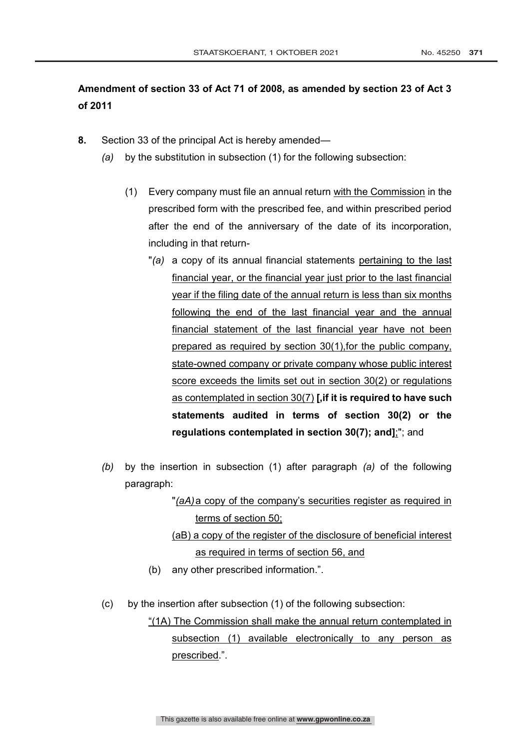**Amendment of section 33 of Act 71 of 2008, as amended by section 23 of Act 3 of 2011**

**8.** Section 33 of the principal Act is hereby amended—

*(a)* by the substitution in subsection (1) for the following subsection:

> (1) Every company must file an annual return <u>with the Commission</u> in the prescribed form with the prescribed fee, and within prescribed period after the end of the anniversary of the date of its incorporation, including in that return-
>
> "*(a)* a copy of its annual financial statements <u>pertaining to the last financial year, or the financial year just prior to the last financial year if the filing date of the annual return is less than six months following the end of the last financial year and the annual financial statement of the last financial year have not been prepared as required by section 30(1),for the public company, state-owned company or private company whose public interest score exceeds the limits set out in section 30(2) or regulations as contemplated in section 30(7)</u> **[,if it is required to have such statements audited in terms of section 30(2) or the regulations contemplated in section 30(7); and]**<u>;</u>"; and

*(b)* by the insertion in subsection (1) after paragraph *(a)* of the following paragraph:

> "<u>*(aA)* a copy of the company's securities register as required in terms of section 50;</u>
>
> <u>(aB) a copy of the register of the disclosure of beneficial interest as required in terms of section 56, and</u>
>
> (b) any other prescribed information.".

(c) by the insertion after subsection (1) of the following subsection:

> <u>"(1A) The Commission shall make the annual return contemplated in subsection (1) available electronically to any person as prescribed</u>.".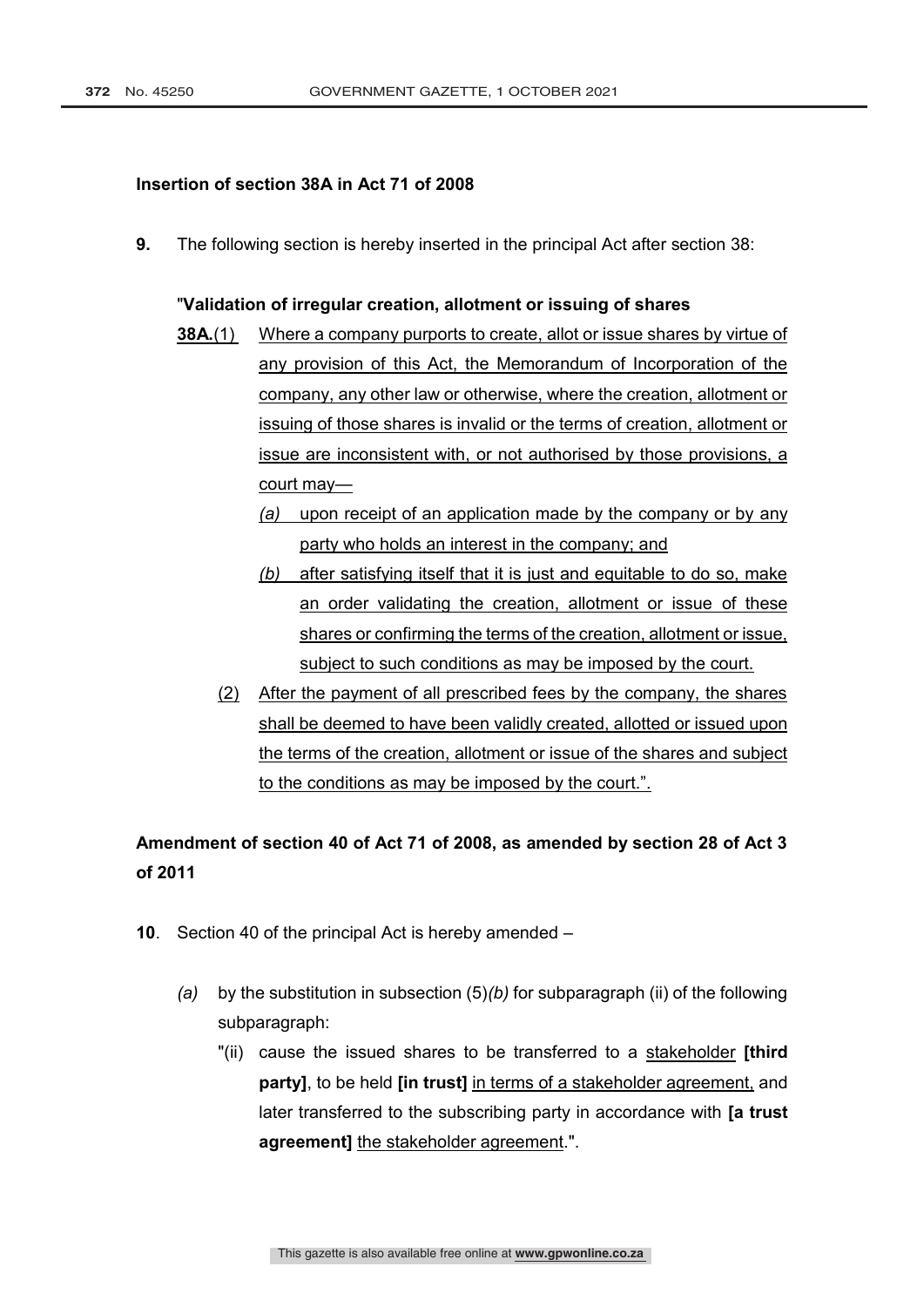**Insertion of section 38A in Act 71 of 2008**

**9.** The following section is hereby inserted in the principal Act after section 38:

"**Validation of irregular creation, allotment or issuing of shares**

**38A.**(1) Where a company purports to create, allot or issue shares by virtue of any provision of this Act, the Memorandum of Incorporation of the company, any other law or otherwise, where the creation, allotment or issuing of those shares is invalid or the terms of creation, allotment or issue are inconsistent with, or not authorised by those provisions, a court may—

*(a)* upon receipt of an application made by the company or by any party who holds an interest in the company; and

*(b)* after satisfying itself that it is just and equitable to do so, make an order validating the creation, allotment or issue of these shares or confirming the terms of the creation, allotment or issue, subject to such conditions as may be imposed by the court.

(2) After the payment of all prescribed fees by the company, the shares shall be deemed to have been validly created, allotted or issued upon the terms of the creation, allotment or issue of the shares and subject to the conditions as may be imposed by the court.".

**Amendment of section 40 of Act 71 of 2008, as amended by section 28 of Act 3 of 2011**

**10**. Section 40 of the principal Act is hereby amended –

*(a)* by the substitution in subsection (5)*(b)* for subparagraph (ii) of the following subparagraph:

"(ii) cause the issued shares to be transferred to a stakeholder **[third party]**, to be held **[in trust]** in terms of a stakeholder agreement, and later transferred to the subscribing party in accordance with **[a trust agreement]** the stakeholder agreement.".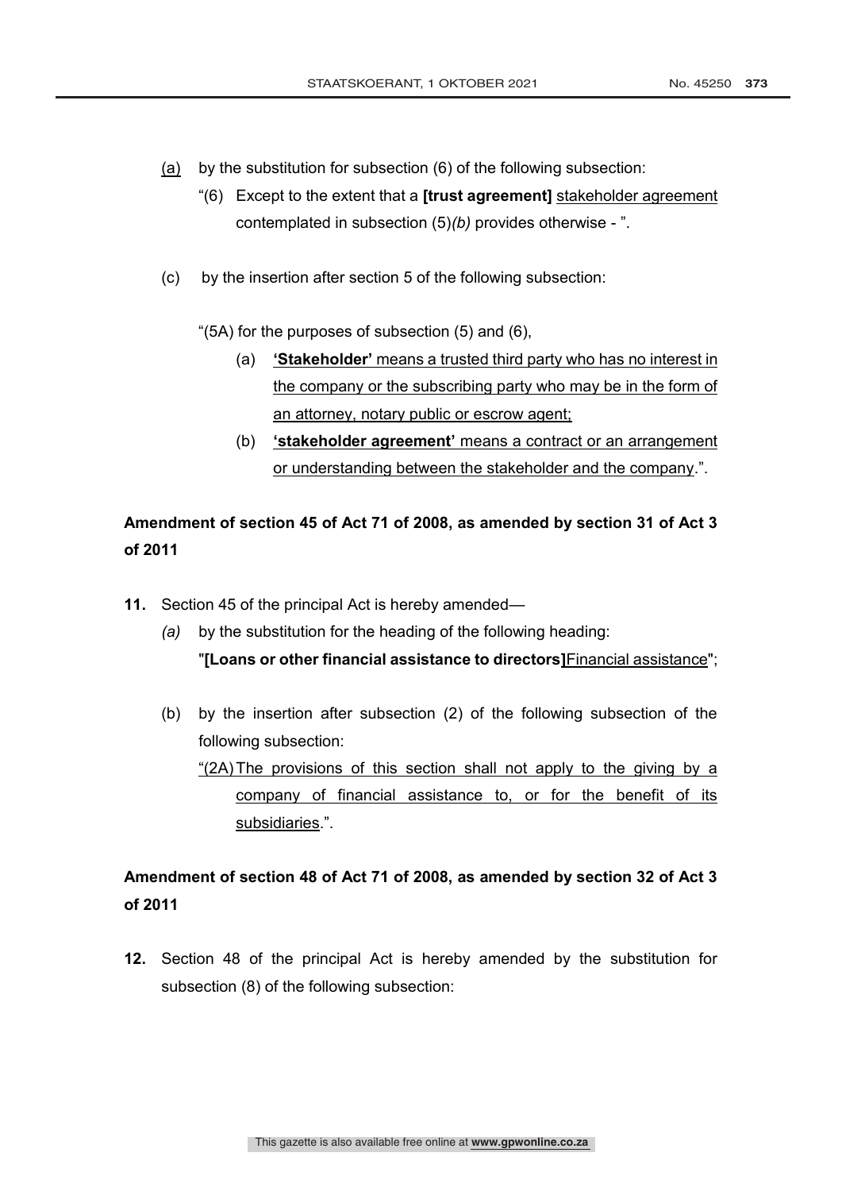(a) by the substitution for subsection (6) of the following subsection:

"(6) Except to the extent that a **[trust agreement]** stakeholder agreement contemplated in subsection (5)*(b)* provides otherwise - ".

(c) by the insertion after section 5 of the following subsection:

"(5A) for the purposes of subsection (5) and (6),

(a) **'Stakeholder'** means a trusted third party who has no interest in the company or the subscribing party who may be in the form of an attorney, notary public or escrow agent;

(b) **'stakeholder agreement'** means a contract or an arrangement or understanding between the stakeholder and the company.".

**Amendment of section 45 of Act 71 of 2008, as amended by section 31 of Act 3 of 2011**

**11.** Section 45 of the principal Act is hereby amended—

*(a)* by the substitution for the heading of the following heading:

"**[Loans or other financial assistance to directors]**Financial assistance";

(b) by the insertion after subsection (2) of the following subsection of the following subsection:

"(2A) The provisions of this section shall not apply to the giving by a company of financial assistance to, or for the benefit of its subsidiaries.".

**Amendment of section 48 of Act 71 of 2008, as amended by section 32 of Act 3 of 2011**

**12.** Section 48 of the principal Act is hereby amended by the substitution for subsection (8) of the following subsection: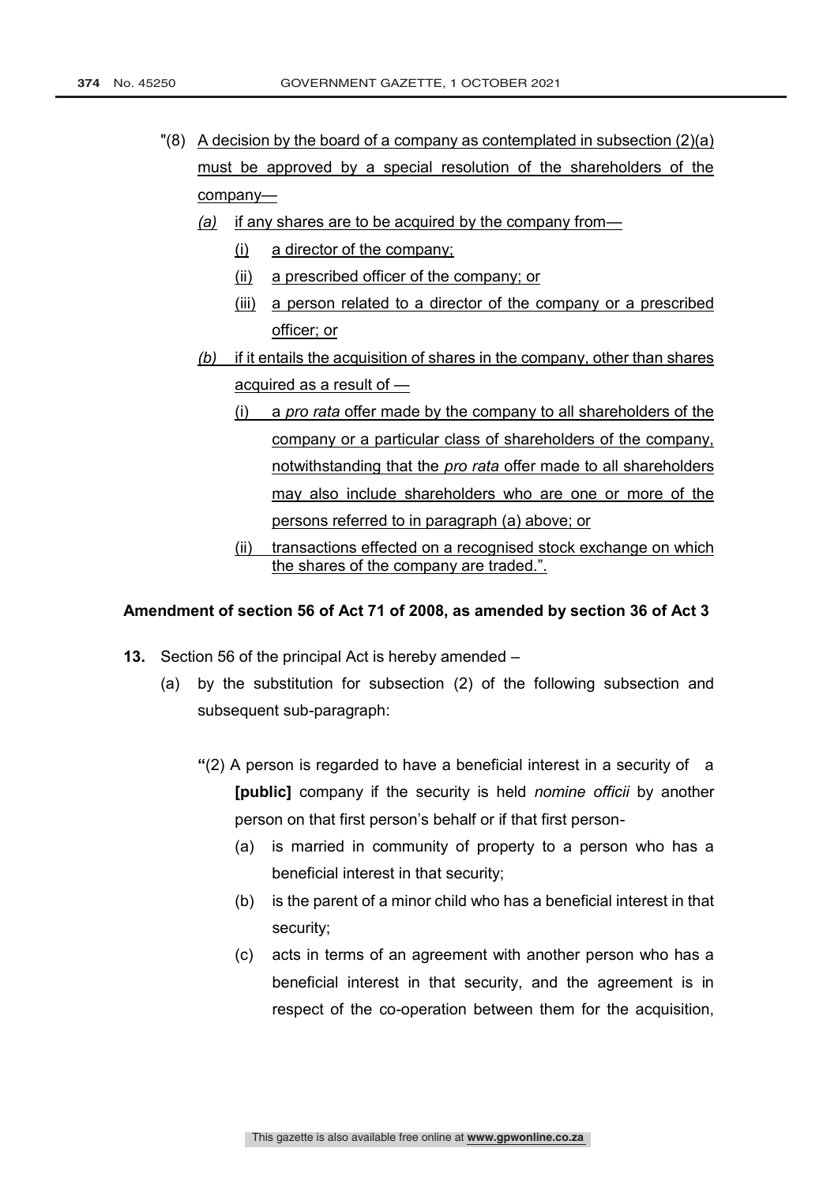"(8) A decision by the board of a company as contemplated in subsection (2)(a) must be approved by a special resolution of the shareholders of the company—

*(a)* if any shares are to be acquired by the company from—

(i) a director of the company;

(ii) a prescribed officer of the company; or

(iii) a person related to a director of the company or a prescribed officer; or

*(b)* if it entails the acquisition of shares in the company, other than shares acquired as a result of —

(i) a *pro rata* offer made by the company to all shareholders of the company or a particular class of shareholders of the company, notwithstanding that the *pro rata* offer made to all shareholders may also include shareholders who are one or more of the persons referred to in paragraph (a) above; or

(ii) transactions effected on a recognised stock exchange on which the shares of the company are traded.".

**Amendment of section 56 of Act 71 of 2008, as amended by section 36 of Act 3**

**13.** Section 56 of the principal Act is hereby amended –

(a) by the substitution for subsection (2) of the following subsection and subsequent sub-paragraph:

"(2) A person is regarded to have a beneficial interest in a security of a **[public]** company if the security is held *nomine officii* by another person on that first person's behalf or if that first person-

(a) is married in community of property to a person who has a beneficial interest in that security;

(b) is the parent of a minor child who has a beneficial interest in that security;

(c) acts in terms of an agreement with another person who has a beneficial interest in that security, and the agreement is in respect of the co-operation between them for the acquisition,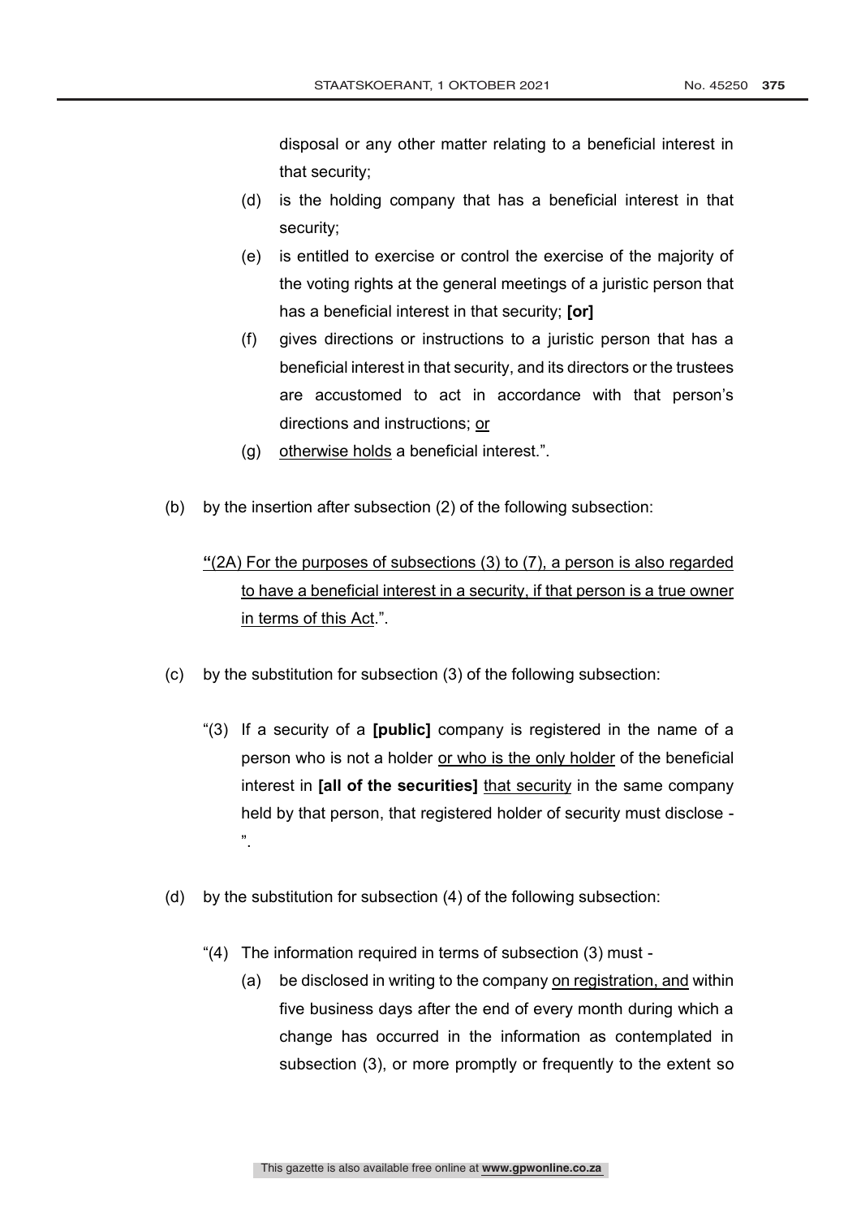disposal or any other matter relating to a beneficial interest in that security;

(d) is the holding company that has a beneficial interest in that security;

(e) is entitled to exercise or control the exercise of the majority of the voting rights at the general meetings of a juristic person that has a beneficial interest in that security; **[or]**

(f) gives directions or instructions to a juristic person that has a beneficial interest in that security, and its directors or the trustees are accustomed to act in accordance with that person's directions and instructions; <u>or</u>

(g) <u>otherwise holds</u> a beneficial interest.".

(b) by the insertion after subsection (2) of the following subsection:

"<u>(2A) For the purposes of subsections (3) to (7), a person is also regarded to have a beneficial interest in a security, if that person is a true owner in terms of this Act</u>.".

(c) by the substitution for subsection (3) of the following subsection:

"(3) If a security of a **[public]** company is registered in the name of a person who is not a holder <u>or who is the only holder</u> of the beneficial interest in **[all of the securities]** <u>that security</u> in the same company held by that person, that registered holder of security must disclose - ".

(d) by the substitution for subsection (4) of the following subsection:

"(4) The information required in terms of subsection (3) must -

(a) be disclosed in writing to the company <u>on registration, and</u> within five business days after the end of every month during which a change has occurred in the information as contemplated in subsection (3), or more promptly or frequently to the extent so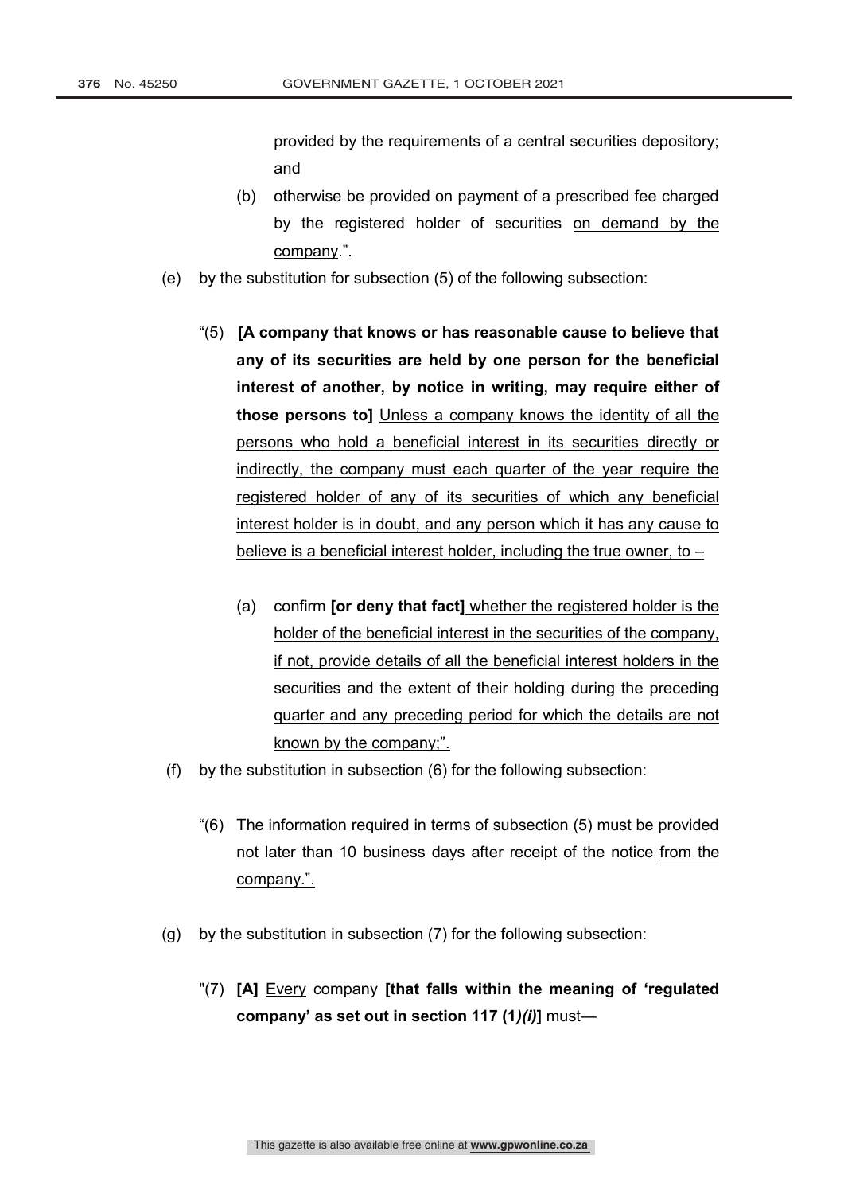provided by the requirements of a central securities depository; and

(b) otherwise be provided on payment of a prescribed fee charged by the registered holder of securities <u>on demand by the company</u>.".

(e) by the substitution for subsection (5) of the following subsection:

"(5) **[A company that knows or has reasonable cause to believe that any of its securities are held by one person for the beneficial interest of another, by notice in writing, may require either of those persons to]** <u>Unless a company knows the identity of all the persons who hold a beneficial interest in its securities directly or indirectly, the company must each quarter of the year require the registered holder of any of its securities of which any beneficial interest holder is in doubt, and any person which it has any cause to believe is a beneficial interest holder, including the true owner, to –</u>

(a) confirm **[or deny that fact]** <u>whether the registered holder is the holder of the beneficial interest in the securities of the company, if not, provide details of all the beneficial interest holders in the securities and the extent of their holding during the preceding quarter and any preceding period for which the details are not known by the company;".</u>

(f) by the substitution in subsection (6) for the following subsection:

"(6) The information required in terms of subsection (5) must be provided not later than 10 business days after receipt of the notice <u>from the company.".</u>

(g) by the substitution in subsection (7) for the following subsection:

"(7) **[A]** <u>Every</u> company **[that falls within the meaning of 'regulated company' as set out in section 117 (1*)(i)*]** must—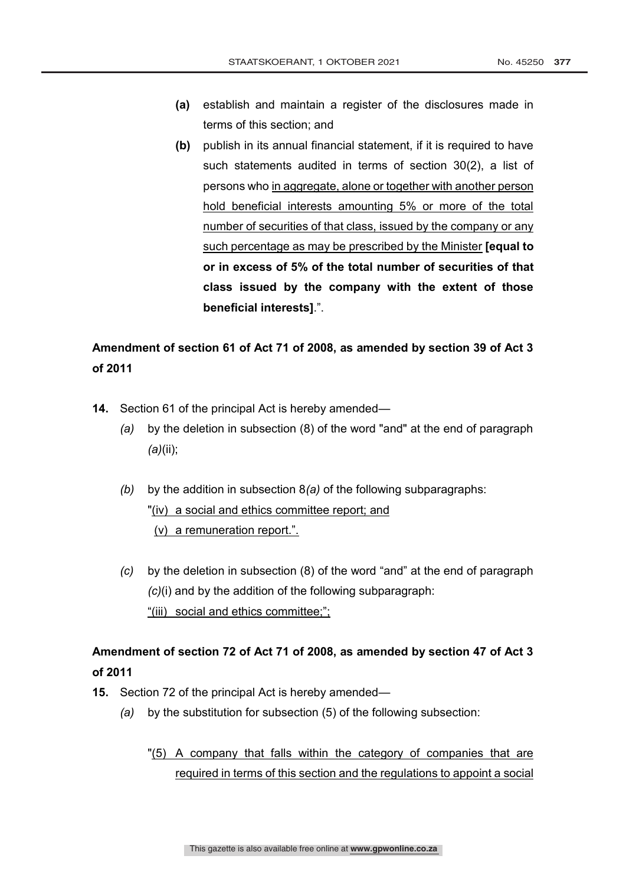**(a)** establish and maintain a register of the disclosures made in terms of this section; and

**(b)** publish in its annual financial statement, if it is required to have such statements audited in terms of section 30(2), a list of persons who <u>in aggregate, alone or together with another person hold beneficial interests amounting 5% or more of the total number of securities of that class, issued by the company or any such percentage as may be prescribed by the Minister</u> **[equal to or in excess of 5% of the total number of securities of that class issued by the company with the extent of those beneficial interests]**.".

**Amendment of section 61 of Act 71 of 2008, as amended by section 39 of Act 3 of 2011**

**14.** Section 61 of the principal Act is hereby amended—

*(a)* by the deletion in subsection (8) of the word "and" at the end of paragraph *(a)*(ii);

*(b)* by the addition in subsection 8*(a)* of the following subparagraphs:

"<u>(iv) a social and ethics committee report; and</u>

<u>(v) a remuneration report.".</u>

*(c)* by the deletion in subsection (8) of the word "and" at the end of paragraph *(c)*(i) and by the addition of the following subparagraph:

<u>"(iii) social and ethics committee;";</u>

**Amendment of section 72 of Act 71 of 2008, as amended by section 47 of Act 3 of 2011**

**15.** Section 72 of the principal Act is hereby amended—

*(a)* by the substitution for subsection (5) of the following subsection:

"<u>(5) A company that falls within the category of companies that are required in terms of this section and the regulations to appoint a social</u>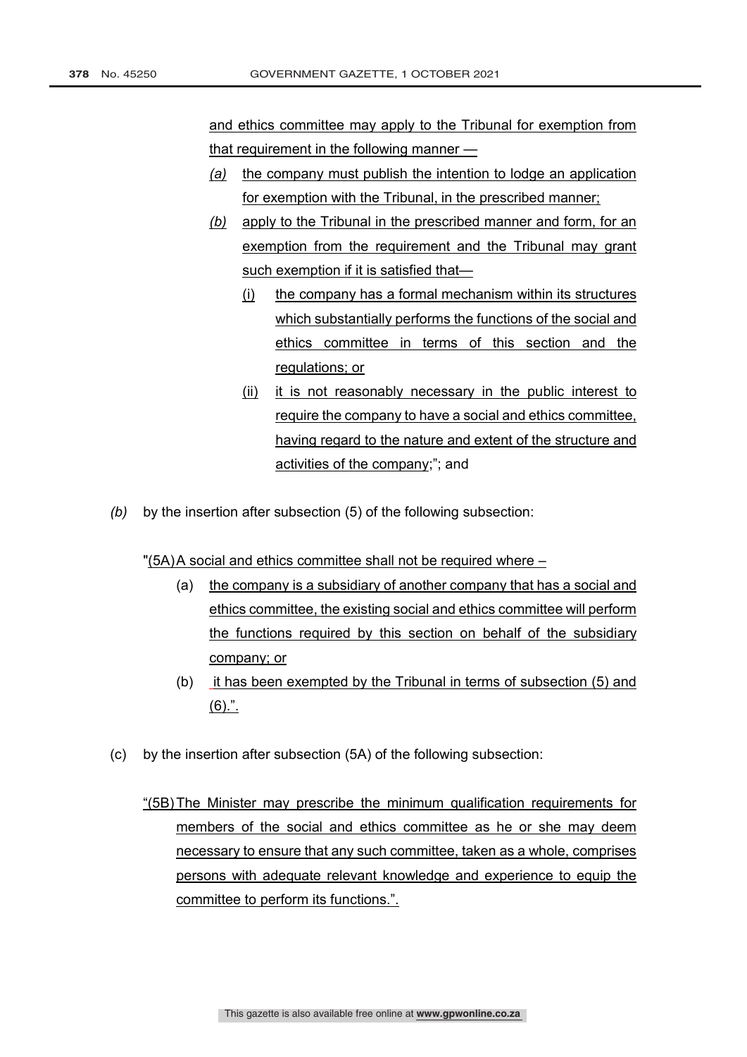and ethics committee may apply to the Tribunal for exemption from that requirement in the following manner —

- *(a)* the company must publish the intention to lodge an application for exemption with the Tribunal, in the prescribed manner;
- *(b)* apply to the Tribunal in the prescribed manner and form, for an exemption from the requirement and the Tribunal may grant such exemption if it is satisfied that—
  - (i) the company has a formal mechanism within its structures which substantially performs the functions of the social and ethics committee in terms of this section and the regulations; or
  - (ii) it is not reasonably necessary in the public interest to require the company to have a social and ethics committee, having regard to the nature and extent of the structure and activities of the company;"; and

*(b)* by the insertion after subsection (5) of the following subsection:

"(5A) A social and ethics committee shall not be required where –

- (a) the company is a subsidiary of another company that has a social and ethics committee, the existing social and ethics committee will perform the functions required by this section on behalf of the subsidiary company; or
- (b) it has been exempted by the Tribunal in terms of subsection (5) and (6).".

(c) by the insertion after subsection (5A) of the following subsection:

"(5B) The Minister may prescribe the minimum qualification requirements for members of the social and ethics committee as he or she may deem necessary to ensure that any such committee, taken as a whole, comprises persons with adequate relevant knowledge and experience to equip the committee to perform its functions.".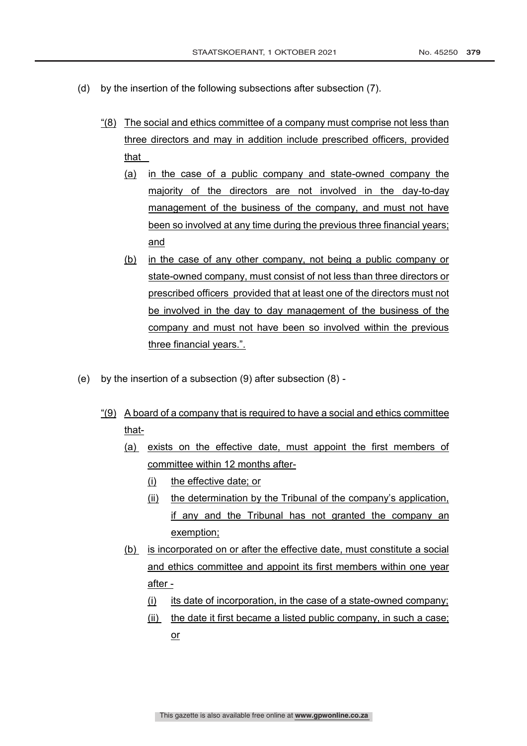(d) by the insertion of the following subsections after subsection (7).

"(8) The social and ethics committee of a company must comprise not less than three directors and may in addition include prescribed officers, provided that

(a) in the case of a public company and state-owned company the majority of the directors are not involved in the day-to-day management of the business of the company, and must not have been so involved at any time during the previous three financial years; and

(b) in the case of any other company, not being a public company or state-owned company, must consist of not less than three directors or prescribed officers provided that at least one of the directors must not be involved in the day to day management of the business of the company and must not have been so involved within the previous three financial years.".

(e) by the insertion of a subsection (9) after subsection (8) -

"(9) A board of a company that is required to have a social and ethics committee that-

(a) exists on the effective date, must appoint the first members of committee within 12 months after-

(i) the effective date; or

(ii) the determination by the Tribunal of the company's application, if any and the Tribunal has not granted the company an exemption;

(b) is incorporated on or after the effective date, must constitute a social and ethics committee and appoint its first members within one year after -

(i) its date of incorporation, in the case of a state-owned company;

(ii) the date it first became a listed public company, in such a case; or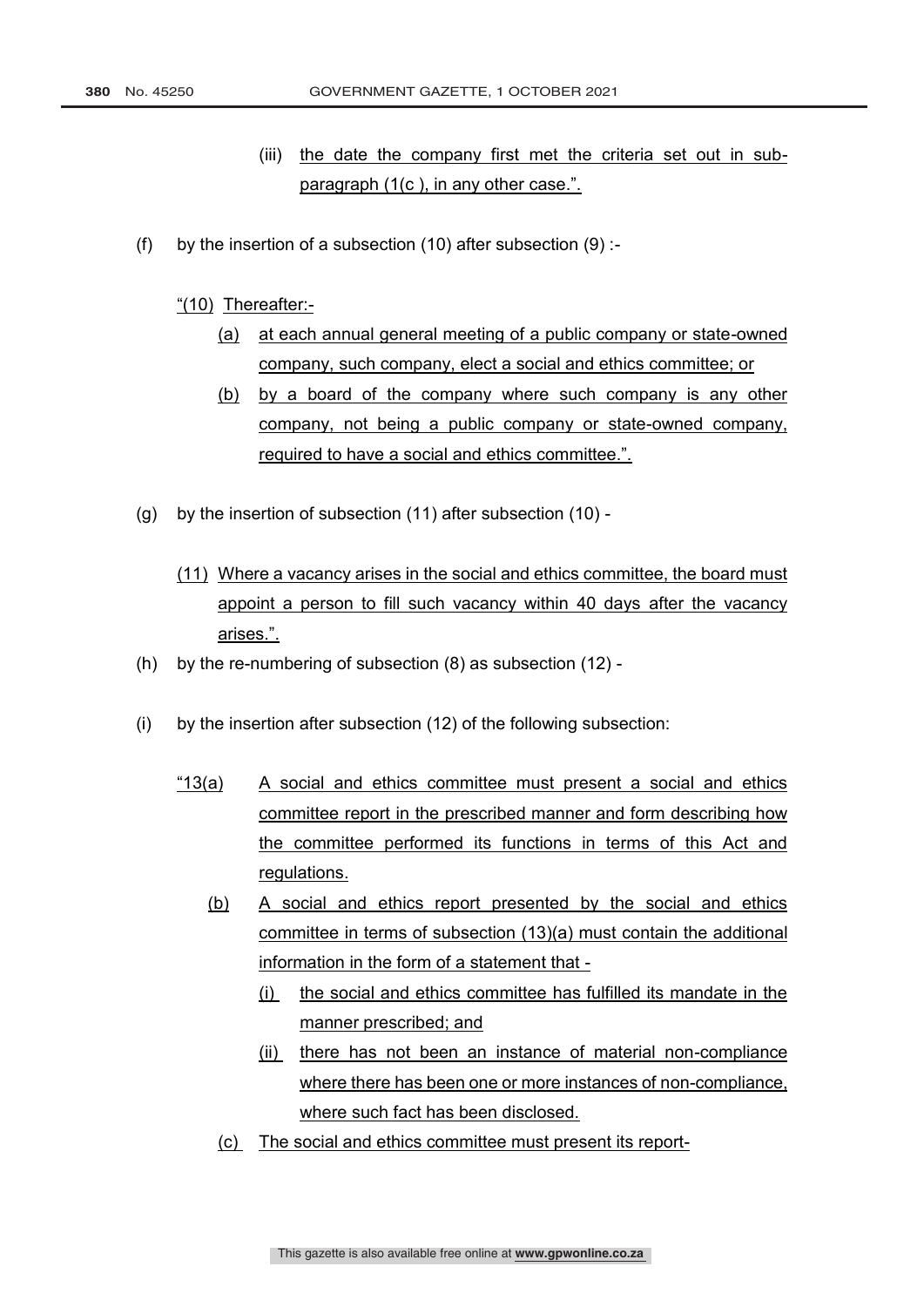(iii) the date the company first met the criteria set out in sub-paragraph (1(c ), in any other case.".

(f) by the insertion of a subsection (10) after subsection (9) :-

"(10) Thereafter:-

(a) at each annual general meeting of a public company or state-owned company, such company, elect a social and ethics committee; or

(b) by a board of the company where such company is any other company, not being a public company or state-owned company, required to have a social and ethics committee.".

(g) by the insertion of subsection (11) after subsection (10) -

(11) Where a vacancy arises in the social and ethics committee, the board must appoint a person to fill such vacancy within 40 days after the vacancy arises.".

(h) by the re-numbering of subsection (8) as subsection (12) -

(i) by the insertion after subsection (12) of the following subsection:

"13(a) A social and ethics committee must present a social and ethics committee report in the prescribed manner and form describing how the committee performed its functions in terms of this Act and regulations.

(b) A social and ethics report presented by the social and ethics committee in terms of subsection (13)(a) must contain the additional information in the form of a statement that -

(i) the social and ethics committee has fulfilled its mandate in the manner prescribed; and

(ii) there has not been an instance of material non-compliance where there has been one or more instances of non-compliance, where such fact has been disclosed.

(c) The social and ethics committee must present its report-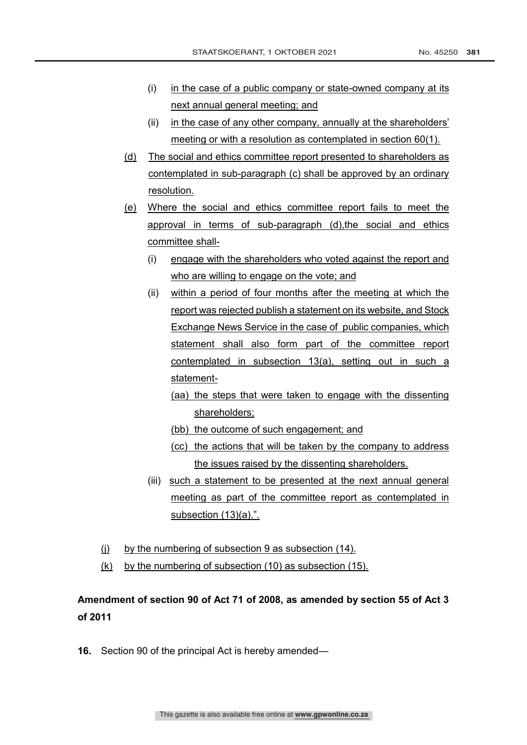(i) in the case of a public company or state-owned company at its next annual general meeting; and

(ii) in the case of any other company, annually at the shareholders' meeting or with a resolution as contemplated in section 60(1).

(d) The social and ethics committee report presented to shareholders as contemplated in sub-paragraph (c) shall be approved by an ordinary resolution.

(e) Where the social and ethics committee report fails to meet the approval in terms of sub-paragraph (d),the social and ethics committee shall-

(i) engage with the shareholders who voted against the report and who are willing to engage on the vote; and

(ii) within a period of four months after the meeting at which the report was rejected publish a statement on its website, and Stock Exchange News Service in the case of public companies, which statement shall also form part of the committee report contemplated in subsection 13(a), setting out in such a statement-

(aa) the steps that were taken to engage with the dissenting shareholders;

(bb) the outcome of such engagement; and

(cc) the actions that will be taken by the company to address the issues raised by the dissenting shareholders.

(iii) such a statement to be presented at the next annual general meeting as part of the committee report as contemplated in subsection (13)(a).".

(j) by the numbering of subsection 9 as subsection (14).

(k) by the numbering of subsection (10) as subsection (15).

**Amendment of section 90 of Act 71 of 2008, as amended by section 55 of Act 3 of 2011**

**16.** Section 90 of the principal Act is hereby amended—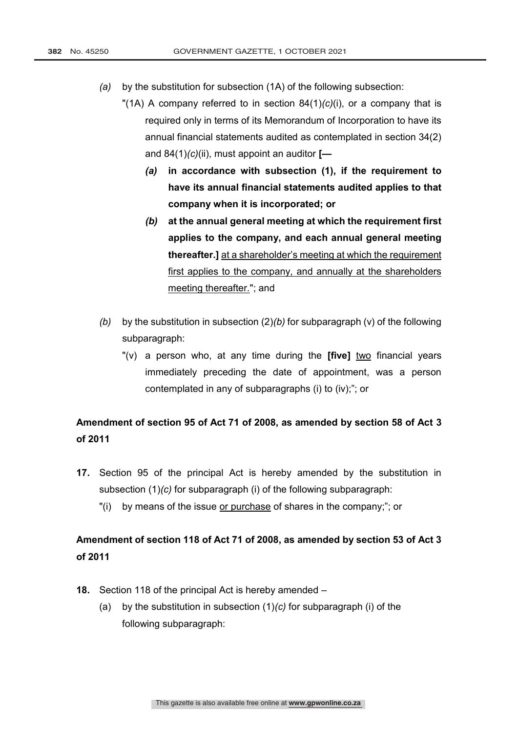*(a)* by the substitution for subsection (1A) of the following subsection:

"(1A) A company referred to in section 84(1)*(c)*(i), or a company that is required only in terms of its Memorandum of Incorporation to have its annual financial statements audited as contemplated in section 34(2) and 84(1)*(c)*(ii), must appoint an auditor **[—**

***(a)*** **in accordance with subsection (1), if the requirement to have its annual financial statements audited applies to that company when it is incorporated; or**

***(b)*** **at the annual general meeting at which the requirement first applies to the company, and each annual general meeting thereafter.]** <u>at a shareholder's meeting at which the requirement first applies to the company, and annually at the shareholders meeting thereafter.</u>"; and

*(b)* by the substitution in subsection (2)*(b)* for subparagraph (v) of the following subparagraph:

"(v) a person who, at any time during the **[five]** <u>two</u> financial years immediately preceding the date of appointment, was a person contemplated in any of subparagraphs (i) to (iv);"; or

**Amendment of section 95 of Act 71 of 2008, as amended by section 58 of Act 3 of 2011**

**17.** Section 95 of the principal Act is hereby amended by the substitution in subsection (1)*(c)* for subparagraph (i) of the following subparagraph:

"(i) by means of the issue <u>or purchase</u> of shares in the company;"; or

**Amendment of section 118 of Act 71 of 2008, as amended by section 53 of Act 3 of 2011**

**18.** Section 118 of the principal Act is hereby amended –

(a) by the substitution in subsection (1)*(c)* for subparagraph (i) of the following subparagraph: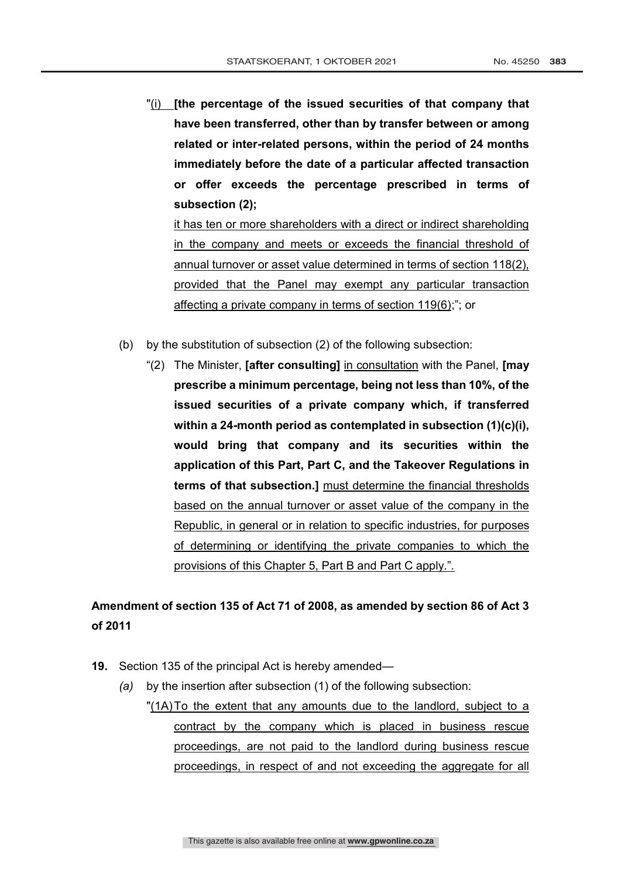"(i) **[the percentage of the issued securities of that company that have been transferred, other than by transfer between or among related or inter-related persons, within the period of 24 months immediately before the date of a particular affected transaction or offer exceeds the percentage prescribed in terms of subsection (2);**

it has ten or more shareholders with a direct or indirect shareholding in the company and meets or exceeds the financial threshold of annual turnover or asset value determined in terms of section 118(2), provided that the Panel may exempt any particular transaction affecting a private company in terms of section 119(6);"; or

(b) by the substitution of subsection (2) of the following subsection:

"(2) The Minister, **[after consulting]** in consultation with the Panel, **[may prescribe a minimum percentage, being not less than 10%, of the issued securities of a private company which, if transferred within a 24-month period as contemplated in subsection (1)(c)(i), would bring that company and its securities within the application of this Part, Part C, and the Takeover Regulations in terms of that subsection.]** must determine the financial thresholds based on the annual turnover or asset value of the company in the Republic, in general or in relation to specific industries, for purposes of determining or identifying the private companies to which the provisions of this Chapter 5, Part B and Part C apply.".

**Amendment of section 135 of Act 71 of 2008, as amended by section 86 of Act 3 of 2011**

**19.** Section 135 of the principal Act is hereby amended—

*(a)* by the insertion after subsection (1) of the following subsection:

"(1A) To the extent that any amounts due to the landlord, subject to a contract by the company which is placed in business rescue proceedings, are not paid to the landlord during business rescue proceedings, in respect of and not exceeding the aggregate for all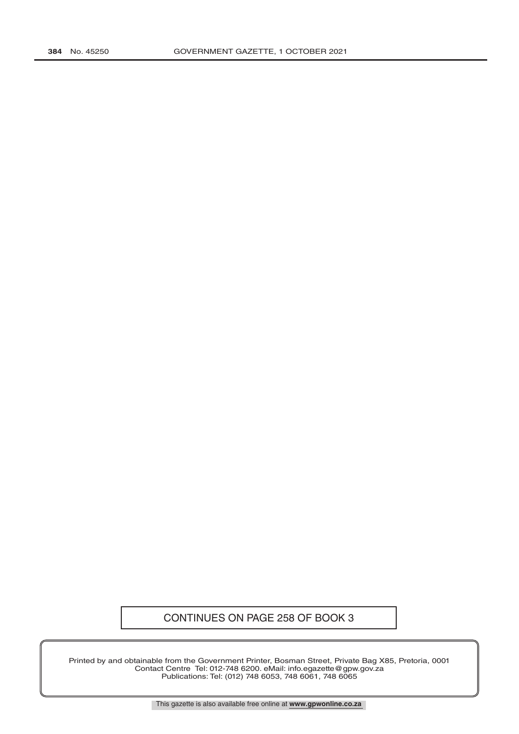CONTINUES ON PAGE 258 OF BOOK 3

Printed by and obtainable from the Government Printer, Bosman Street, Private Bag X85, Pretoria, 0001
Contact Centre Tel: 012-748 6200. eMail: info.egazette@gpw.gov.za
Publications: Tel: (012) 748 6053, 748 6061, 748 6065

This gazette is also available free online at **www.gpwonline.co.za**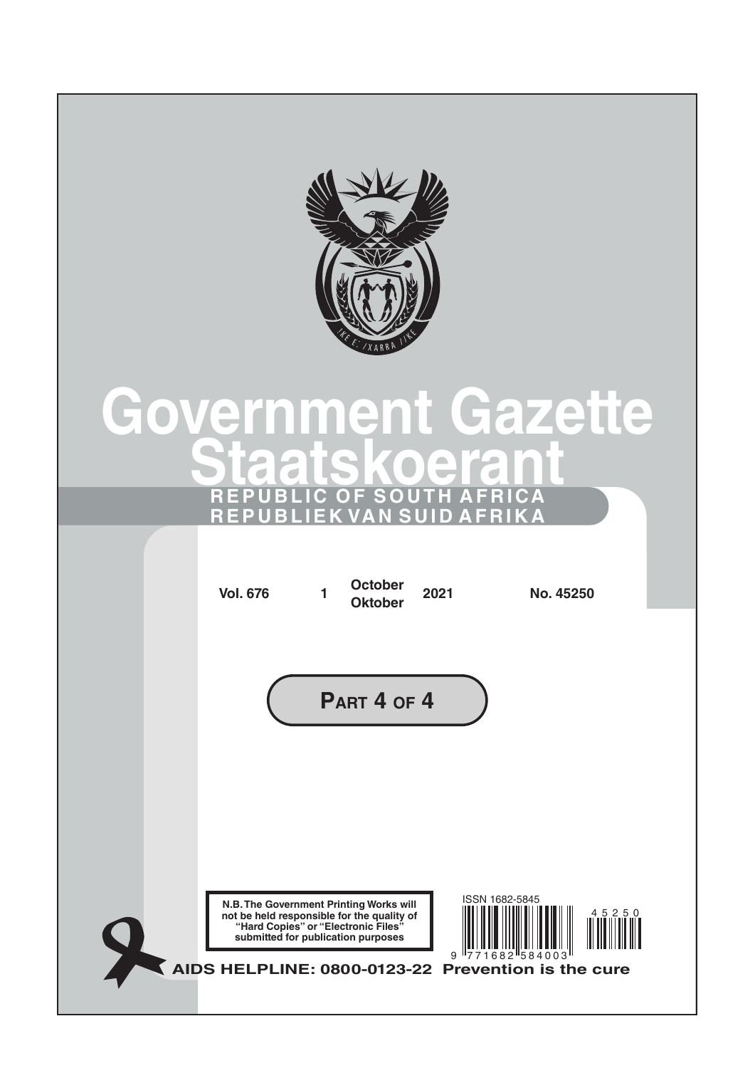# Government Gazette
# Staatskoerant

REPUBLIC OF SOUTH AFRICA
REPUBLIEK VAN SUID AFRIKA

Vol. 676 1 October / Oktober 2021 No. 45250

**PART 4 OF 4**

N.B. The Government Printing Works will not be held responsible for the quality of "Hard Copies" or "Electronic Files" submitted for publication purposes

ISSN 1682-5845

AIDS HELPLINE: 0800-0123-22 Prevention is the cure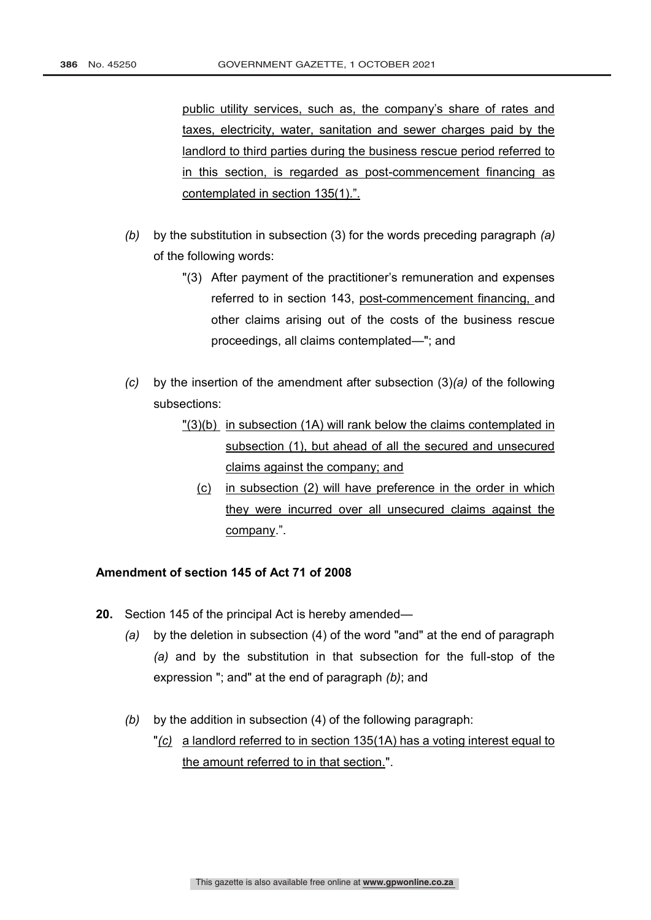public utility services, such as, the company's share of rates and taxes, electricity, water, sanitation and sewer charges paid by the landlord to third parties during the business rescue period referred to in this section, is regarded as post-commencement financing as contemplated in section 135(1).".

*(b)* by the substitution in subsection (3) for the words preceding paragraph *(a)* of the following words:

"(3) After payment of the practitioner's remuneration and expenses referred to in section 143, post-commencement financing, and other claims arising out of the costs of the business rescue proceedings, all claims contemplated—"; and

*(c)* by the insertion of the amendment after subsection (3)*(a)* of the following subsections:

"(3)(b) in subsection (1A) will rank below the claims contemplated in subsection (1), but ahead of all the secured and unsecured claims against the company; and

(c) in subsection (2) will have preference in the order in which they were incurred over all unsecured claims against the company.".

**Amendment of section 145 of Act 71 of 2008**

**20.** Section 145 of the principal Act is hereby amended—

*(a)* by the deletion in subsection (4) of the word "and" at the end of paragraph *(a)* and by the substitution in that subsection for the full-stop of the expression "; and" at the end of paragraph *(b)*; and

*(b)* by the addition in subsection (4) of the following paragraph:

"*(c)* a landlord referred to in section 135(1A) has a voting interest equal to the amount referred to in that section.".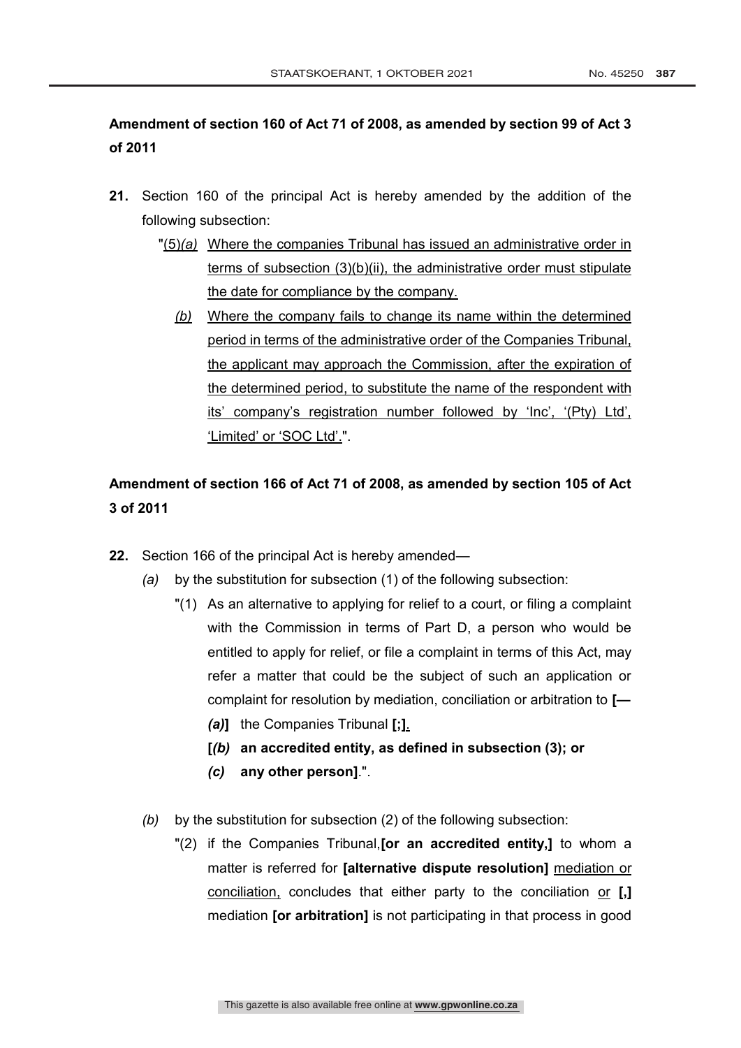**Amendment of section 160 of Act 71 of 2008, as amended by section 99 of Act 3 of 2011**

**21.** Section 160 of the principal Act is hereby amended by the addition of the following subsection:

"<u>(5)*(a)* Where the companies Tribunal has issued an administrative order in terms of subsection (3)(b)(ii), the administrative order must stipulate the date for compliance by the company.</u>

<u>*(b)* Where the company fails to change its name within the determined period in terms of the administrative order of the Companies Tribunal, the applicant may approach the Commission, after the expiration of the determined period, to substitute the name of the respondent with its' company's registration number followed by 'Inc', '(Pty) Ltd', 'Limited' or 'SOC Ltd'.</u>".

**Amendment of section 166 of Act 71 of 2008, as amended by section 105 of Act 3 of 2011**

**22.** Section 166 of the principal Act is hereby amended—

*(a)* by the substitution for subsection (1) of the following subsection:

"(1) As an alternative to applying for relief to a court, or filing a complaint with the Commission in terms of Part D, a person who would be entitled to apply for relief, or file a complaint in terms of this Act, may refer a matter that could be the subject of such an application or complaint for resolution by mediation, conciliation or arbitration to **[—**

***(a)*]** the Companies Tribunal **[;]**<u>.</u>

**[*(b)* an accredited entity, as defined in subsection (3); or**

***(c)* any other person]**.".

*(b)* by the substitution for subsection (2) of the following subsection:

"(2) if the Companies Tribunal,**[or an accredited entity,]** to whom a matter is referred for **[alternative dispute resolution]** <u>mediation or conciliation,</u> concludes that either party to the conciliation <u>or</u> **[,]** mediation **[or arbitration]** is not participating in that process in good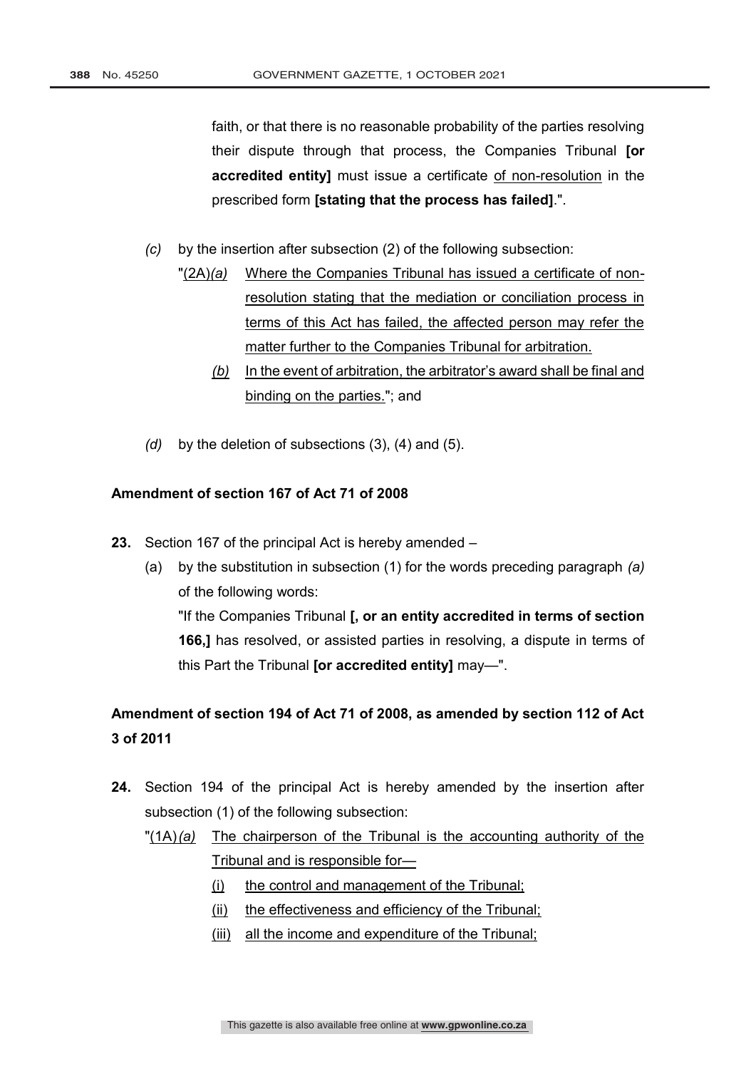faith, or that there is no reasonable probability of the parties resolving their dispute through that process, the Companies Tribunal **[or accredited entity]** must issue a certificate <u>of non-resolution</u> in the prescribed form **[stating that the process has failed]**.".

*(c)* by the insertion after subsection (2) of the following subsection:

"<u>(2A)*(a)*</u> <u>Where the Companies Tribunal has issued a certificate of non-resolution stating that the mediation or conciliation process in terms of this Act has failed, the affected person may refer the matter further to the Companies Tribunal for arbitration.</u>

<u>*(b)*</u> <u>In the event of arbitration, the arbitrator's award shall be final and binding on the parties.</u>"; and

*(d)* by the deletion of subsections (3), (4) and (5).

**Amendment of section 167 of Act 71 of 2008**

**23.** Section 167 of the principal Act is hereby amended –

(a) by the substitution in subsection (1) for the words preceding paragraph *(a)* of the following words:

"If the Companies Tribunal **[, or an entity accredited in terms of section 166,]** has resolved, or assisted parties in resolving, a dispute in terms of this Part the Tribunal **[or accredited entity]** may—".

**Amendment of section 194 of Act 71 of 2008, as amended by section 112 of Act 3 of 2011**

**24.** Section 194 of the principal Act is hereby amended by the insertion after subsection (1) of the following subsection:

"<u>(1A)*(a)*</u> <u>The chairperson of the Tribunal is the accounting authority of the Tribunal and is responsible for—</u>

<u>(i)</u> <u>the control and management of the Tribunal;</u>

<u>(ii)</u> <u>the effectiveness and efficiency of the Tribunal;</u>

<u>(iii)</u> <u>all the income and expenditure of the Tribunal;</u>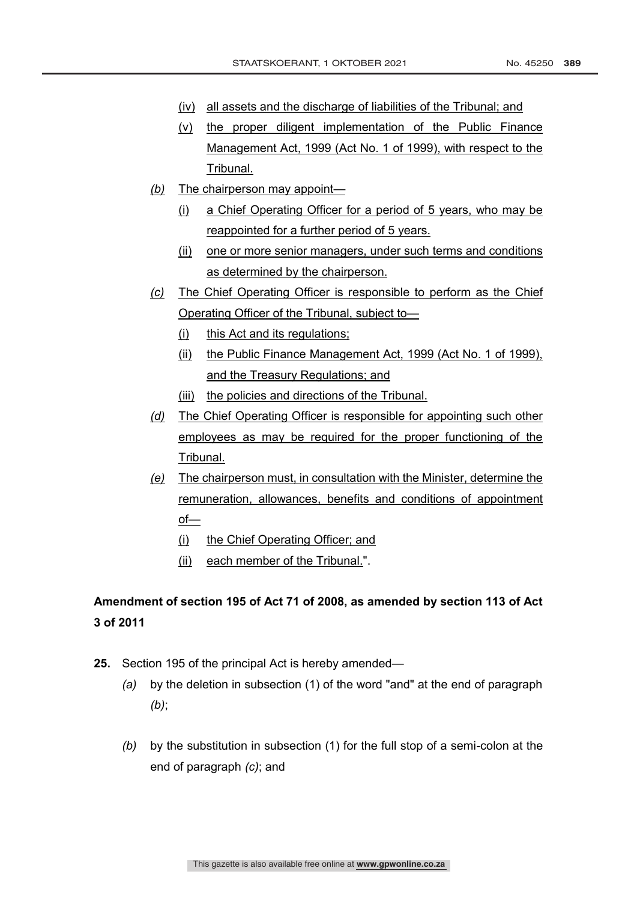(iv) all assets and the discharge of liabilities of the Tribunal; and

(v) the proper diligent implementation of the Public Finance Management Act, 1999 (Act No. 1 of 1999), with respect to the Tribunal.

*(b)* The chairperson may appoint—

(i) a Chief Operating Officer for a period of 5 years, who may be reappointed for a further period of 5 years.

(ii) one or more senior managers, under such terms and conditions as determined by the chairperson.

*(c)* The Chief Operating Officer is responsible to perform as the Chief Operating Officer of the Tribunal, subject to—

(i) this Act and its regulations;

(ii) the Public Finance Management Act, 1999 (Act No. 1 of 1999), and the Treasury Regulations; and

(iii) the policies and directions of the Tribunal.

*(d)* The Chief Operating Officer is responsible for appointing such other employees as may be required for the proper functioning of the Tribunal.

*(e)* The chairperson must, in consultation with the Minister, determine the remuneration, allowances, benefits and conditions of appointment of—

(i) the Chief Operating Officer; and

(ii) each member of the Tribunal.".

**Amendment of section 195 of Act 71 of 2008, as amended by section 113 of Act 3 of 2011**

**25.** Section 195 of the principal Act is hereby amended—

*(a)* by the deletion in subsection (1) of the word "and" at the end of paragraph *(b)*;

*(b)* by the substitution in subsection (1) for the full stop of a semi-colon at the end of paragraph *(c)*; and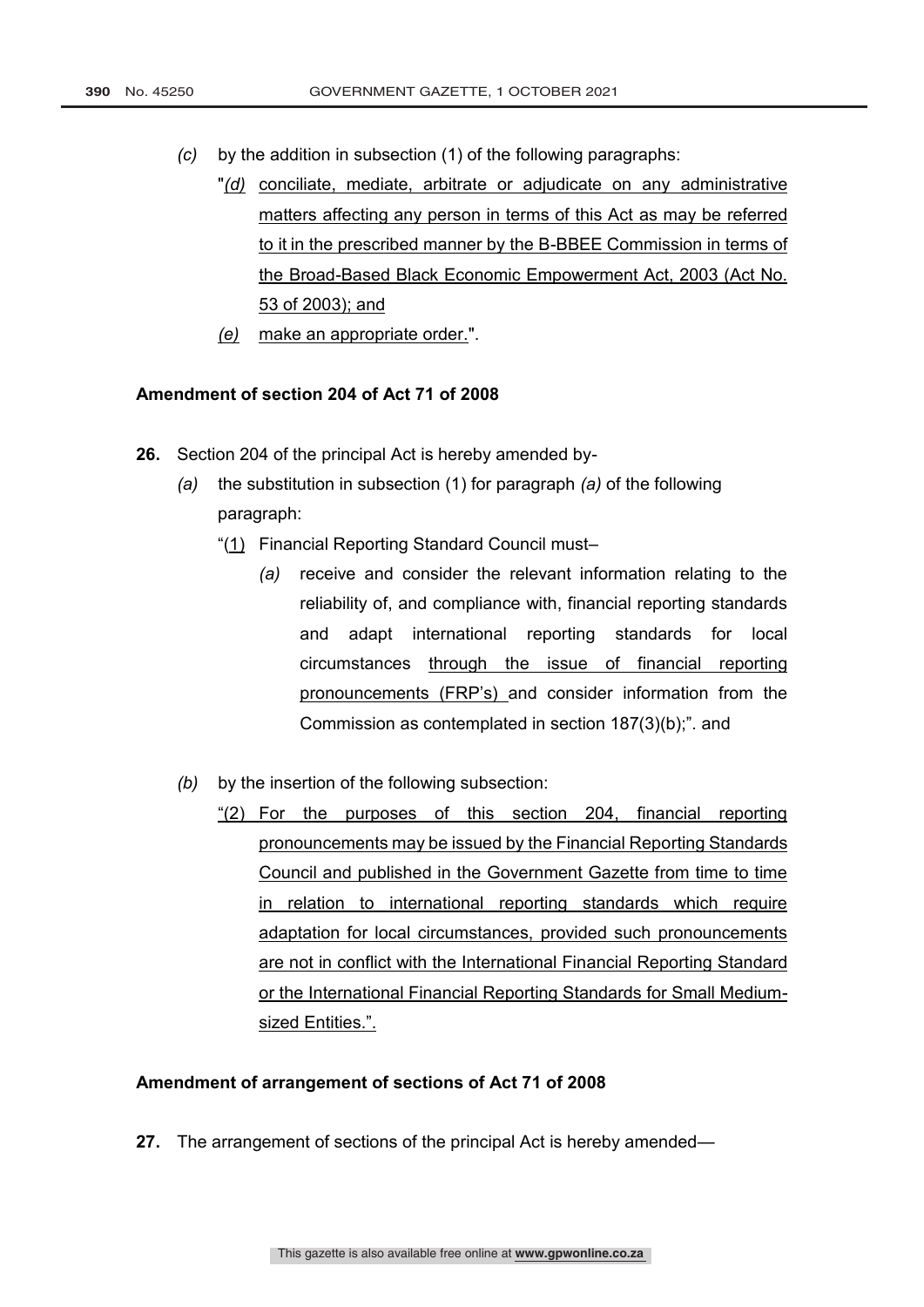*(c)* by the addition in subsection (1) of the following paragraphs:

"*(d)* conciliate, mediate, arbitrate or adjudicate on any administrative matters affecting any person in terms of this Act as may be referred to it in the prescribed manner by the B-BBEE Commission in terms of the Broad-Based Black Economic Empowerment Act, 2003 (Act No. 53 of 2003); and

*(e)* make an appropriate order.".

**Amendment of section 204 of Act 71 of 2008**

**26.** Section 204 of the principal Act is hereby amended by-

*(a)* the substitution in subsection (1) for paragraph *(a)* of the following paragraph:

"(1) Financial Reporting Standard Council must–

*(a)* receive and consider the relevant information relating to the reliability of, and compliance with, financial reporting standards and adapt international reporting standards for local circumstances through the issue of financial reporting pronouncements (FRP's) and consider information from the Commission as contemplated in section 187(3)(b);". and

*(b)* by the insertion of the following subsection:

"(2) For the purposes of this section 204, financial reporting pronouncements may be issued by the Financial Reporting Standards Council and published in the Government Gazette from time to time in relation to international reporting standards which require adaptation for local circumstances, provided such pronouncements are not in conflict with the International Financial Reporting Standard or the International Financial Reporting Standards for Small Medium-sized Entities.".

**Amendment of arrangement of sections of Act 71 of 2008**

**27.** The arrangement of sections of the principal Act is hereby amended—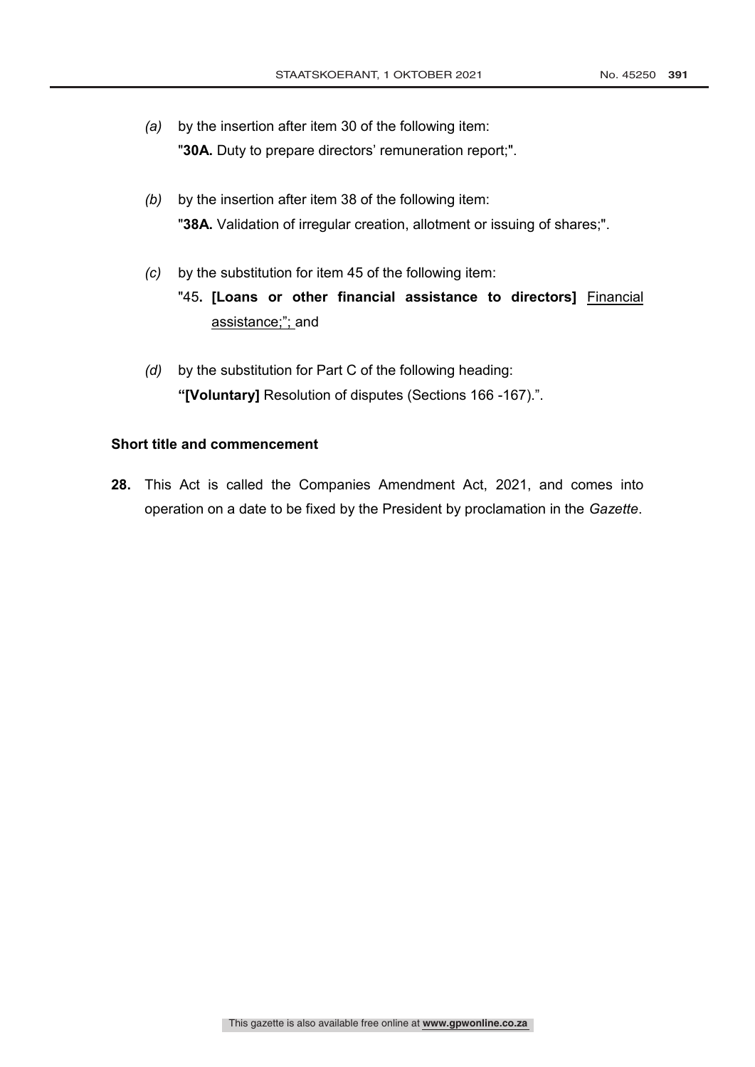*(a)* by the insertion after item 30 of the following item:
"**30A.** Duty to prepare directors' remuneration report;".

*(b)* by the insertion after item 38 of the following item:
"**38A.** Validation of irregular creation, allotment or issuing of shares;".

*(c)* by the substitution for item 45 of the following item:
"45**. [Loans or other financial assistance to directors]** <u>Financial assistance;</u>"; and

*(d)* by the substitution for Part C of the following heading:
**"[Voluntary]** Resolution of disputes (Sections 166 -167).".

**Short title and commencement**

**28.** This Act is called the Companies Amendment Act, 2021, and comes into operation on a date to be fixed by the President by proclamation in the *Gazette*.